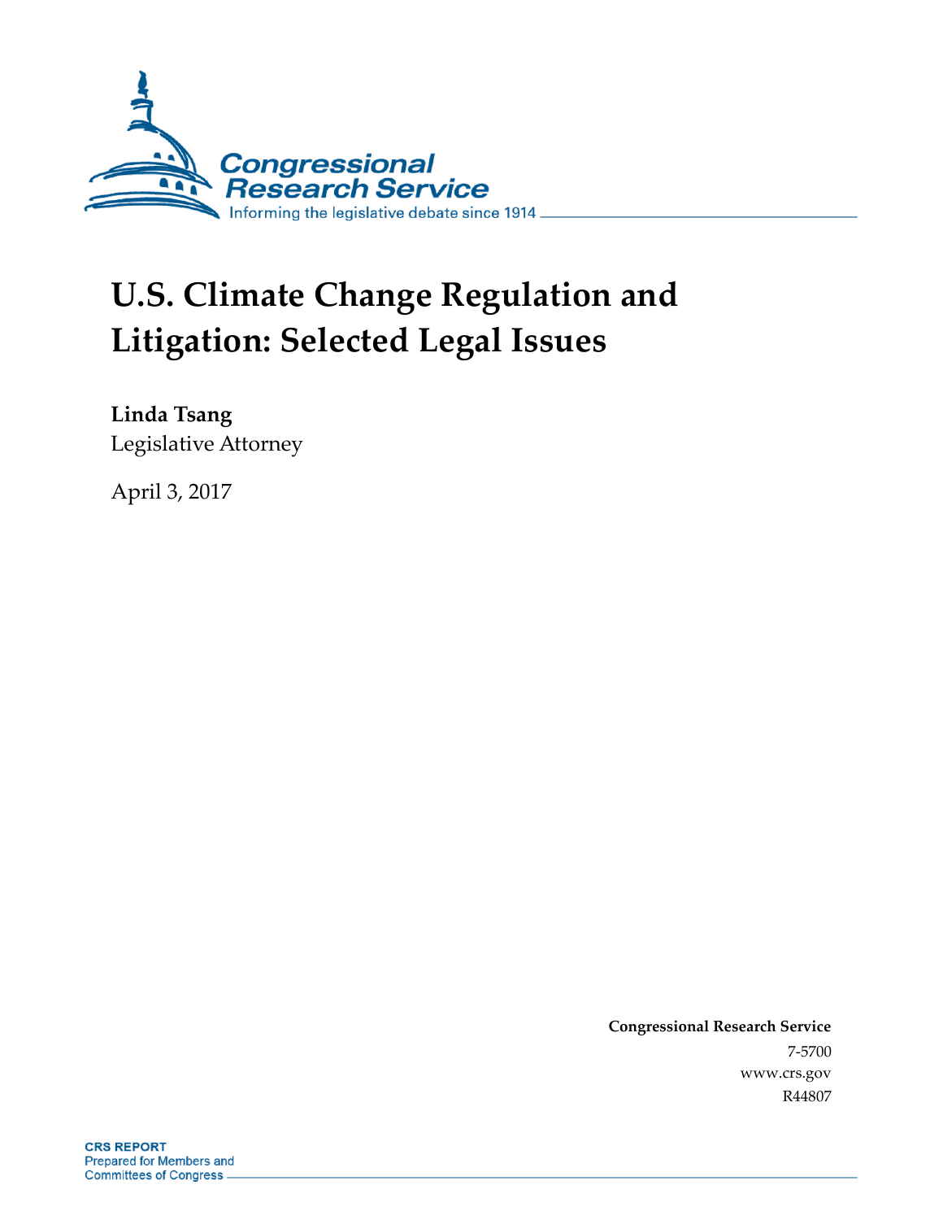Congressional Research Service

Informing the legislative debate since 1914

# U.S. Climate Change Regulation and Litigation: Selected Legal Issues

**Linda Tsang**

Legislative Attorney

April 3, 2017

**Congressional Research Service**

7-5700

www.crs.gov

R44807

**CRS REPORT**

Prepared for Members and Committees of Congress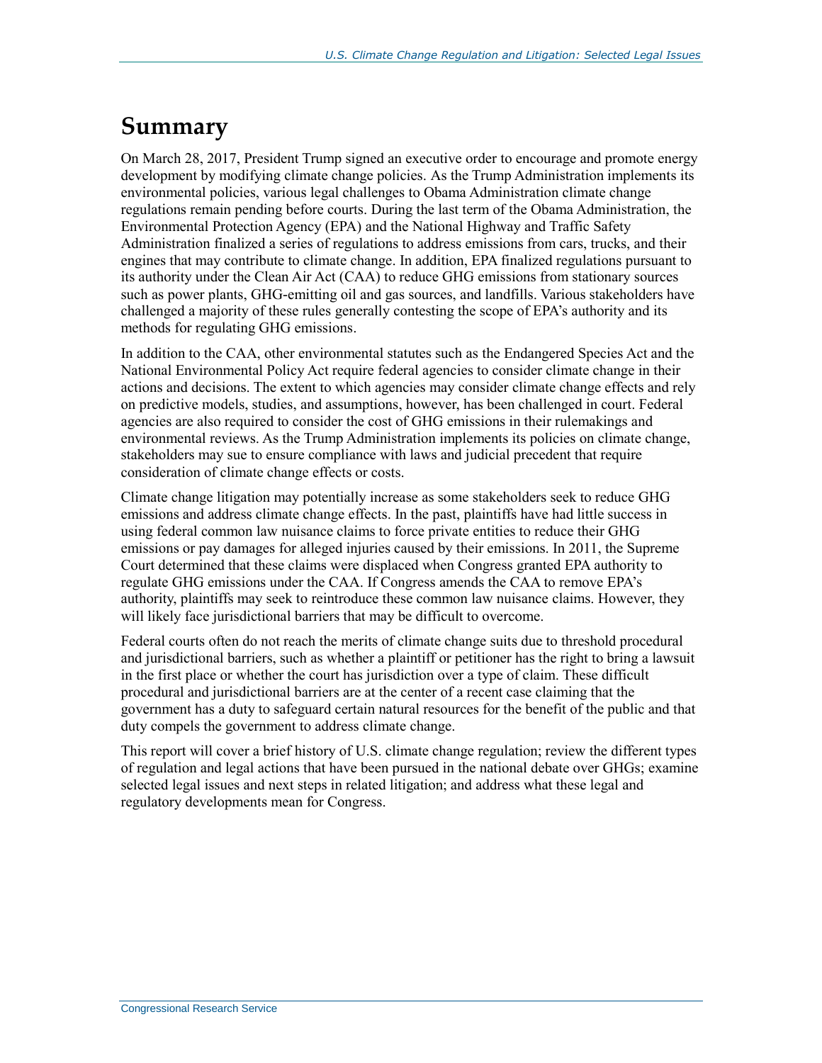# Summary

On March 28, 2017, President Trump signed an executive order to encourage and promote energy development by modifying climate change policies. As the Trump Administration implements its environmental policies, various legal challenges to Obama Administration climate change regulations remain pending before courts. During the last term of the Obama Administration, the Environmental Protection Agency (EPA) and the National Highway and Traffic Safety Administration finalized a series of regulations to address emissions from cars, trucks, and their engines that may contribute to climate change. In addition, EPA finalized regulations pursuant to its authority under the Clean Air Act (CAA) to reduce GHG emissions from stationary sources such as power plants, GHG-emitting oil and gas sources, and landfills. Various stakeholders have challenged a majority of these rules generally contesting the scope of EPA's authority and its methods for regulating GHG emissions.

In addition to the CAA, other environmental statutes such as the Endangered Species Act and the National Environmental Policy Act require federal agencies to consider climate change in their actions and decisions. The extent to which agencies may consider climate change effects and rely on predictive models, studies, and assumptions, however, has been challenged in court. Federal agencies are also required to consider the cost of GHG emissions in their rulemakings and environmental reviews. As the Trump Administration implements its policies on climate change, stakeholders may sue to ensure compliance with laws and judicial precedent that require consideration of climate change effects or costs.

Climate change litigation may potentially increase as some stakeholders seek to reduce GHG emissions and address climate change effects. In the past, plaintiffs have had little success in using federal common law nuisance claims to force private entities to reduce their GHG emissions or pay damages for alleged injuries caused by their emissions. In 2011, the Supreme Court determined that these claims were displaced when Congress granted EPA authority to regulate GHG emissions under the CAA. If Congress amends the CAA to remove EPA's authority, plaintiffs may seek to reintroduce these common law nuisance claims. However, they will likely face jurisdictional barriers that may be difficult to overcome.

Federal courts often do not reach the merits of climate change suits due to threshold procedural and jurisdictional barriers, such as whether a plaintiff or petitioner has the right to bring a lawsuit in the first place or whether the court has jurisdiction over a type of claim. These difficult procedural and jurisdictional barriers are at the center of a recent case claiming that the government has a duty to safeguard certain natural resources for the benefit of the public and that duty compels the government to address climate change.

This report will cover a brief history of U.S. climate change regulation; review the different types of regulation and legal actions that have been pursued in the national debate over GHGs; examine selected legal issues and next steps in related litigation; and address what these legal and regulatory developments mean for Congress.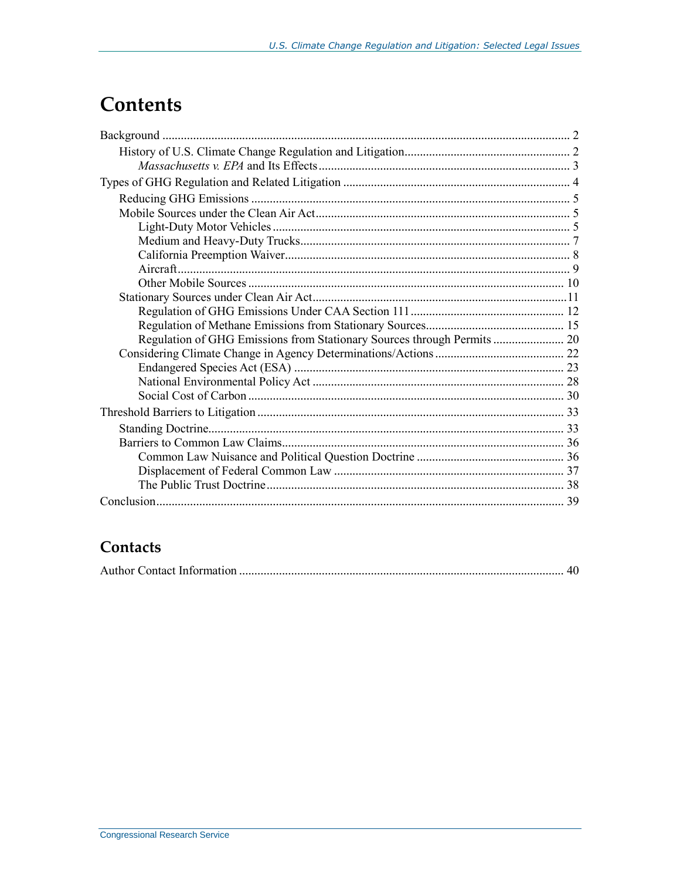# Contents

Background .................................................................................................................................... 2

- History of U.S. Climate Change Regulation and Litigation..................................................... 2
  - *Massachusetts v. EPA* and Its Effects ................................................................................. 3

Types of GHG Regulation and Related Litigation ......................................................................... 4

- Reducing GHG Emissions ...................................................................................................... 5
- Mobile Sources under the Clean Air Act.................................................................................. 5
  - Light-Duty Motor Vehicles ................................................................................................ 5
  - Medium and Heavy-Duty Trucks....................................................................................... 7
  - California Preemption Waiver............................................................................................ 8
  - Aircraft.............................................................................................................................. 9
  - Other Mobile Sources ...................................................................................................... 10
- Stationary Sources under Clean Air Act..................................................................................11
  - Regulation of GHG Emissions Under CAA Section 111 .................................................. 12
  - Regulation of Methane Emissions from Stationary Sources............................................. 15
  - Regulation of GHG Emissions from Stationary Sources through Permits ....................... 20
- Considering Climate Change in Agency Determinations/Actions .......................................... 22
  - Endangered Species Act (ESA) ....................................................................................... 23
  - National Environmental Policy Act ................................................................................. 28
  - Social Cost of Carbon ...................................................................................................... 30

Threshold Barriers to Litigation .................................................................................................. 33

- Standing Doctrine.................................................................................................................. 33
- Barriers to Common Law Claims........................................................................................... 36
  - Common Law Nuisance and Political Question Doctrine ................................................ 36
  - Displacement of Federal Common Law .......................................................................... 37
  - The Public Trust Doctrine................................................................................................ 38

Conclusion................................................................................................................................... 39

# Contacts

Author Contact Information ......................................................................................................... 40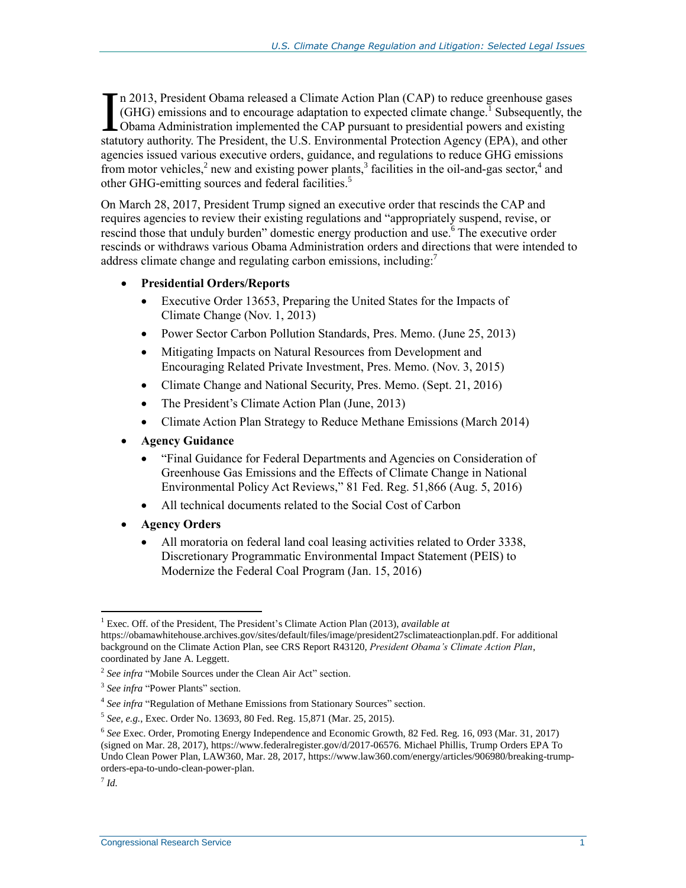In 2013, President Obama released a Climate Action Plan (CAP) to reduce greenhouse gases (GHG) emissions and to encourage adaptation to expected climate change.[1] Subsequently, the Obama Administration implemented the CAP pursuant to presidential powers and existing statutory authority. The President, the U.S. Environmental Protection Agency (EPA), and other agencies issued various executive orders, guidance, and regulations to reduce GHG emissions from motor vehicles,[2] new and existing power plants,[3] facilities in the oil-and-gas sector,[4] and other GHG-emitting sources and federal facilities.[5]

On March 28, 2017, President Trump signed an executive order that rescinds the CAP and requires agencies to review their existing regulations and "appropriately suspend, revise, or rescind those that unduly burden" domestic energy production and use.[6] The executive order rescinds or withdraws various Obama Administration orders and directions that were intended to address climate change and regulating carbon emissions, including:[7]

- **Presidential Orders/Reports**
  - Executive Order 13653, Preparing the United States for the Impacts of Climate Change (Nov. 1, 2013)
  - Power Sector Carbon Pollution Standards, Pres. Memo. (June 25, 2013)
  - Mitigating Impacts on Natural Resources from Development and Encouraging Related Private Investment, Pres. Memo. (Nov. 3, 2015)
  - Climate Change and National Security, Pres. Memo. (Sept. 21, 2016)
  - The President's Climate Action Plan (June, 2013)
  - Climate Action Plan Strategy to Reduce Methane Emissions (March 2014)
- **Agency Guidance**
  - "Final Guidance for Federal Departments and Agencies on Consideration of Greenhouse Gas Emissions and the Effects of Climate Change in National Environmental Policy Act Reviews," 81 Fed. Reg. 51,866 (Aug. 5, 2016)
  - All technical documents related to the Social Cost of Carbon
- **Agency Orders**
  - All moratoria on federal land coal leasing activities related to Order 3338, Discretionary Programmatic Environmental Impact Statement (PEIS) to Modernize the Federal Coal Program (Jan. 15, 2016)

---

[1] Exec. Off. of the President, The President's Climate Action Plan (2013), *available at* https://obamawhitehouse.archives.gov/sites/default/files/image/president27sclimateactionplan.pdf. For additional background on the Climate Action Plan, see CRS Report R43120, *President Obama's Climate Action Plan*, coordinated by Jane A. Leggett.

[2] *See infra* "Mobile Sources under the Clean Air Act" section.

[3] *See infra* "Power Plants" section.

[4] *See infra* "Regulation of Methane Emissions from Stationary Sources" section.

[5] *See, e.g.*, Exec. Order No. 13693, 80 Fed. Reg. 15,871 (Mar. 25, 2015).

[6] *See* Exec. Order, Promoting Energy Independence and Economic Growth, 82 Fed. Reg. 16, 093 (Mar. 31, 2017) (signed on Mar. 28, 2017), https://www.federalregister.gov/d/2017-06576. Michael Phillis, Trump Orders EPA To Undo Clean Power Plan, LAW360, Mar. 28, 2017, https://www.law360.com/energy/articles/906980/breaking-trump-orders-epa-to-undo-clean-power-plan.

[7] *Id.*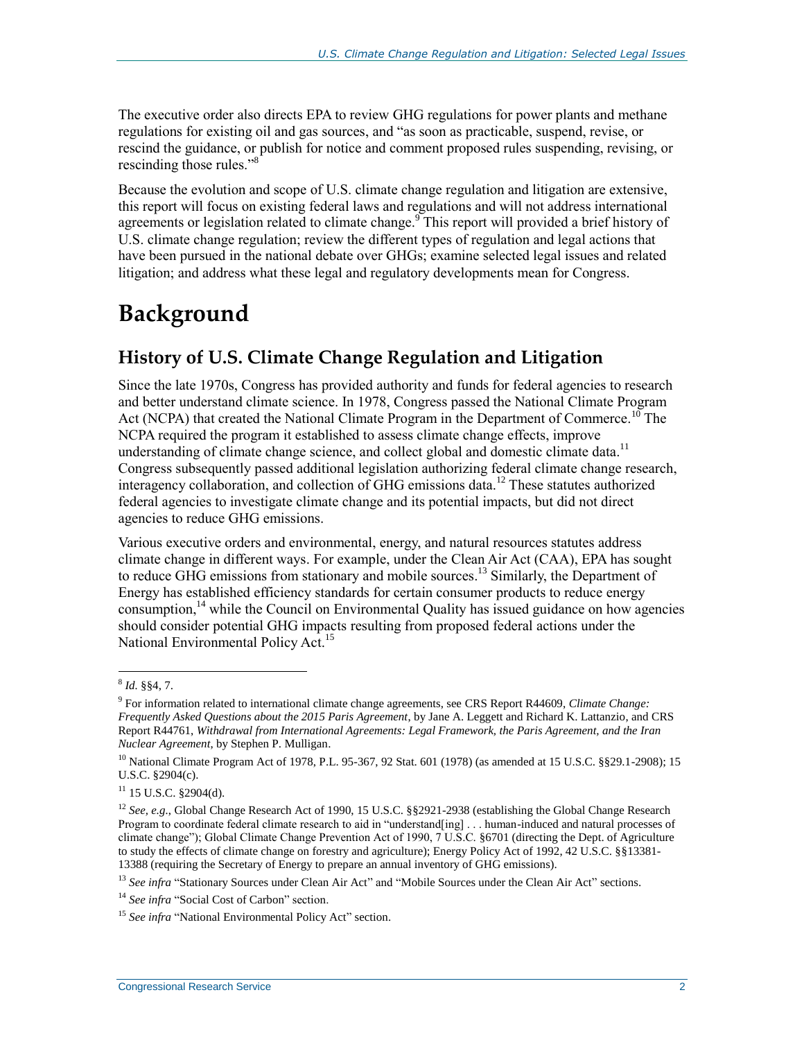The executive order also directs EPA to review GHG regulations for power plants and methane regulations for existing oil and gas sources, and "as soon as practicable, suspend, revise, or rescind the guidance, or publish for notice and comment proposed rules suspending, revising, or rescinding those rules."[8]

Because the evolution and scope of U.S. climate change regulation and litigation are extensive, this report will focus on existing federal laws and regulations and will not address international agreements or legislation related to climate change.[9] This report will provided a brief history of U.S. climate change regulation; review the different types of regulation and legal actions that have been pursued in the national debate over GHGs; examine selected legal issues and related litigation; and address what these legal and regulatory developments mean for Congress.

# Background

## History of U.S. Climate Change Regulation and Litigation

Since the late 1970s, Congress has provided authority and funds for federal agencies to research and better understand climate science. In 1978, Congress passed the National Climate Program Act (NCPA) that created the National Climate Program in the Department of Commerce.[10] The NCPA required the program it established to assess climate change effects, improve understanding of climate change science, and collect global and domestic climate data.[11] Congress subsequently passed additional legislation authorizing federal climate change research, interagency collaboration, and collection of GHG emissions data.[12] These statutes authorized federal agencies to investigate climate change and its potential impacts, but did not direct agencies to reduce GHG emissions.

Various executive orders and environmental, energy, and natural resources statutes address climate change in different ways. For example, under the Clean Air Act (CAA), EPA has sought to reduce GHG emissions from stationary and mobile sources.[13] Similarly, the Department of Energy has established efficiency standards for certain consumer products to reduce energy consumption,[14] while the Council on Environmental Quality has issued guidance on how agencies should consider potential GHG impacts resulting from proposed federal actions under the National Environmental Policy Act.[15]

---

[8] *Id.* §§4, 7.

[9] For information related to international climate change agreements, see CRS Report R44609, *Climate Change: Frequently Asked Questions about the 2015 Paris Agreement*, by Jane A. Leggett and Richard K. Lattanzio, and CRS Report R44761, *Withdrawal from International Agreements: Legal Framework, the Paris Agreement, and the Iran Nuclear Agreement*, by Stephen P. Mulligan.

[10] National Climate Program Act of 1978, P.L. 95-367, 92 Stat. 601 (1978) (as amended at 15 U.S.C. §§29.1-2908); 15 U.S.C. §2904(c).

[11] 15 U.S.C. §2904(d).

[12] *See, e.g.*, Global Change Research Act of 1990, 15 U.S.C. §§2921-2938 (establishing the Global Change Research Program to coordinate federal climate research to aid in "understand[ing] . . . human-induced and natural processes of climate change"); Global Climate Change Prevention Act of 1990, 7 U.S.C. §6701 (directing the Dept. of Agriculture to study the effects of climate change on forestry and agriculture); Energy Policy Act of 1992, 42 U.S.C. §§13381-13388 (requiring the Secretary of Energy to prepare an annual inventory of GHG emissions).

[13] *See infra* "Stationary Sources under Clean Air Act" and "Mobile Sources under the Clean Air Act" sections.

[14] *See infra* "Social Cost of Carbon" section.

[15] *See infra* "National Environmental Policy Act" section.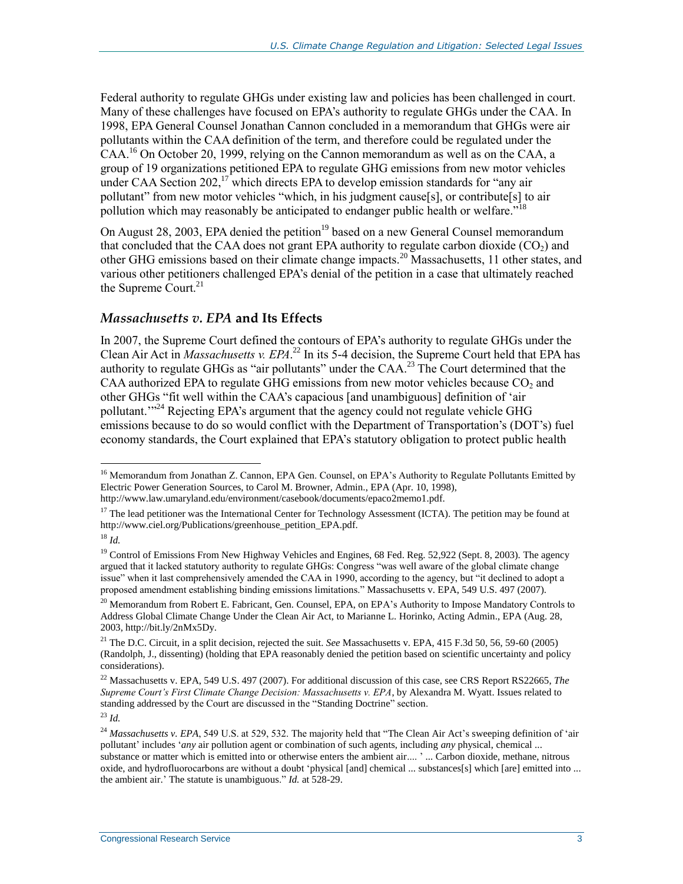Federal authority to regulate GHGs under existing law and policies has been challenged in court. Many of these challenges have focused on EPA's authority to regulate GHGs under the CAA. In 1998, EPA General Counsel Jonathan Cannon concluded in a memorandum that GHGs were air pollutants within the CAA definition of the term, and therefore could be regulated under the CAA.[16] On October 20, 1999, relying on the Cannon memorandum as well as on the CAA, a group of 19 organizations petitioned EPA to regulate GHG emissions from new motor vehicles under CAA Section 202,[17] which directs EPA to develop emission standards for "any air pollutant" from new motor vehicles "which, in his judgment cause[s], or contribute[s] to air pollution which may reasonably be anticipated to endanger public health or welfare."[18]

On August 28, 2003, EPA denied the petition[19] based on a new General Counsel memorandum that concluded that the CAA does not grant EPA authority to regulate carbon dioxide ($CO_2$) and other GHG emissions based on their climate change impacts.[20] Massachusetts, 11 other states, and various other petitioners challenged EPA's denial of the petition in a case that ultimately reached the Supreme Court.[21]

### *Massachusetts v. EPA* and Its Effects

In 2007, the Supreme Court defined the contours of EPA's authority to regulate GHGs under the Clean Air Act in *Massachusetts v. EPA*.[22] In its 5-4 decision, the Supreme Court held that EPA has authority to regulate GHGs as "air pollutants" under the CAA.[23] The Court determined that the CAA authorized EPA to regulate GHG emissions from new motor vehicles because $CO_2$ and other GHGs "fit well within the CAA's capacious [and unambiguous] definition of 'air pollutant.'"[24] Rejecting EPA's argument that the agency could not regulate vehicle GHG emissions because to do so would conflict with the Department of Transportation's (DOT's) fuel economy standards, the Court explained that EPA's statutory obligation to protect public health

---

[16] Memorandum from Jonathan Z. Cannon, EPA Gen. Counsel, on EPA's Authority to Regulate Pollutants Emitted by Electric Power Generation Sources, to Carol M. Browner, Admin., EPA (Apr. 10, 1998), http://www.law.umaryland.edu/environment/casebook/documents/epaco2memo1.pdf.

[17] The lead petitioner was the International Center for Technology Assessment (ICTA). The petition may be found at http://www.ciel.org/Publications/greenhouse_petition_EPA.pdf.

[18] *Id.*

[19] Control of Emissions From New Highway Vehicles and Engines, 68 Fed. Reg. 52,922 (Sept. 8, 2003). The agency argued that it lacked statutory authority to regulate GHGs: Congress "was well aware of the global climate change issue" when it last comprehensively amended the CAA in 1990, according to the agency, but "it declined to adopt a proposed amendment establishing binding emissions limitations." Massachusetts v. EPA, 549 U.S. 497 (2007).

[20] Memorandum from Robert E. Fabricant, Gen. Counsel, EPA, on EPA's Authority to Impose Mandatory Controls to Address Global Climate Change Under the Clean Air Act, to Marianne L. Horinko, Acting Admin., EPA (Aug. 28, 2003, http://bit.ly/2nMx5Dy.

[21] The D.C. Circuit, in a split decision, rejected the suit. *See* Massachusetts v. EPA, 415 F.3d 50, 56, 59-60 (2005) (Randolph, J., dissenting) (holding that EPA reasonably denied the petition based on scientific uncertainty and policy considerations).

[22] Massachusetts v. EPA, 549 U.S. 497 (2007). For additional discussion of this case, see CRS Report RS22665, *The Supreme Court's First Climate Change Decision: Massachusetts v. EPA*, by Alexandra M. Wyatt. Issues related to standing addressed by the Court are discussed in the "Standing Doctrine" section.

[23] *Id.*

[24] *Massachusetts v. EPA*, 549 U.S. at 529, 532. The majority held that "The Clean Air Act's sweeping definition of 'air pollutant' includes '*any* air pollution agent or combination of such agents, including *any* physical, chemical ... substance or matter which is emitted into or otherwise enters the ambient air.... ' ... Carbon dioxide, methane, nitrous oxide, and hydrofluorocarbons are without a doubt 'physical [and] chemical ... substances[s] which [are] emitted into ... the ambient air.' The statute is unambiguous." *Id.* at 528-29.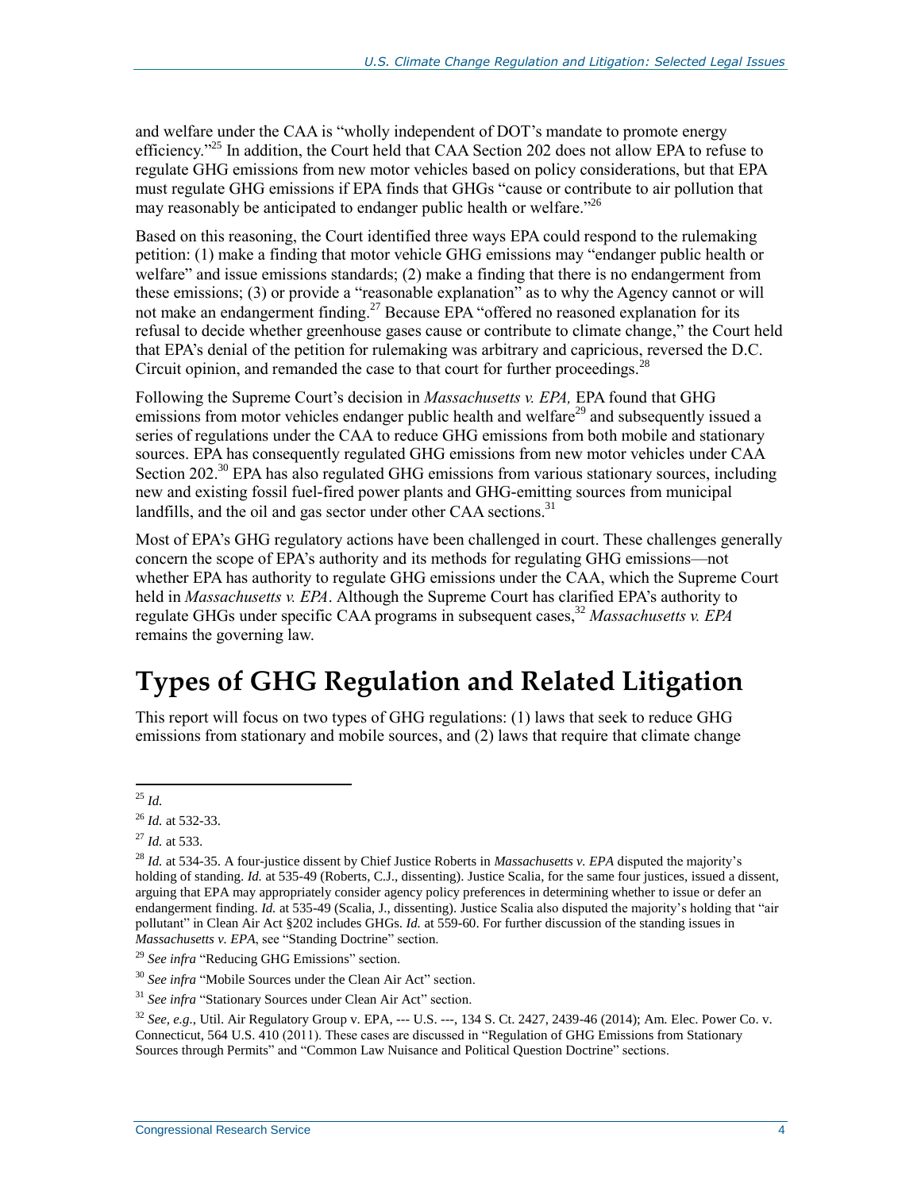and welfare under the CAA is "wholly independent of DOT's mandate to promote energy efficiency."[25] In addition, the Court held that CAA Section 202 does not allow EPA to refuse to regulate GHG emissions from new motor vehicles based on policy considerations, but that EPA must regulate GHG emissions if EPA finds that GHGs "cause or contribute to air pollution that may reasonably be anticipated to endanger public health or welfare."[26]

Based on this reasoning, the Court identified three ways EPA could respond to the rulemaking petition: (1) make a finding that motor vehicle GHG emissions may "endanger public health or welfare" and issue emissions standards; (2) make a finding that there is no endangerment from these emissions; (3) or provide a "reasonable explanation" as to why the Agency cannot or will not make an endangerment finding.[27] Because EPA "offered no reasoned explanation for its refusal to decide whether greenhouse gases cause or contribute to climate change," the Court held that EPA's denial of the petition for rulemaking was arbitrary and capricious, reversed the D.C. Circuit opinion, and remanded the case to that court for further proceedings.[28]

Following the Supreme Court's decision in *Massachusetts v. EPA,* EPA found that GHG emissions from motor vehicles endanger public health and welfare[29] and subsequently issued a series of regulations under the CAA to reduce GHG emissions from both mobile and stationary sources. EPA has consequently regulated GHG emissions from new motor vehicles under CAA Section 202.[30] EPA has also regulated GHG emissions from various stationary sources, including new and existing fossil fuel-fired power plants and GHG-emitting sources from municipal landfills, and the oil and gas sector under other CAA sections.[31]

Most of EPA's GHG regulatory actions have been challenged in court. These challenges generally concern the scope of EPA's authority and its methods for regulating GHG emissions—not whether EPA has authority to regulate GHG emissions under the CAA, which the Supreme Court held in *Massachusetts v. EPA*. Although the Supreme Court has clarified EPA's authority to regulate GHGs under specific CAA programs in subsequent cases,[32] *Massachusetts v. EPA* remains the governing law.

# Types of GHG Regulation and Related Litigation

This report will focus on two types of GHG regulations: (1) laws that seek to reduce GHG emissions from stationary and mobile sources, and (2) laws that require that climate change

---

[25] *Id.*

[26] *Id.* at 532-33.

[27] *Id.* at 533.

[28] *Id.* at 534-35. A four-justice dissent by Chief Justice Roberts in *Massachusetts v. EPA* disputed the majority's holding of standing. *Id.* at 535-49 (Roberts, C.J., dissenting). Justice Scalia, for the same four justices, issued a dissent, arguing that EPA may appropriately consider agency policy preferences in determining whether to issue or defer an endangerment finding. *Id.* at 535-49 (Scalia, J., dissenting). Justice Scalia also disputed the majority's holding that "air pollutant" in Clean Air Act §202 includes GHGs. *Id.* at 559-60. For further discussion of the standing issues in *Massachusetts v. EPA*, see "Standing Doctrine" section.

[29] *See infra* "Reducing GHG Emissions" section.

[30] *See infra* "Mobile Sources under the Clean Air Act" section.

[31] *See infra* "Stationary Sources under Clean Air Act" section.

[32] *See, e.g.*, Util. Air Regulatory Group v. EPA, --- U.S. ---, 134 S. Ct. 2427, 2439-46 (2014); Am. Elec. Power Co. v. Connecticut, 564 U.S. 410 (2011). These cases are discussed in "Regulation of GHG Emissions from Stationary Sources through Permits" and "Common Law Nuisance and Political Question Doctrine" sections.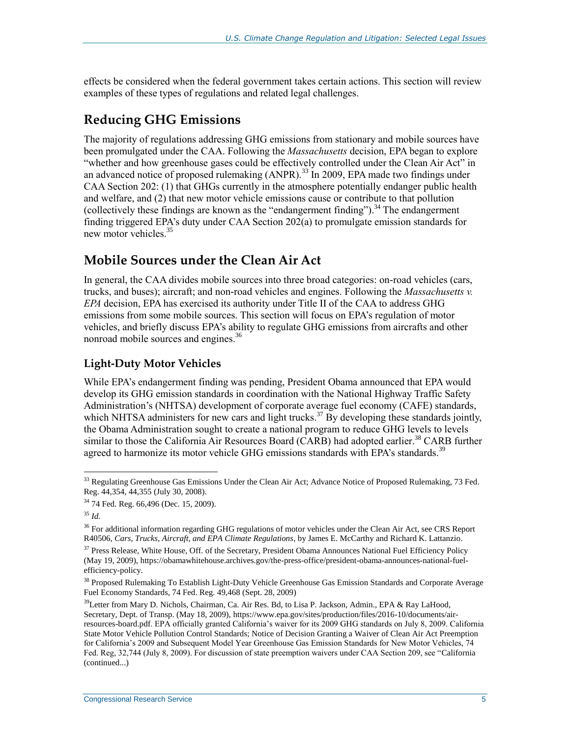effects be considered when the federal government takes certain actions. This section will review examples of these types of regulations and related legal challenges.

## Reducing GHG Emissions

The majority of regulations addressing GHG emissions from stationary and mobile sources have been promulgated under the CAA. Following the *Massachusetts* decision, EPA began to explore "whether and how greenhouse gases could be effectively controlled under the Clean Air Act" in an advanced notice of proposed rulemaking (ANPR).[33] In 2009, EPA made two findings under CAA Section 202: (1) that GHGs currently in the atmosphere potentially endanger public health and welfare, and (2) that new motor vehicle emissions cause or contribute to that pollution (collectively these findings are known as the "endangerment finding").[34] The endangerment finding triggered EPA's duty under CAA Section 202(a) to promulgate emission standards for new motor vehicles.[35]

## Mobile Sources under the Clean Air Act

In general, the CAA divides mobile sources into three broad categories: on-road vehicles (cars, trucks, and buses); aircraft; and non-road vehicles and engines. Following the *Massachusetts v. EPA* decision, EPA has exercised its authority under Title II of the CAA to address GHG emissions from some mobile sources. This section will focus on EPA's regulation of motor vehicles, and briefly discuss EPA's ability to regulate GHG emissions from aircrafts and other nonroad mobile sources and engines.[36]

### Light-Duty Motor Vehicles

While EPA's endangerment finding was pending, President Obama announced that EPA would develop its GHG emission standards in coordination with the National Highway Traffic Safety Administration's (NHTSA) development of corporate average fuel economy (CAFE) standards, which NHTSA administers for new cars and light trucks.[37] By developing these standards jointly, the Obama Administration sought to create a national program to reduce GHG levels to levels similar to those the California Air Resources Board (CARB) had adopted earlier.[38] CARB further agreed to harmonize its motor vehicle GHG emissions standards with EPA's standards.[39]

---

[33] Regulating Greenhouse Gas Emissions Under the Clean Air Act; Advance Notice of Proposed Rulemaking, 73 Fed. Reg. 44,354, 44,355 (July 30, 2008).

[34] 74 Fed. Reg. 66,496 (Dec. 15, 2009).

[35] *Id.*

[36] For additional information regarding GHG regulations of motor vehicles under the Clean Air Act, see CRS Report R40506, *Cars, Trucks, Aircraft, and EPA Climate Regulations*, by James E. McCarthy and Richard K. Lattanzio.

[37] Press Release, White House, Off. of the Secretary, President Obama Announces National Fuel Efficiency Policy (May 19, 2009), https://obamawhitehouse.archives.gov/the-press-office/president-obama-announces-national-fuel-efficiency-policy.

[38] Proposed Rulemaking To Establish Light-Duty Vehicle Greenhouse Gas Emission Standards and Corporate Average Fuel Economy Standards, 74 Fed. Reg. 49,468 (Sept. 28, 2009)

[39] Letter from Mary D. Nichols, Chairman, Ca. Air Res. Bd, to Lisa P. Jackson, Admin., EPA & Ray LaHood, Secretary, Dept. of Transp. (May 18, 2009), https://www.epa.gov/sites/production/files/2016-10/documents/air-resources-board.pdf. EPA officially granted California's waiver for its 2009 GHG standards on July 8, 2009. California State Motor Vehicle Pollution Control Standards; Notice of Decision Granting a Waiver of Clean Air Act Preemption for California's 2009 and Subsequent Model Year Greenhouse Gas Emission Standards for New Motor Vehicles, 74 Fed. Reg, 32,744 (July 8, 2009). For discussion of state preemption waivers under CAA Section 209, see "California (continued...)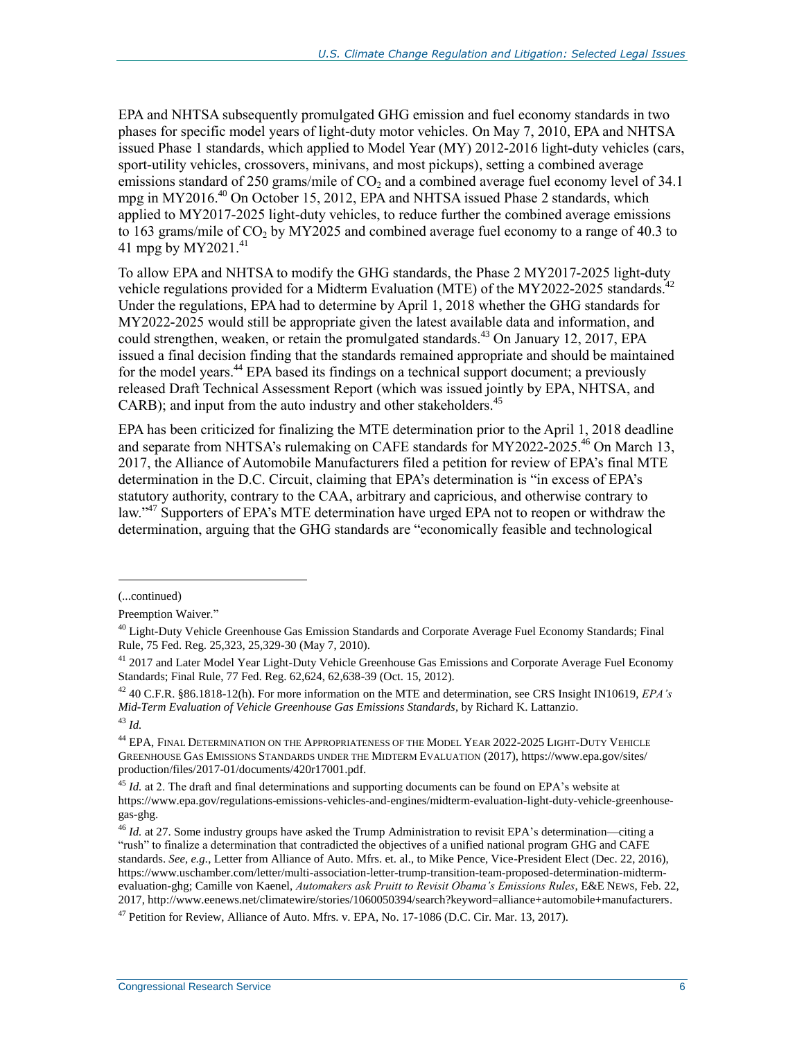EPA and NHTSA subsequently promulgated GHG emission and fuel economy standards in two phases for specific model years of light-duty motor vehicles. On May 7, 2010, EPA and NHTSA issued Phase 1 standards, which applied to Model Year (MY) 2012-2016 light-duty vehicles (cars, sport-utility vehicles, crossovers, minivans, and most pickups), setting a combined average emissions standard of 250 grams/mile of $CO_2$ and a combined average fuel economy level of 34.1 mpg in MY2016.[40] On October 15, 2012, EPA and NHTSA issued Phase 2 standards, which applied to MY2017-2025 light-duty vehicles, to reduce further the combined average emissions to 163 grams/mile of $CO_2$ by MY2025 and combined average fuel economy to a range of 40.3 to 41 mpg by MY2021.[41]

To allow EPA and NHTSA to modify the GHG standards, the Phase 2 MY2017-2025 light-duty vehicle regulations provided for a Midterm Evaluation (MTE) of the MY2022-2025 standards.[42] Under the regulations, EPA had to determine by April 1, 2018 whether the GHG standards for MY2022-2025 would still be appropriate given the latest available data and information, and could strengthen, weaken, or retain the promulgated standards.[43] On January 12, 2017, EPA issued a final decision finding that the standards remained appropriate and should be maintained for the model years.[44] EPA based its findings on a technical support document; a previously released Draft Technical Assessment Report (which was issued jointly by EPA, NHTSA, and CARB); and input from the auto industry and other stakeholders.[45]

EPA has been criticized for finalizing the MTE determination prior to the April 1, 2018 deadline and separate from NHTSA's rulemaking on CAFE standards for MY2022-2025.[46] On March 13, 2017, the Alliance of Automobile Manufacturers filed a petition for review of EPA's final MTE determination in the D.C. Circuit, claiming that EPA's determination is "in excess of EPA's statutory authority, contrary to the CAA, arbitrary and capricious, and otherwise contrary to law."[47] Supporters of EPA's MTE determination have urged EPA not to reopen or withdraw the determination, arguing that the GHG standards are "economically feasible and technological

---

(...continued)

Preemption Waiver."

[40] Light-Duty Vehicle Greenhouse Gas Emission Standards and Corporate Average Fuel Economy Standards; Final Rule, 75 Fed. Reg. 25,323, 25,329-30 (May 7, 2010).

[41] 2017 and Later Model Year Light-Duty Vehicle Greenhouse Gas Emissions and Corporate Average Fuel Economy Standards; Final Rule, 77 Fed. Reg. 62,624, 62,638-39 (Oct. 15, 2012).

[42] 40 C.F.R. §86.1818-12(h). For more information on the MTE and determination, see CRS Insight IN10619, *EPA's Mid-Term Evaluation of Vehicle Greenhouse Gas Emissions Standards*, by Richard K. Lattanzio.

[43] *Id.*

[44] EPA, Final Determination on the Appropriateness of the Model Year 2022-2025 Light-Duty Vehicle Greenhouse Gas Emissions Standards under the Midterm Evaluation (2017), https://www.epa.gov/sites/production/files/2017-01/documents/420r17001.pdf.

[45] *Id.* at 2. The draft and final determinations and supporting documents can be found on EPA's website at https://www.epa.gov/regulations-emissions-vehicles-and-engines/midterm-evaluation-light-duty-vehicle-greenhouse-gas-ghg.

[46] *Id.* at 27. Some industry groups have asked the Trump Administration to revisit EPA's determination—citing a "rush" to finalize a determination that contradicted the objectives of a unified national program GHG and CAFE standards. *See, e.g.*, Letter from Alliance of Auto. Mfrs. et. al., to Mike Pence, Vice-President Elect (Dec. 22, 2016), https://www.uschamber.com/letter/multi-association-letter-trump-transition-team-proposed-determination-midterm-evaluation-ghg; Camille von Kaenel, *Automakers ask Pruitt to Revisit Obama's Emissions Rules*, E&E News, Feb. 22, 2017, http://www.eenews.net/climatewire/stories/1060050394/search?keyword=alliance+automobile+manufacturers.

[47] Petition for Review, Alliance of Auto. Mfrs. v. EPA, No. 17-1086 (D.C. Cir. Mar. 13, 2017).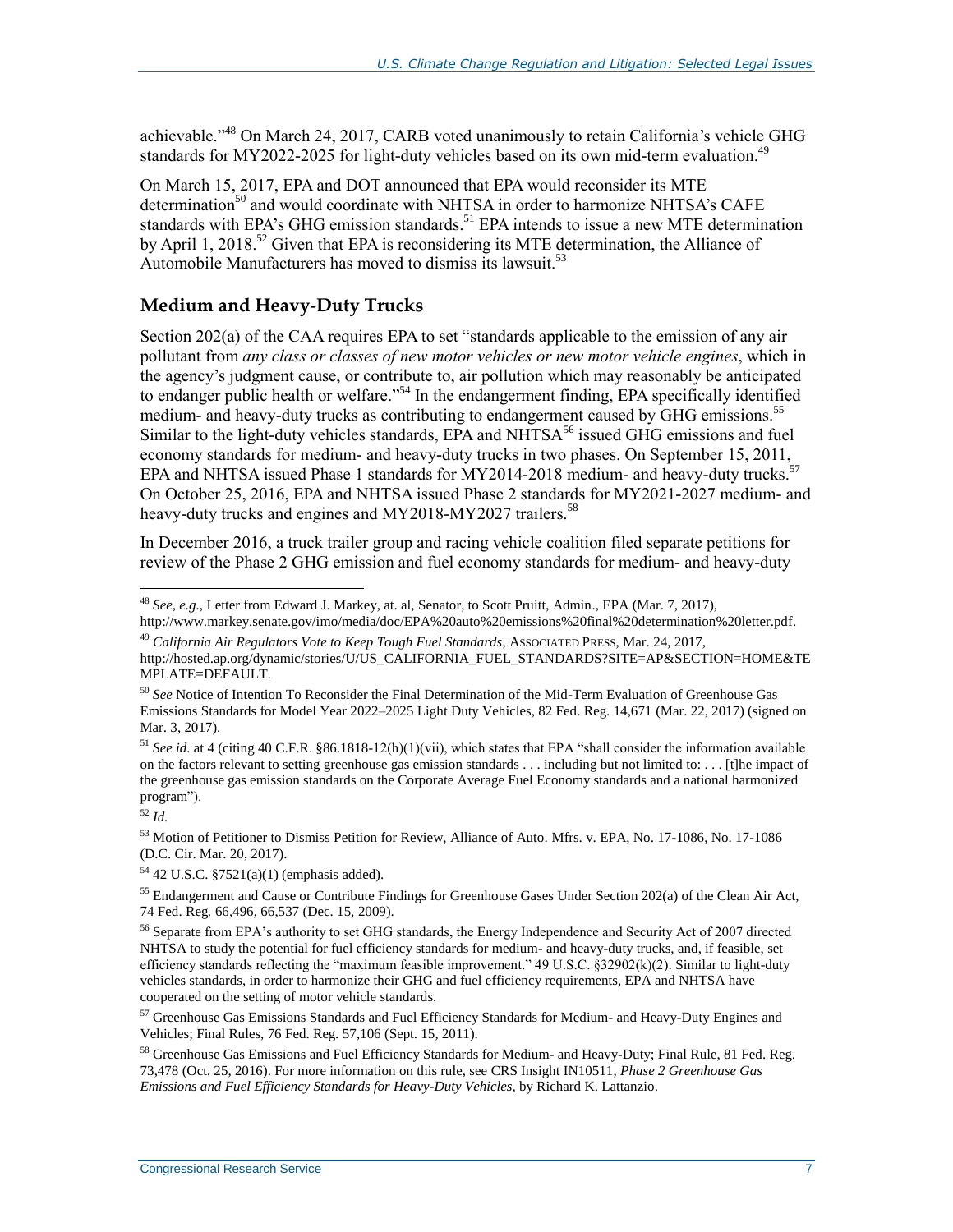achievable."[48] On March 24, 2017, CARB voted unanimously to retain California's vehicle GHG standards for MY2022-2025 for light-duty vehicles based on its own mid-term evaluation.[49]

On March 15, 2017, EPA and DOT announced that EPA would reconsider its MTE determination[50] and would coordinate with NHTSA in order to harmonize NHTSA's CAFE standards with EPA's GHG emission standards.[51] EPA intends to issue a new MTE determination by April 1, 2018.[52] Given that EPA is reconsidering its MTE determination, the Alliance of Automobile Manufacturers has moved to dismiss its lawsuit.[53]

### Medium and Heavy-Duty Trucks

Section 202(a) of the CAA requires EPA to set "standards applicable to the emission of any air pollutant from *any class or classes of new motor vehicles or new motor vehicle engines*, which in the agency's judgment cause, or contribute to, air pollution which may reasonably be anticipated to endanger public health or welfare."[54] In the endangerment finding, EPA specifically identified medium- and heavy-duty trucks as contributing to endangerment caused by GHG emissions.[55] Similar to the light-duty vehicles standards, EPA and NHTSA[56] issued GHG emissions and fuel economy standards for medium- and heavy-duty trucks in two phases. On September 15, 2011, EPA and NHTSA issued Phase 1 standards for MY2014-2018 medium- and heavy-duty trucks.[57] On October 25, 2016, EPA and NHTSA issued Phase 2 standards for MY2021-2027 medium- and heavy-duty trucks and engines and MY2018-MY2027 trailers.[58]

In December 2016, a truck trailer group and racing vehicle coalition filed separate petitions for review of the Phase 2 GHG emission and fuel economy standards for medium- and heavy-duty

---

[48] *See, e.g.*, Letter from Edward J. Markey, at. al, Senator, to Scott Pruitt, Admin., EPA (Mar. 7, 2017), http://www.markey.senate.gov/imo/media/doc/EPA%20auto%20emissions%20final%20determination%20letter.pdf.

[49] *California Air Regulators Vote to Keep Tough Fuel Standards*, ASSOCIATED PRESS, Mar. 24, 2017, http://hosted.ap.org/dynamic/stories/U/US_CALIFORNIA_FUEL_STANDARDS?SITE=AP&SECTION=HOME&TEMPLATE=DEFAULT.

[50] *See* Notice of Intention To Reconsider the Final Determination of the Mid-Term Evaluation of Greenhouse Gas Emissions Standards for Model Year 2022–2025 Light Duty Vehicles, 82 Fed. Reg. 14,671 (Mar. 22, 2017) (signed on Mar. 3, 2017).

[51] *See id.* at 4 (citing 40 C.F.R. §86.1818-12(h)(1)(vii), which states that EPA "shall consider the information available on the factors relevant to setting greenhouse gas emission standards . . . including but not limited to: . . . [t]he impact of the greenhouse gas emission standards on the Corporate Average Fuel Economy standards and a national harmonized program").

[52] *Id.*

[53] Motion of Petitioner to Dismiss Petition for Review, Alliance of Auto. Mfrs. v. EPA, No. 17-1086, No. 17-1086 (D.C. Cir. Mar. 20, 2017).

[54] 42 U.S.C. §7521(a)(1) (emphasis added).

[55] Endangerment and Cause or Contribute Findings for Greenhouse Gases Under Section 202(a) of the Clean Air Act, 74 Fed. Reg. 66,496, 66,537 (Dec. 15, 2009).

[56] Separate from EPA's authority to set GHG standards, the Energy Independence and Security Act of 2007 directed NHTSA to study the potential for fuel efficiency standards for medium- and heavy-duty trucks, and, if feasible, set efficiency standards reflecting the "maximum feasible improvement." 49 U.S.C. §32902(k)(2). Similar to light-duty vehicles standards, in order to harmonize their GHG and fuel efficiency requirements, EPA and NHTSA have cooperated on the setting of motor vehicle standards.

[57] Greenhouse Gas Emissions Standards and Fuel Efficiency Standards for Medium- and Heavy-Duty Engines and Vehicles; Final Rules, 76 Fed. Reg. 57,106 (Sept. 15, 2011).

[58] Greenhouse Gas Emissions and Fuel Efficiency Standards for Medium- and Heavy-Duty; Final Rule, 81 Fed. Reg. 73,478 (Oct. 25, 2016). For more information on this rule, see CRS Insight IN10511, *Phase 2 Greenhouse Gas Emissions and Fuel Efficiency Standards for Heavy-Duty Vehicles*, by Richard K. Lattanzio.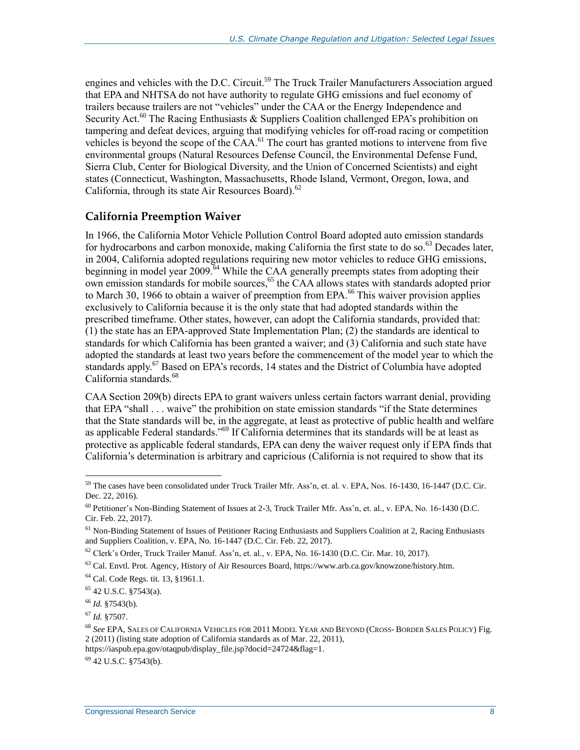engines and vehicles with the D.C. Circuit.[59] The Truck Trailer Manufacturers Association argued that EPA and NHTSA do not have authority to regulate GHG emissions and fuel economy of trailers because trailers are not "vehicles" under the CAA or the Energy Independence and Security Act.[60] The Racing Enthusiasts & Suppliers Coalition challenged EPA's prohibition on tampering and defeat devices, arguing that modifying vehicles for off-road racing or competition vehicles is beyond the scope of the CAA.[61] The court has granted motions to intervene from five environmental groups (Natural Resources Defense Council, the Environmental Defense Fund, Sierra Club, Center for Biological Diversity, and the Union of Concerned Scientists) and eight states (Connecticut, Washington, Massachusetts, Rhode Island, Vermont, Oregon, Iowa, and California, through its state Air Resources Board).[62]

## California Preemption Waiver

In 1966, the California Motor Vehicle Pollution Control Board adopted auto emission standards for hydrocarbons and carbon monoxide, making California the first state to do so.[63] Decades later, in 2004, California adopted regulations requiring new motor vehicles to reduce GHG emissions, beginning in model year 2009.[64] While the CAA generally preempts states from adopting their own emission standards for mobile sources,[65] the CAA allows states with standards adopted prior to March 30, 1966 to obtain a waiver of preemption from EPA.[66] This waiver provision applies exclusively to California because it is the only state that had adopted standards within the prescribed timeframe. Other states, however, can adopt the California standards, provided that: (1) the state has an EPA-approved State Implementation Plan; (2) the standards are identical to standards for which California has been granted a waiver; and (3) California and such state have adopted the standards at least two years before the commencement of the model year to which the standards apply.[67] Based on EPA's records, 14 states and the District of Columbia have adopted California standards.[68]

CAA Section 209(b) directs EPA to grant waivers unless certain factors warrant denial, providing that EPA "shall . . . waive" the prohibition on state emission standards "if the State determines that the State standards will be, in the aggregate, at least as protective of public health and welfare as applicable Federal standards."[69] If California determines that its standards will be at least as protective as applicable federal standards, EPA can deny the waiver request only if EPA finds that California's determination is arbitrary and capricious (California is not required to show that its

---

[59] The cases have been consolidated under Truck Trailer Mfr. Ass'n, et. al. v. EPA, Nos. 16-1430, 16-1447 (D.C. Cir. Dec. 22, 2016).

[60] Petitioner's Non-Binding Statement of Issues at 2-3, Truck Trailer Mfr. Ass'n, et. al., v. EPA, No. 16-1430 (D.C. Cir. Feb. 22, 2017).

[61] Non-Binding Statement of Issues of Petitioner Racing Enthusiasts and Suppliers Coalition at 2, Racing Enthusiasts and Suppliers Coalition, v. EPA, No. 16-1447 (D.C. Cir. Feb. 22, 2017).

[62] Clerk's Order, Truck Trailer Manuf. Ass'n, et. al., v. EPA, No. 16-1430 (D.C. Cir. Mar. 10, 2017).

[63] Cal. Envtl. Prot. Agency, History of Air Resources Board, https://www.arb.ca.gov/knowzone/history.htm.

[64] Cal. Code Regs. tit. 13, §1961.1.

[65] 42 U.S.C. §7543(a).

[66] *Id.* §7543(b).

[67] *Id.* §7507.

[68] *See* EPA, SALES OF CALIFORNIA VEHICLES FOR 2011 MODEL YEAR AND BEYOND (CROSS- BORDER SALES POLICY) Fig. 2 (2011) (listing state adoption of California standards as of Mar. 22, 2011), https://iaspub.epa.gov/otaqpub/display_file.jsp?docid=24724&flag=1.

[69] 42 U.S.C. §7543(b).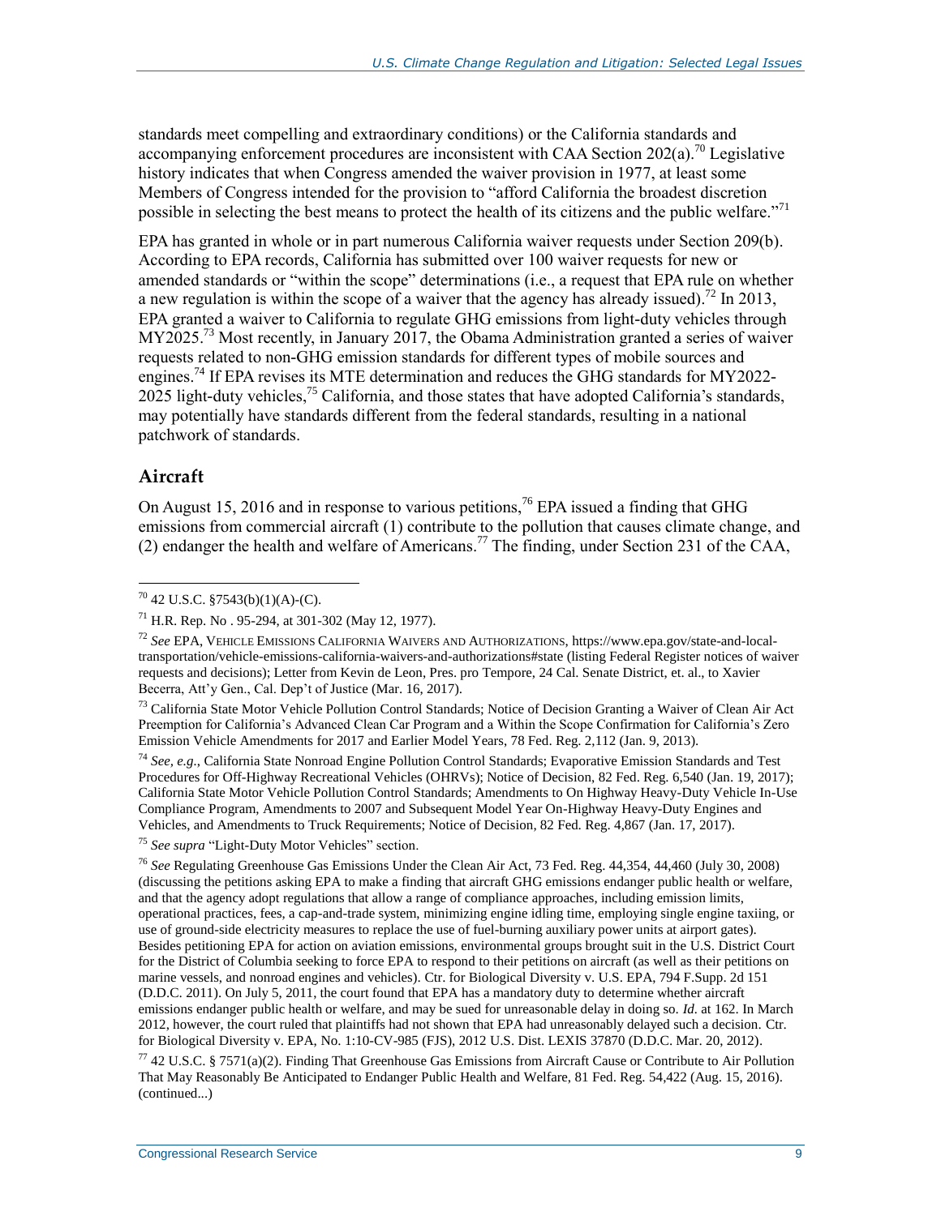standards meet compelling and extraordinary conditions) or the California standards and accompanying enforcement procedures are inconsistent with CAA Section 202(a).[70] Legislative history indicates that when Congress amended the waiver provision in 1977, at least some Members of Congress intended for the provision to "afford California the broadest discretion possible in selecting the best means to protect the health of its citizens and the public welfare."[71]

EPA has granted in whole or in part numerous California waiver requests under Section 209(b). According to EPA records, California has submitted over 100 waiver requests for new or amended standards or "within the scope" determinations (i.e., a request that EPA rule on whether a new regulation is within the scope of a waiver that the agency has already issued).[72] In 2013, EPA granted a waiver to California to regulate GHG emissions from light-duty vehicles through MY2025.[73] Most recently, in January 2017, the Obama Administration granted a series of waiver requests related to non-GHG emission standards for different types of mobile sources and engines.[74] If EPA revises its MTE determination and reduces the GHG standards for MY2022-2025 light-duty vehicles,[75] California, and those states that have adopted California's standards, may potentially have standards different from the federal standards, resulting in a national patchwork of standards.

## Aircraft

On August 15, 2016 and in response to various petitions,[76] EPA issued a finding that GHG emissions from commercial aircraft (1) contribute to the pollution that causes climate change, and (2) endanger the health and welfare of Americans.[77] The finding, under Section 231 of the CAA,

---

[70] 42 U.S.C. §7543(b)(1)(A)-(C).

[71] H.R. Rep. No . 95-294, at 301-302 (May 12, 1977).

[72] *See* EPA, VEHICLE EMISSIONS CALIFORNIA WAIVERS AND AUTHORIZATIONS, https://www.epa.gov/state-and-local-transportation/vehicle-emissions-california-waivers-and-authorizations#state (listing Federal Register notices of waiver requests and decisions); Letter from Kevin de Leon, Pres. pro Tempore, 24 Cal. Senate District, et. al., to Xavier Becerra, Att'y Gen., Cal. Dep't of Justice (Mar. 16, 2017).

[73] California State Motor Vehicle Pollution Control Standards; Notice of Decision Granting a Waiver of Clean Air Act Preemption for California's Advanced Clean Car Program and a Within the Scope Confirmation for California's Zero Emission Vehicle Amendments for 2017 and Earlier Model Years, 78 Fed. Reg. 2,112 (Jan. 9, 2013).

[74] *See, e.g.*, California State Nonroad Engine Pollution Control Standards; Evaporative Emission Standards and Test Procedures for Off-Highway Recreational Vehicles (OHRVs); Notice of Decision, 82 Fed. Reg. 6,540 (Jan. 19, 2017); California State Motor Vehicle Pollution Control Standards; Amendments to On Highway Heavy-Duty Vehicle In-Use Compliance Program, Amendments to 2007 and Subsequent Model Year On-Highway Heavy-Duty Engines and Vehicles, and Amendments to Truck Requirements; Notice of Decision, 82 Fed. Reg. 4,867 (Jan. 17, 2017).

[75] *See supra* "Light-Duty Motor Vehicles" section.

[76] *See* Regulating Greenhouse Gas Emissions Under the Clean Air Act, 73 Fed. Reg. 44,354, 44,460 (July 30, 2008) (discussing the petitions asking EPA to make a finding that aircraft GHG emissions endanger public health or welfare, and that the agency adopt regulations that allow a range of compliance approaches, including emission limits, operational practices, fees, a cap-and-trade system, minimizing engine idling time, employing single engine taxiing, or use of ground-side electricity measures to replace the use of fuel-burning auxiliary power units at airport gates). Besides petitioning EPA for action on aviation emissions, environmental groups brought suit in the U.S. District Court for the District of Columbia seeking to force EPA to respond to their petitions on aircraft (as well as their petitions on marine vessels, and nonroad engines and vehicles). Ctr. for Biological Diversity v. U.S. EPA, 794 F.Supp. 2d 151 (D.D.C. 2011). On July 5, 2011, the court found that EPA has a mandatory duty to determine whether aircraft emissions endanger public health or welfare, and may be sued for unreasonable delay in doing so. *Id.* at 162. In March 2012, however, the court ruled that plaintiffs had not shown that EPA had unreasonably delayed such a decision. Ctr. for Biological Diversity v. EPA, No. 1:10-CV-985 (FJS), 2012 U.S. Dist. LEXIS 37870 (D.D.C. Mar. 20, 2012).

[77] 42 U.S.C. § 7571(a)(2). Finding That Greenhouse Gas Emissions from Aircraft Cause or Contribute to Air Pollution That May Reasonably Be Anticipated to Endanger Public Health and Welfare, 81 Fed. Reg. 54,422 (Aug. 15, 2016). (continued...)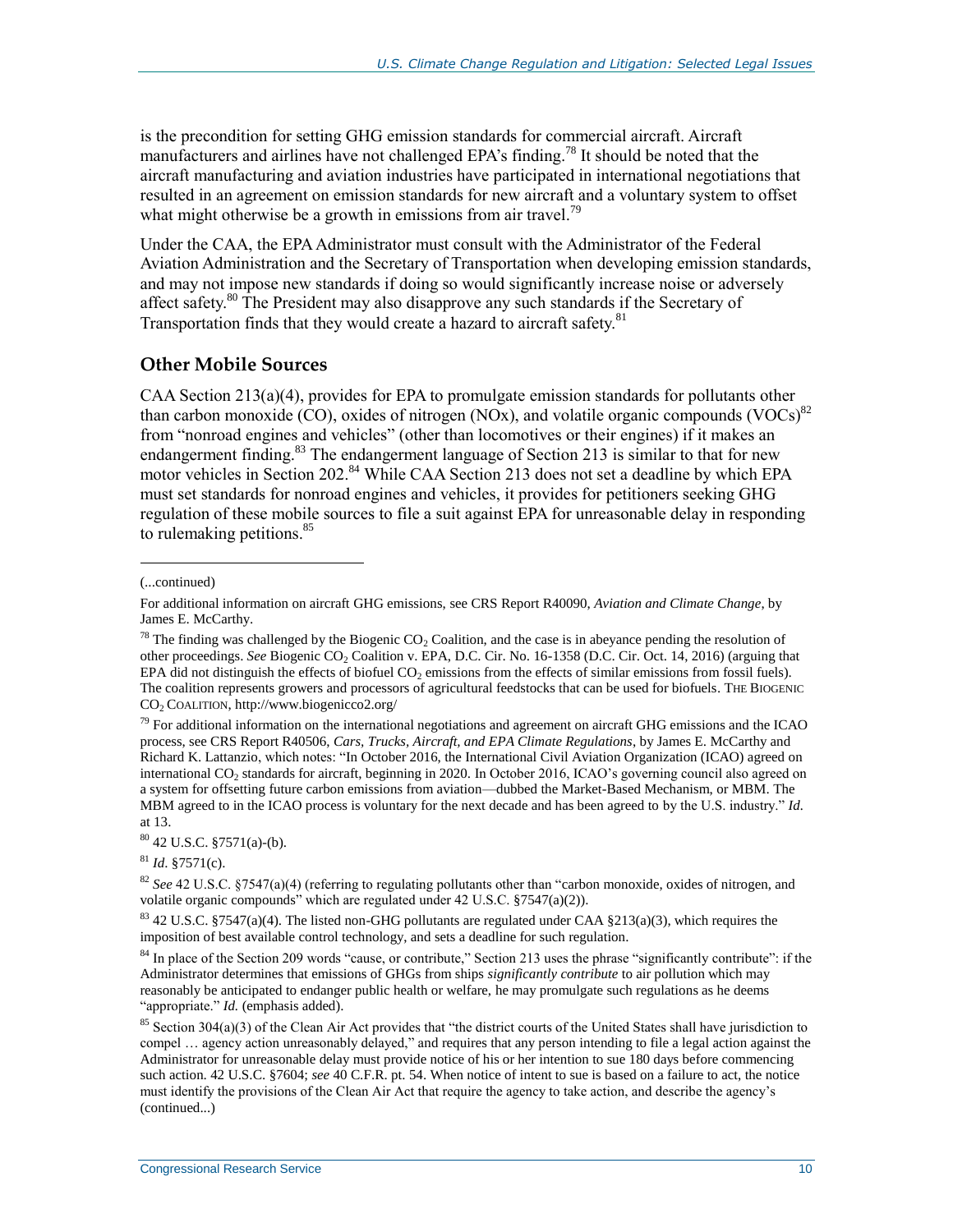is the precondition for setting GHG emission standards for commercial aircraft. Aircraft manufacturers and airlines have not challenged EPA's finding.[78] It should be noted that the aircraft manufacturing and aviation industries have participated in international negotiations that resulted in an agreement on emission standards for new aircraft and a voluntary system to offset what might otherwise be a growth in emissions from air travel.[79]

Under the CAA, the EPA Administrator must consult with the Administrator of the Federal Aviation Administration and the Secretary of Transportation when developing emission standards, and may not impose new standards if doing so would significantly increase noise or adversely affect safety.[80] The President may also disapprove any such standards if the Secretary of Transportation finds that they would create a hazard to aircraft safety.[81]

## Other Mobile Sources

CAA Section 213(a)(4), provides for EPA to promulgate emission standards for pollutants other than carbon monoxide (CO), oxides of nitrogen (NOx), and volatile organic compounds (VOCs)[82] from "nonroad engines and vehicles" (other than locomotives or their engines) if it makes an endangerment finding.[83] The endangerment language of Section 213 is similar to that for new motor vehicles in Section 202.[84] While CAA Section 213 does not set a deadline by which EPA must set standards for nonroad engines and vehicles, it provides for petitioners seeking GHG regulation of these mobile sources to file a suit against EPA for unreasonable delay in responding to rulemaking petitions.[85]

---

(...continued)

For additional information on aircraft GHG emissions, see CRS Report R40090, *Aviation and Climate Change*, by James E. McCarthy.

[78] The finding was challenged by the Biogenic $CO_2$ Coalition, and the case is in abeyance pending the resolution of other proceedings. *See* Biogenic $CO_2$ Coalition v. EPA, D.C. Cir. No. 16-1358 (D.C. Cir. Oct. 14, 2016) (arguing that EPA did not distinguish the effects of biofuel $CO_2$ emissions from the effects of similar emissions from fossil fuels). The coalition represents growers and processors of agricultural feedstocks that can be used for biofuels. THE BIOGENIC $CO_2$ COALITION, http://www.biogenicco2.org/

[79] For additional information on the international negotiations and agreement on aircraft GHG emissions and the ICAO process, see CRS Report R40506, *Cars, Trucks, Aircraft, and EPA Climate Regulations*, by James E. McCarthy and Richard K. Lattanzio, which notes: "In October 2016, the International Civil Aviation Organization (ICAO) agreed on international $CO_2$ standards for aircraft, beginning in 2020. In October 2016, ICAO's governing council also agreed on a system for offsetting future carbon emissions from aviation—dubbed the Market-Based Mechanism, or MBM. The MBM agreed to in the ICAO process is voluntary for the next decade and has been agreed to by the U.S. industry." *Id.* at 13.

[80] 42 U.S.C. §7571(a)-(b).

[81] *Id*. §7571(c).

[82] *See* 42 U.S.C. §7547(a)(4) (referring to regulating pollutants other than "carbon monoxide, oxides of nitrogen, and volatile organic compounds" which are regulated under 42 U.S.C. §7547(a)(2)).

[83] 42 U.S.C. §7547(a)(4). The listed non-GHG pollutants are regulated under CAA §213(a)(3), which requires the imposition of best available control technology, and sets a deadline for such regulation.

[84] In place of the Section 209 words "cause, or contribute," Section 213 uses the phrase "significantly contribute": if the Administrator determines that emissions of GHGs from ships *significantly contribute* to air pollution which may reasonably be anticipated to endanger public health or welfare, he may promulgate such regulations as he deems "appropriate." *Id.* (emphasis added).

[85] Section 304(a)(3) of the Clean Air Act provides that "the district courts of the United States shall have jurisdiction to compel … agency action unreasonably delayed," and requires that any person intending to file a legal action against the Administrator for unreasonable delay must provide notice of his or her intention to sue 180 days before commencing such action. 42 U.S.C. §7604; *see* 40 C.F.R. pt. 54. When notice of intent to sue is based on a failure to act, the notice must identify the provisions of the Clean Air Act that require the agency to take action, and describe the agency's (continued...)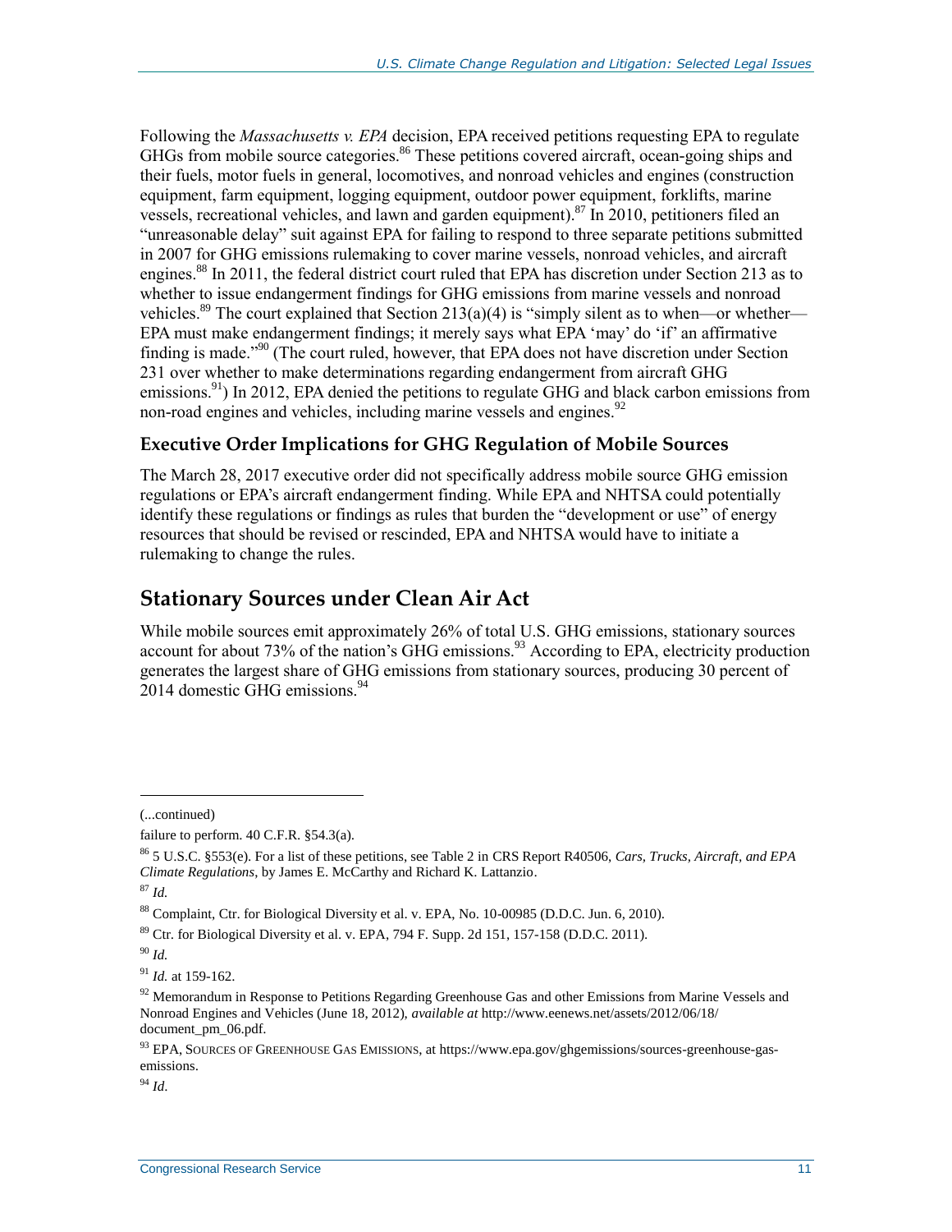Following the *Massachusetts v. EPA* decision, EPA received petitions requesting EPA to regulate GHGs from mobile source categories.[86] These petitions covered aircraft, ocean-going ships and their fuels, motor fuels in general, locomotives, and nonroad vehicles and engines (construction equipment, farm equipment, logging equipment, outdoor power equipment, forklifts, marine vessels, recreational vehicles, and lawn and garden equipment).[87] In 2010, petitioners filed an "unreasonable delay" suit against EPA for failing to respond to three separate petitions submitted in 2007 for GHG emissions rulemaking to cover marine vessels, nonroad vehicles, and aircraft engines.[88] In 2011, the federal district court ruled that EPA has discretion under Section 213 as to whether to issue endangerment findings for GHG emissions from marine vessels and nonroad vehicles.[89] The court explained that Section 213(a)(4) is "simply silent as to when—or whether—EPA must make endangerment findings; it merely says what EPA 'may' do 'if' an affirmative finding is made."[90] (The court ruled, however, that EPA does not have discretion under Section 231 over whether to make determinations regarding endangerment from aircraft GHG emissions.[91]) In 2012, EPA denied the petitions to regulate GHG and black carbon emissions from non-road engines and vehicles, including marine vessels and engines.[92]

### Executive Order Implications for GHG Regulation of Mobile Sources

The March 28, 2017 executive order did not specifically address mobile source GHG emission regulations or EPA's aircraft endangerment finding. While EPA and NHTSA could potentially identify these regulations or findings as rules that burden the "development or use" of energy resources that should be revised or rescinded, EPA and NHTSA would have to initiate a rulemaking to change the rules.

## Stationary Sources under Clean Air Act

While mobile sources emit approximately 26% of total U.S. GHG emissions, stationary sources account for about 73% of the nation's GHG emissions.[93] According to EPA, electricity production generates the largest share of GHG emissions from stationary sources, producing 30 percent of 2014 domestic GHG emissions.[94]

---

(...continued)

failure to perform. 40 C.F.R. §54.3(a).

[86] 5 U.S.C. §553(e). For a list of these petitions, see Table 2 in CRS Report R40506, *Cars, Trucks, Aircraft, and EPA Climate Regulations*, by James E. McCarthy and Richard K. Lattanzio.

[87] *Id.*

[88] Complaint, Ctr. for Biological Diversity et al. v. EPA, No. 10-00985 (D.D.C. Jun. 6, 2010).

[89] Ctr. for Biological Diversity et al. v. EPA, 794 F. Supp. 2d 151, 157-158 (D.D.C. 2011).

[90] *Id.*

[91] *Id.* at 159-162.

[92] Memorandum in Response to Petitions Regarding Greenhouse Gas and other Emissions from Marine Vessels and Nonroad Engines and Vehicles (June 18, 2012), *available at* http://www.eenews.net/assets/2012/06/18/document_pm_06.pdf.

[93] EPA, SOURCES OF GREENHOUSE GAS EMISSIONS, at https://www.epa.gov/ghgemissions/sources-greenhouse-gas-emissions.

[94] *Id.*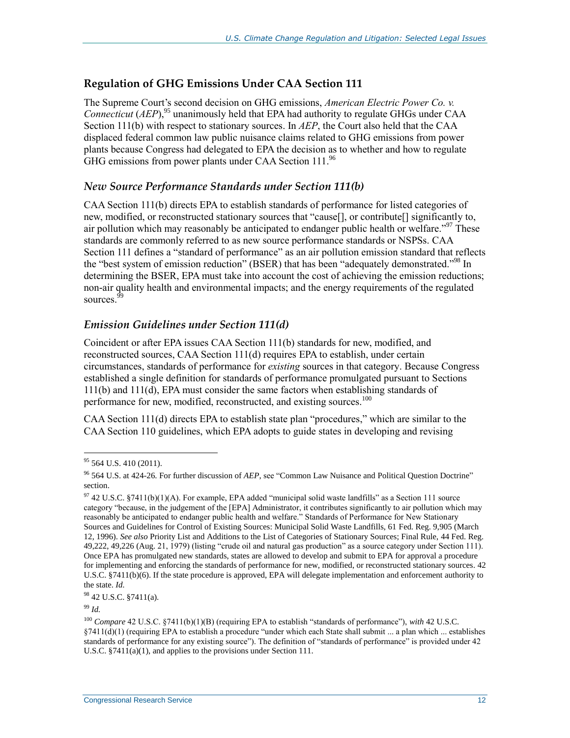## Regulation of GHG Emissions Under CAA Section 111

The Supreme Court's second decision on GHG emissions, *American Electric Power Co. v. Connecticut* (*AEP*),[95] unanimously held that EPA had authority to regulate GHGs under CAA Section 111(b) with respect to stationary sources. In *AEP*, the Court also held that the CAA displaced federal common law public nuisance claims related to GHG emissions from power plants because Congress had delegated to EPA the decision as to whether and how to regulate GHG emissions from power plants under CAA Section 111.[96]

### *New Source Performance Standards under Section 111(b)*

CAA Section 111(b) directs EPA to establish standards of performance for listed categories of new, modified, or reconstructed stationary sources that "cause[], or contribute[] significantly to, air pollution which may reasonably be anticipated to endanger public health or welfare."[97] These standards are commonly referred to as new source performance standards or NSPSs. CAA Section 111 defines a "standard of performance" as an air pollution emission standard that reflects the "best system of emission reduction" (BSER) that has been "adequately demonstrated."[98] In determining the BSER, EPA must take into account the cost of achieving the emission reductions; non-air quality health and environmental impacts; and the energy requirements of the regulated sources.[99]

### *Emission Guidelines under Section 111(d)*

Coincident or after EPA issues CAA Section 111(b) standards for new, modified, and reconstructed sources, CAA Section 111(d) requires EPA to establish, under certain circumstances, standards of performance for *existing* sources in that category. Because Congress established a single definition for standards of performance promulgated pursuant to Sections 111(b) and 111(d), EPA must consider the same factors when establishing standards of performance for new, modified, reconstructed, and existing sources.[100]

CAA Section 111(d) directs EPA to establish state plan "procedures," which are similar to the CAA Section 110 guidelines, which EPA adopts to guide states in developing and revising

---

[95] 564 U.S. 410 (2011).

[96] 564 U.S. at 424-26. For further discussion of *AEP*, see "Common Law Nuisance and Political Question Doctrine" section.

[97] 42 U.S.C. §7411(b)(1)(A). For example, EPA added "municipal solid waste landfills" as a Section 111 source category "because, in the judgement of the [EPA] Administrator, it contributes significantly to air pollution which may reasonably be anticipated to endanger public health and welfare." Standards of Performance for New Stationary Sources and Guidelines for Control of Existing Sources: Municipal Solid Waste Landfills, 61 Fed. Reg. 9,905 (March 12, 1996). *See also* Priority List and Additions to the List of Categories of Stationary Sources; Final Rule, 44 Fed. Reg. 49,222, 49,226 (Aug. 21, 1979) (listing "crude oil and natural gas production" as a source category under Section 111). Once EPA has promulgated new standards, states are allowed to develop and submit to EPA for approval a procedure for implementing and enforcing the standards of performance for new, modified, or reconstructed stationary sources. 42 U.S.C. §7411(b)(6). If the state procedure is approved, EPA will delegate implementation and enforcement authority to the state. *Id.*

[98] 42 U.S.C. §7411(a).

[99] *Id.*

[100] *Compare* 42 U.S.C. §7411(b)(1)(B) (requiring EPA to establish "standards of performance"), *with* 42 U.S.C. §7411(d)(1) (requiring EPA to establish a procedure "under which each State shall submit ... a plan which ... establishes standards of performance for any existing source"). The definition of "standards of performance" is provided under 42 U.S.C. §7411(a)(1), and applies to the provisions under Section 111.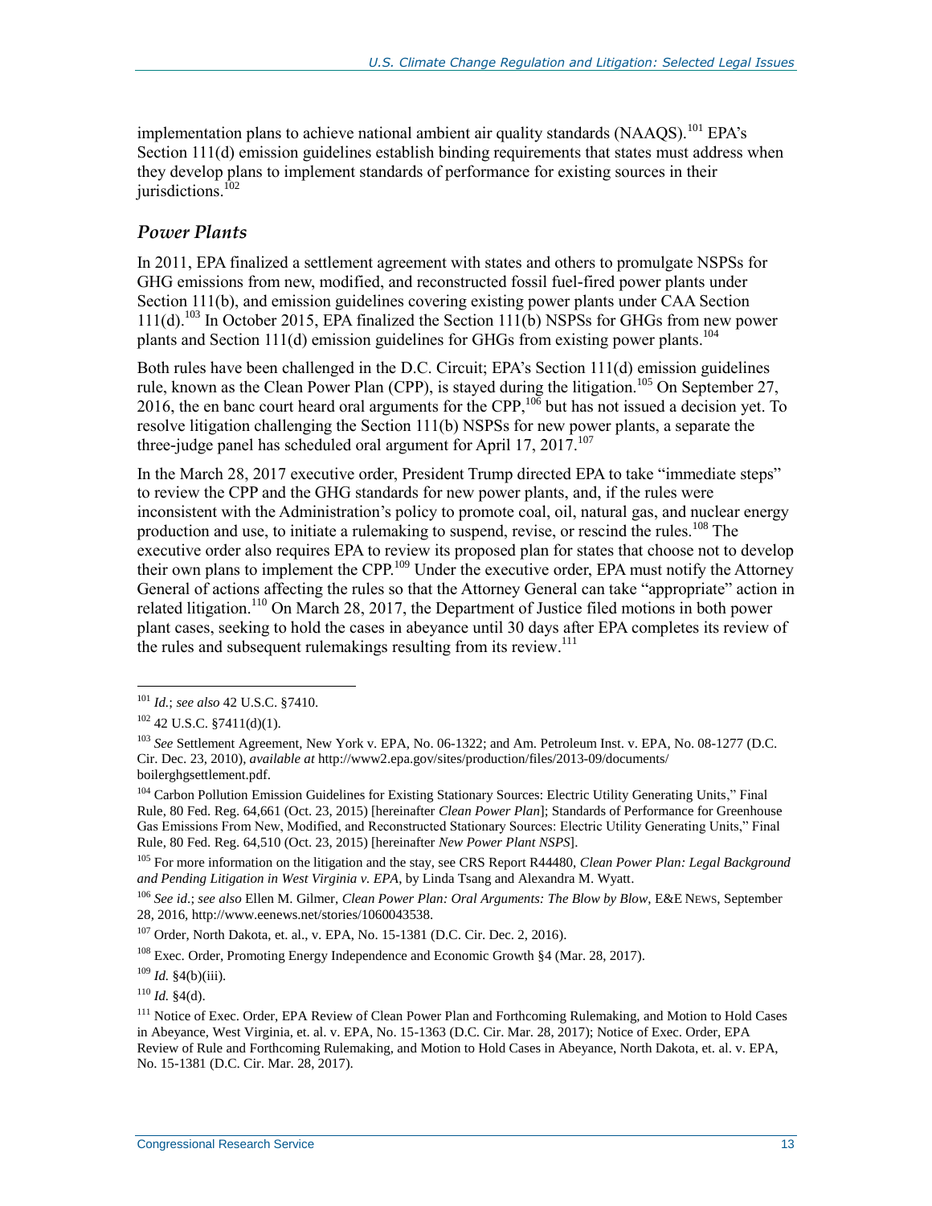implementation plans to achieve national ambient air quality standards (NAAQS).[101] EPA's Section 111(d) emission guidelines establish binding requirements that states must address when they develop plans to implement standards of performance for existing sources in their jurisdictions.[102]

### *Power Plants*

In 2011, EPA finalized a settlement agreement with states and others to promulgate NSPSs for GHG emissions from new, modified, and reconstructed fossil fuel-fired power plants under Section 111(b), and emission guidelines covering existing power plants under CAA Section 111(d).[103] In October 2015, EPA finalized the Section 111(b) NSPSs for GHGs from new power plants and Section 111(d) emission guidelines for GHGs from existing power plants.[104]

Both rules have been challenged in the D.C. Circuit; EPA's Section 111(d) emission guidelines rule, known as the Clean Power Plan (CPP), is stayed during the litigation.[105] On September 27, 2016, the en banc court heard oral arguments for the CPP,[106] but has not issued a decision yet. To resolve litigation challenging the Section 111(b) NSPSs for new power plants, a separate the three-judge panel has scheduled oral argument for April 17, 2017.[107]

In the March 28, 2017 executive order, President Trump directed EPA to take "immediate steps" to review the CPP and the GHG standards for new power plants, and, if the rules were inconsistent with the Administration's policy to promote coal, oil, natural gas, and nuclear energy production and use, to initiate a rulemaking to suspend, revise, or rescind the rules.[108] The executive order also requires EPA to review its proposed plan for states that choose not to develop their own plans to implement the CPP.[109] Under the executive order, EPA must notify the Attorney General of actions affecting the rules so that the Attorney General can take "appropriate" action in related litigation.[110] On March 28, 2017, the Department of Justice filed motions in both power plant cases, seeking to hold the cases in abeyance until 30 days after EPA completes its review of the rules and subsequent rulemakings resulting from its review.[111]

---

[101] *Id.*; *see also* 42 U.S.C. §7410.

[102] 42 U.S.C. §7411(d)(1).

[103] *See* Settlement Agreement, New York v. EPA, No. 06-1322; and Am. Petroleum Inst. v. EPA, No. 08-1277 (D.C. Cir. Dec. 23, 2010), *available at* http://www2.epa.gov/sites/production/files/2013-09/documents/boilerghgsettlement.pdf.

[104] Carbon Pollution Emission Guidelines for Existing Stationary Sources: Electric Utility Generating Units," Final Rule, 80 Fed. Reg. 64,661 (Oct. 23, 2015) [hereinafter *Clean Power Plan*]; Standards of Performance for Greenhouse Gas Emissions From New, Modified, and Reconstructed Stationary Sources: Electric Utility Generating Units," Final Rule, 80 Fed. Reg. 64,510 (Oct. 23, 2015) [hereinafter *New Power Plant NSPS*].

[105] For more information on the litigation and the stay, see CRS Report R44480, *Clean Power Plan: Legal Background and Pending Litigation in West Virginia v. EPA*, by Linda Tsang and Alexandra M. Wyatt.

[106] *See id.*; *see also* Ellen M. Gilmer, *Clean Power Plan: Oral Arguments: The Blow by Blow*, E&E NEWS, September 28, 2016, http://www.eenews.net/stories/1060043538.

[107] Order, North Dakota, et. al., v. EPA, No. 15-1381 (D.C. Cir. Dec. 2, 2016).

[108] Exec. Order, Promoting Energy Independence and Economic Growth §4 (Mar. 28, 2017).

[109] *Id.* §4(b)(iii).

[110] *Id.* §4(d).

[111] Notice of Exec. Order, EPA Review of Clean Power Plan and Forthcoming Rulemaking, and Motion to Hold Cases in Abeyance, West Virginia, et. al. v. EPA, No. 15-1363 (D.C. Cir. Mar. 28, 2017); Notice of Exec. Order, EPA Review of Rule and Forthcoming Rulemaking, and Motion to Hold Cases in Abeyance, North Dakota, et. al. v. EPA, No. 15-1381 (D.C. Cir. Mar. 28, 2017).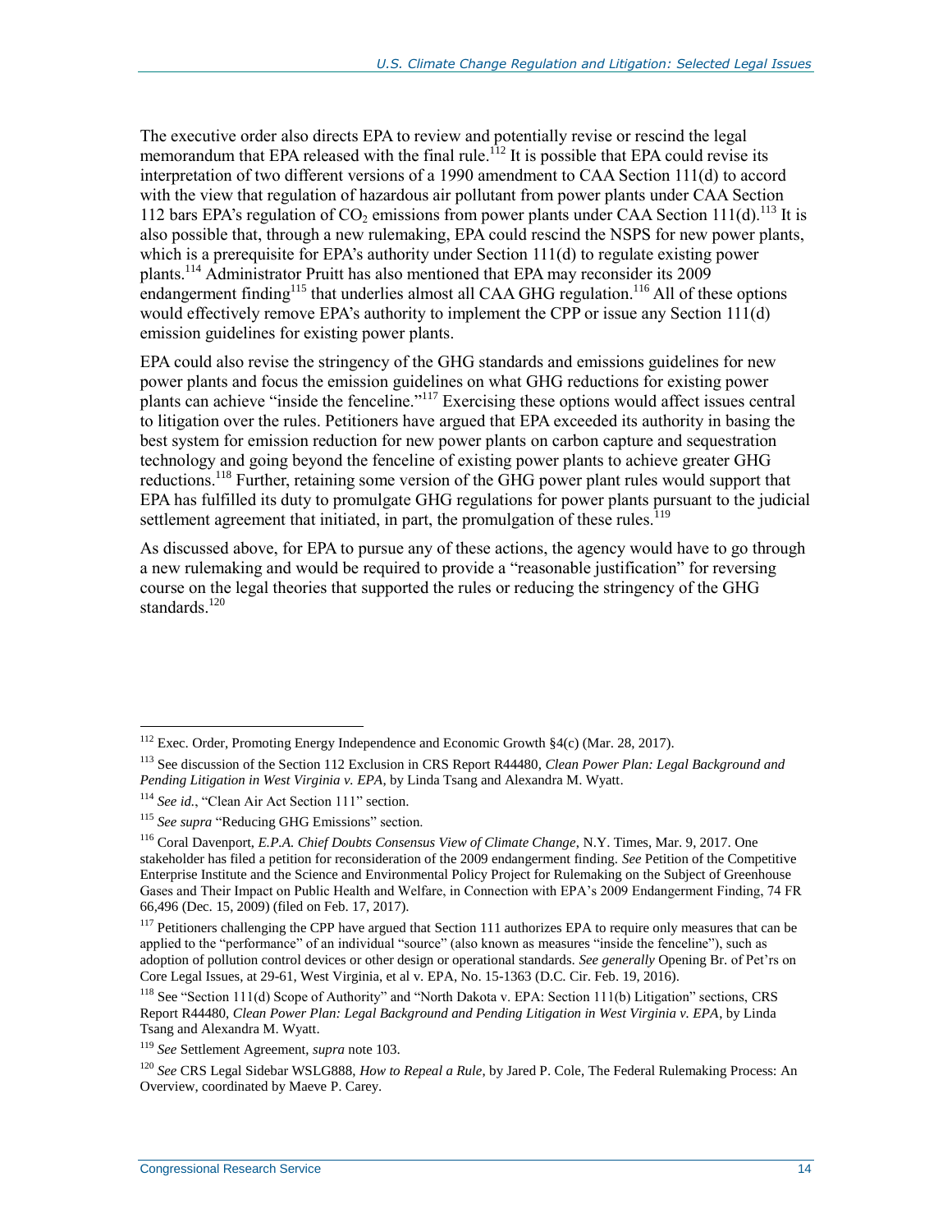The executive order also directs EPA to review and potentially revise or rescind the legal memorandum that EPA released with the final rule.[112] It is possible that EPA could revise its interpretation of two different versions of a 1990 amendment to CAA Section 111(d) to accord with the view that regulation of hazardous air pollutant from power plants under CAA Section 112 bars EPA's regulation of $CO_2$ emissions from power plants under CAA Section 111(d).[113] It is also possible that, through a new rulemaking, EPA could rescind the NSPS for new power plants, which is a prerequisite for EPA's authority under Section 111(d) to regulate existing power plants.[114] Administrator Pruitt has also mentioned that EPA may reconsider its 2009 endangerment finding[115] that underlies almost all CAA GHG regulation.[116] All of these options would effectively remove EPA's authority to implement the CPP or issue any Section 111(d) emission guidelines for existing power plants.

EPA could also revise the stringency of the GHG standards and emissions guidelines for new power plants and focus the emission guidelines on what GHG reductions for existing power plants can achieve "inside the fenceline."[117] Exercising these options would affect issues central to litigation over the rules. Petitioners have argued that EPA exceeded its authority in basing the best system for emission reduction for new power plants on carbon capture and sequestration technology and going beyond the fenceline of existing power plants to achieve greater GHG reductions.[118] Further, retaining some version of the GHG power plant rules would support that EPA has fulfilled its duty to promulgate GHG regulations for power plants pursuant to the judicial settlement agreement that initiated, in part, the promulgation of these rules.[119]

As discussed above, for EPA to pursue any of these actions, the agency would have to go through a new rulemaking and would be required to provide a "reasonable justification" for reversing course on the legal theories that supported the rules or reducing the stringency of the GHG standards.[120]

---

[112] Exec. Order, Promoting Energy Independence and Economic Growth §4(c) (Mar. 28, 2017).

[113] See discussion of the Section 112 Exclusion in CRS Report R44480, *Clean Power Plan: Legal Background and Pending Litigation in West Virginia v. EPA*, by Linda Tsang and Alexandra M. Wyatt.

[114] *See id.*, "Clean Air Act Section 111" section.

[115] *See supra* "Reducing GHG Emissions" section.

[116] Coral Davenport, *E.P.A. Chief Doubts Consensus View of Climate Change*, N.Y. Times, Mar. 9, 2017. One stakeholder has filed a petition for reconsideration of the 2009 endangerment finding. *See* Petition of the Competitive Enterprise Institute and the Science and Environmental Policy Project for Rulemaking on the Subject of Greenhouse Gases and Their Impact on Public Health and Welfare, in Connection with EPA's 2009 Endangerment Finding, 74 FR 66,496 (Dec. 15, 2009) (filed on Feb. 17, 2017).

[117] Petitioners challenging the CPP have argued that Section 111 authorizes EPA to require only measures that can be applied to the "performance" of an individual "source" (also known as measures "inside the fenceline"), such as adoption of pollution control devices or other design or operational standards. *See generally* Opening Br. of Pet'rs on Core Legal Issues, at 29-61, West Virginia, et al v. EPA, No. 15-1363 (D.C. Cir. Feb. 19, 2016).

[118] See "Section 111(d) Scope of Authority" and "North Dakota v. EPA: Section 111(b) Litigation" sections, CRS Report R44480, *Clean Power Plan: Legal Background and Pending Litigation in West Virginia v. EPA*, by Linda Tsang and Alexandra M. Wyatt.

[119] *See* Settlement Agreement, *supra* note 103.

[120] *See* CRS Legal Sidebar WSLG888, *How to Repeal a Rule*, by Jared P. Cole, The Federal Rulemaking Process: An Overview, coordinated by Maeve P. Carey.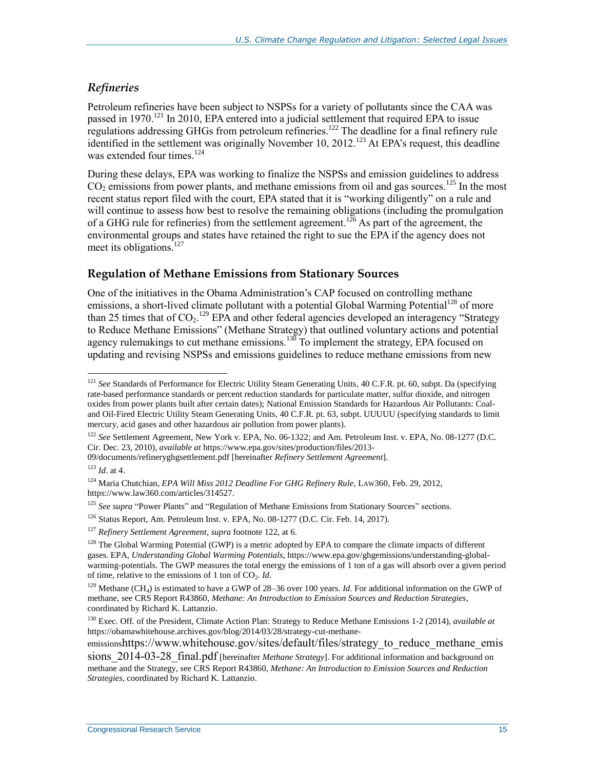### *Refineries*

Petroleum refineries have been subject to NSPSs for a variety of pollutants since the CAA was passed in 1970.[121] In 2010, EPA entered into a judicial settlement that required EPA to issue regulations addressing GHGs from petroleum refineries.[122] The deadline for a final refinery rule identified in the settlement was originally November 10, 2012.[123] At EPA's request, this deadline was extended four times.[124]

During these delays, EPA was working to finalize the NSPSs and emission guidelines to address $CO_2$ emissions from power plants, and methane emissions from oil and gas sources.[125] In the most recent status report filed with the court, EPA stated that it is "working diligently" on a rule and will continue to assess how best to resolve the remaining obligations (including the promulgation of a GHG rule for refineries) from the settlement agreement.[126] As part of the agreement, the environmental groups and states have retained the right to sue the EPA if the agency does not meet its obligations.[127]

## Regulation of Methane Emissions from Stationary Sources

One of the initiatives in the Obama Administration's CAP focused on controlling methane emissions, a short-lived climate pollutant with a potential Global Warming Potential[128] of more than 25 times that of $CO_2$.[129] EPA and other federal agencies developed an interagency "Strategy to Reduce Methane Emissions" (Methane Strategy) that outlined voluntary actions and potential agency rulemakings to cut methane emissions.[130] To implement the strategy, EPA focused on updating and revising NSPSs and emissions guidelines to reduce methane emissions from new

---

[121] *See* Standards of Performance for Electric Utility Steam Generating Units, 40 C.F.R. pt. 60, subpt. Da (specifying rate-based performance standards or percent reduction standards for particulate matter, sulfur dioxide, and nitrogen oxides from power plants built after certain dates); National Emission Standards for Hazardous Air Pollutants: Coal- and Oil-Fired Electric Utility Steam Generating Units, 40 C.F.R. pt. 63, subpt. UUUUU (specifying standards to limit mercury, acid gases and other hazardous air pollution from power plants).

[122] *See* Settlement Agreement, New York v. EPA, No. 06-1322; and Am. Petroleum Inst. v. EPA, No. 08-1277 (D.C. Cir. Dec. 23, 2010), *available at* https://www.epa.gov/sites/production/files/2013-09/documents/refineryghgsettlement.pdf [hereinafter *Refinery Settlement Agreement*].

[123] *Id.* at 4.

[124] Maria Chutchian, *EPA Will Miss 2012 Deadline For GHG Refinery Rule*, LAW360, Feb. 29, 2012, https://www.law360.com/articles/314527.

[125] *See supra* "Power Plants" and "Regulation of Methane Emissions from Stationary Sources" sections.

[126] Status Report, Am. Petroleum Inst. v. EPA, No. 08-1277 (D.C. Cir. Feb. 14, 2017).

[127] *Refinery Settlement Agreement*, *supra* footnote 122, at 6.

[128] The Global Warming Potential (GWP) is a metric adopted by EPA to compare the climate impacts of different gases. EPA, *Understanding Global Warming Potentials*, https://www.epa.gov/ghgemissions/understanding-global-warming-potentials. The GWP measures the total energy the emissions of 1 ton of a gas will absorb over a given period of time, relative to the emissions of 1 ton of $CO_2$. *Id.*

[129] Methane ($CH_4$) is estimated to have a GWP of 28–36 over 100 years. *Id.* For additional information on the GWP of methane, see CRS Report R43860, *Methane: An Introduction to Emission Sources and Reduction Strategies*, coordinated by Richard K. Lattanzio.

[130] Exec. Off. of the President, Climate Action Plan: Strategy to Reduce Methane Emissions 1-2 (2014), *available at* https://obamawhitehouse.archives.gov/blog/2014/03/28/strategy-cut-methane-emissionshttps://www.whitehouse.gov/sites/default/files/strategy_to_reduce_methane_emissions_2014-03-28_final.pdf [hereinafter *Methane Strategy*]. For additional information and background on methane and the Strategy, see CRS Report R43860, *Methane: An Introduction to Emission Sources and Reduction Strategies*, coordinated by Richard K. Lattanzio.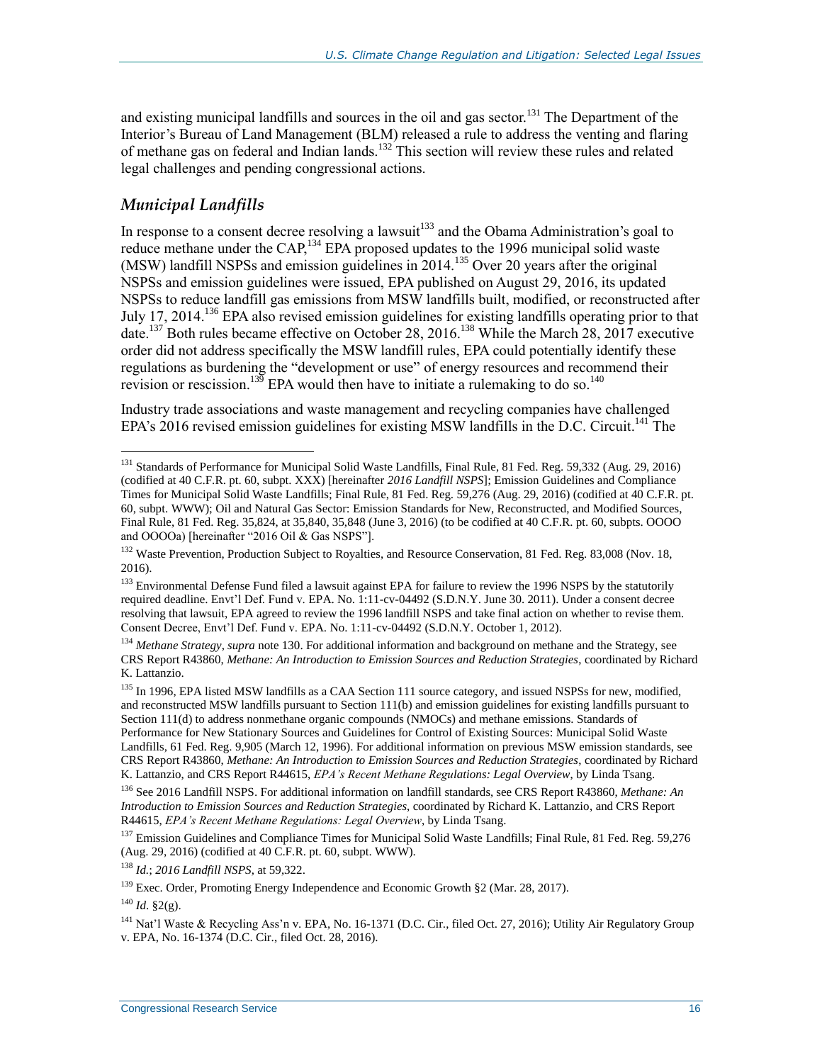and existing municipal landfills and sources in the oil and gas sector.[131] The Department of the Interior's Bureau of Land Management (BLM) released a rule to address the venting and flaring of methane gas on federal and Indian lands.[132] This section will review these rules and related legal challenges and pending congressional actions.

### *Municipal Landfills*

In response to a consent decree resolving a lawsuit[133] and the Obama Administration's goal to reduce methane under the CAP,[134] EPA proposed updates to the 1996 municipal solid waste (MSW) landfill NSPSs and emission guidelines in 2014.[135] Over 20 years after the original NSPSs and emission guidelines were issued, EPA published on August 29, 2016, its updated NSPSs to reduce landfill gas emissions from MSW landfills built, modified, or reconstructed after July 17, 2014.[136] EPA also revised emission guidelines for existing landfills operating prior to that date.[137] Both rules became effective on October 28, 2016.[138] While the March 28, 2017 executive order did not address specifically the MSW landfill rules, EPA could potentially identify these regulations as burdening the "development or use" of energy resources and recommend their revision or rescission.[139] EPA would then have to initiate a rulemaking to do so.[140]

Industry trade associations and waste management and recycling companies have challenged EPA's 2016 revised emission guidelines for existing MSW landfills in the D.C. Circuit.[141] The

---

[131] Standards of Performance for Municipal Solid Waste Landfills, Final Rule, 81 Fed. Reg. 59,332 (Aug. 29, 2016) (codified at 40 C.F.R. pt. 60, subpt. XXX) [hereinafter *2016 Landfill NSPS*]; Emission Guidelines and Compliance Times for Municipal Solid Waste Landfills; Final Rule, 81 Fed. Reg. 59,276 (Aug. 29, 2016) (codified at 40 C.F.R. pt. 60, subpt. WWW); Oil and Natural Gas Sector: Emission Standards for New, Reconstructed, and Modified Sources, Final Rule, 81 Fed. Reg. 35,824, at 35,840, 35,848 (June 3, 2016) (to be codified at 40 C.F.R. pt. 60, subpts. OOOO and OOOOa) [hereinafter "2016 Oil & Gas NSPS"].

[132] Waste Prevention, Production Subject to Royalties, and Resource Conservation, 81 Fed. Reg. 83,008 (Nov. 18, 2016).

[133] Environmental Defense Fund filed a lawsuit against EPA for failure to review the 1996 NSPS by the statutorily required deadline. Envt'l Def. Fund v. EPA. No. 1:11-cv-04492 (S.D.N.Y. June 30. 2011). Under a consent decree resolving that lawsuit, EPA agreed to review the 1996 landfill NSPS and take final action on whether to revise them. Consent Decree, Envt'l Def. Fund v. EPA. No. 1:11-cv-04492 (S.D.N.Y. October 1, 2012).

[134] *Methane Strategy*, *supra* note 130. For additional information and background on methane and the Strategy, see CRS Report R43860, *Methane: An Introduction to Emission Sources and Reduction Strategies*, coordinated by Richard K. Lattanzio.

[135] In 1996, EPA listed MSW landfills as a CAA Section 111 source category, and issued NSPSs for new, modified, and reconstructed MSW landfills pursuant to Section 111(b) and emission guidelines for existing landfills pursuant to Section 111(d) to address nonmethane organic compounds (NMOCs) and methane emissions. Standards of Performance for New Stationary Sources and Guidelines for Control of Existing Sources: Municipal Solid Waste Landfills, 61 Fed. Reg. 9,905 (March 12, 1996). For additional information on previous MSW emission standards, see CRS Report R43860, *Methane: An Introduction to Emission Sources and Reduction Strategies*, coordinated by Richard K. Lattanzio, and CRS Report R44615, *EPA's Recent Methane Regulations: Legal Overview*, by Linda Tsang.

[136] See 2016 Landfill NSPS. For additional information on landfill standards, see CRS Report R43860, *Methane: An Introduction to Emission Sources and Reduction Strategies*, coordinated by Richard K. Lattanzio, and CRS Report R44615, *EPA's Recent Methane Regulations: Legal Overview*, by Linda Tsang.

[137] Emission Guidelines and Compliance Times for Municipal Solid Waste Landfills; Final Rule, 81 Fed. Reg. 59,276 (Aug. 29, 2016) (codified at 40 C.F.R. pt. 60, subpt. WWW).

[138] *Id.*; *2016 Landfill NSPS*, at 59,322.

[139] Exec. Order, Promoting Energy Independence and Economic Growth §2 (Mar. 28, 2017).

[140] *Id*. §2(g).

[141] Nat'l Waste & Recycling Ass'n v. EPA, No. 16-1371 (D.C. Cir., filed Oct. 27, 2016); Utility Air Regulatory Group v. EPA, No. 16-1374 (D.C. Cir., filed Oct. 28, 2016).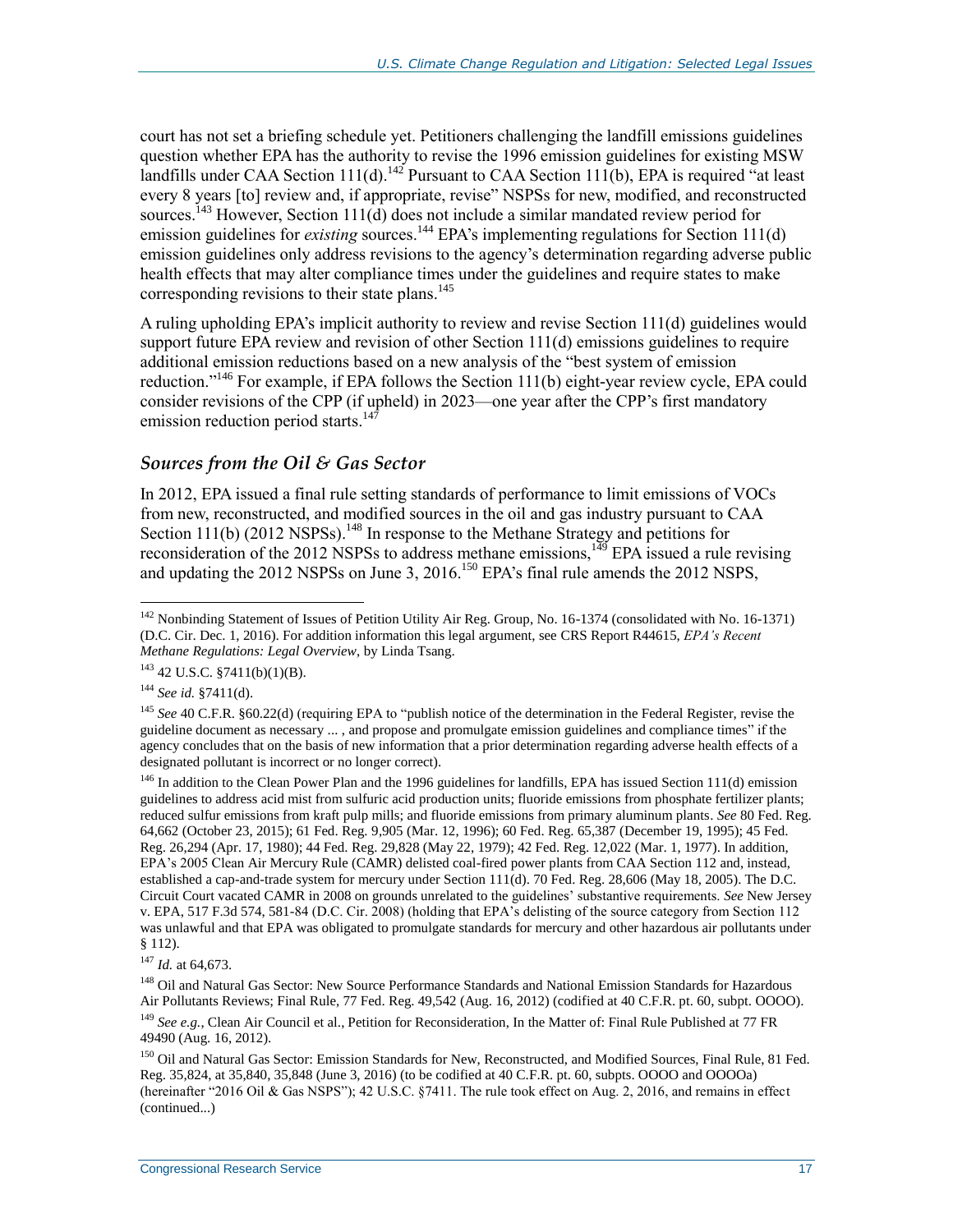court has not set a briefing schedule yet. Petitioners challenging the landfill emissions guidelines question whether EPA has the authority to revise the 1996 emission guidelines for existing MSW landfills under CAA Section 111(d).[142] Pursuant to CAA Section 111(b), EPA is required "at least every 8 years [to] review and, if appropriate, revise" NSPSs for new, modified, and reconstructed sources.[143] However, Section 111(d) does not include a similar mandated review period for emission guidelines for *existing* sources.[144] EPA's implementing regulations for Section 111(d) emission guidelines only address revisions to the agency's determination regarding adverse public health effects that may alter compliance times under the guidelines and require states to make corresponding revisions to their state plans.[145]

A ruling upholding EPA's implicit authority to review and revise Section 111(d) guidelines would support future EPA review and revision of other Section 111(d) emissions guidelines to require additional emission reductions based on a new analysis of the "best system of emission reduction."[146] For example, if EPA follows the Section 111(b) eight-year review cycle, EPA could consider revisions of the CPP (if upheld) in 2023—one year after the CPP's first mandatory emission reduction period starts.[147]

### *Sources from the Oil & Gas Sector*

In 2012, EPA issued a final rule setting standards of performance to limit emissions of VOCs from new, reconstructed, and modified sources in the oil and gas industry pursuant to CAA Section 111(b) (2012 NSPSs).[148] In response to the Methane Strategy and petitions for reconsideration of the 2012 NSPSs to address methane emissions,[149] EPA issued a rule revising and updating the 2012 NSPSs on June 3, 2016.[150] EPA's final rule amends the 2012 NSPS,

---

[142] Nonbinding Statement of Issues of Petition Utility Air Reg. Group, No. 16-1374 (consolidated with No. 16-1371) (D.C. Cir. Dec. 1, 2016). For addition information this legal argument, see CRS Report R44615, *EPA's Recent Methane Regulations: Legal Overview*, by Linda Tsang.

[143] 42 U.S.C. §7411(b)(1)(B).

[144] *See id.* §7411(d).

[145] *See* 40 C.F.R. §60.22(d) (requiring EPA to "publish notice of the determination in the Federal Register, revise the guideline document as necessary ... , and propose and promulgate emission guidelines and compliance times" if the agency concludes that on the basis of new information that a prior determination regarding adverse health effects of a designated pollutant is incorrect or no longer correct).

[146] In addition to the Clean Power Plan and the 1996 guidelines for landfills, EPA has issued Section 111(d) emission guidelines to address acid mist from sulfuric acid production units; fluoride emissions from phosphate fertilizer plants; reduced sulfur emissions from kraft pulp mills; and fluoride emissions from primary aluminum plants. *See* 80 Fed. Reg. 64,662 (October 23, 2015); 61 Fed. Reg. 9,905 (Mar. 12, 1996); 60 Fed. Reg. 65,387 (December 19, 1995); 45 Fed. Reg. 26,294 (Apr. 17, 1980); 44 Fed. Reg. 29,828 (May 22, 1979); 42 Fed. Reg. 12,022 (Mar. 1, 1977). In addition, EPA's 2005 Clean Air Mercury Rule (CAMR) delisted coal-fired power plants from CAA Section 112 and, instead, established a cap-and-trade system for mercury under Section 111(d). 70 Fed. Reg. 28,606 (May 18, 2005). The D.C. Circuit Court vacated CAMR in 2008 on grounds unrelated to the guidelines' substantive requirements. *See* New Jersey v. EPA, 517 F.3d 574, 581-84 (D.C. Cir. 2008) (holding that EPA's delisting of the source category from Section 112 was unlawful and that EPA was obligated to promulgate standards for mercury and other hazardous air pollutants under § 112).

[147] *Id.* at 64,673.

[148] Oil and Natural Gas Sector: New Source Performance Standards and National Emission Standards for Hazardous Air Pollutants Reviews; Final Rule, 77 Fed. Reg. 49,542 (Aug. 16, 2012) (codified at 40 C.F.R. pt. 60, subpt. OOOO).

[149] *See e.g.*, Clean Air Council et al., Petition for Reconsideration, In the Matter of: Final Rule Published at 77 FR 49490 (Aug. 16, 2012).

[150] Oil and Natural Gas Sector: Emission Standards for New, Reconstructed, and Modified Sources, Final Rule, 81 Fed. Reg. 35,824, at 35,840, 35,848 (June 3, 2016) (to be codified at 40 C.F.R. pt. 60, subpts. OOOO and OOOOa) (hereinafter "2016 Oil & Gas NSPS"); 42 U.S.C. §7411. The rule took effect on Aug. 2, 2016, and remains in effect (continued...)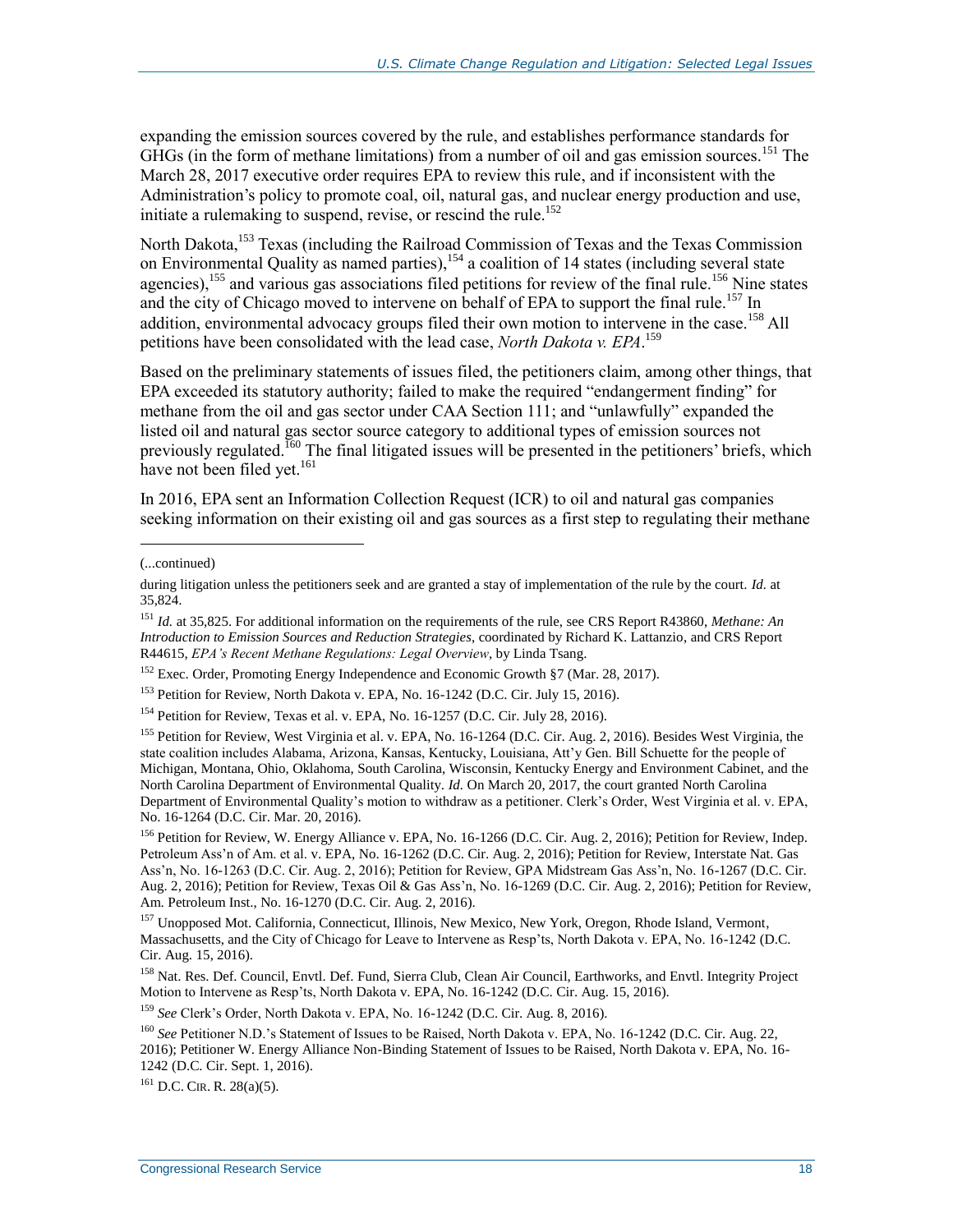expanding the emission sources covered by the rule, and establishes performance standards for GHGs (in the form of methane limitations) from a number of oil and gas emission sources.[151] The March 28, 2017 executive order requires EPA to review this rule, and if inconsistent with the Administration's policy to promote coal, oil, natural gas, and nuclear energy production and use, initiate a rulemaking to suspend, revise, or rescind the rule.[152]

North Dakota,[153] Texas (including the Railroad Commission of Texas and the Texas Commission on Environmental Quality as named parties),[154] a coalition of 14 states (including several state agencies),[155] and various gas associations filed petitions for review of the final rule.[156] Nine states and the city of Chicago moved to intervene on behalf of EPA to support the final rule.[157] In addition, environmental advocacy groups filed their own motion to intervene in the case.[158] All petitions have been consolidated with the lead case, *North Dakota v. EPA*.[159]

Based on the preliminary statements of issues filed, the petitioners claim, among other things, that EPA exceeded its statutory authority; failed to make the required "endangerment finding" for methane from the oil and gas sector under CAA Section 111; and "unlawfully" expanded the listed oil and natural gas sector source category to additional types of emission sources not previously regulated.[160] The final litigated issues will be presented in the petitioners' briefs, which have not been filed yet.[161]

In 2016, EPA sent an Information Collection Request (ICR) to oil and natural gas companies seeking information on their existing oil and gas sources as a first step to regulating their methane

---

(...continued)

during litigation unless the petitioners seek and are granted a stay of implementation of the rule by the court. *Id.* at 35,824.

[151] *Id.* at 35,825. For additional information on the requirements of the rule, see CRS Report R43860, *Methane: An Introduction to Emission Sources and Reduction Strategies*, coordinated by Richard K. Lattanzio, and CRS Report R44615, *EPA's Recent Methane Regulations: Legal Overview*, by Linda Tsang.

[152] Exec. Order, Promoting Energy Independence and Economic Growth §7 (Mar. 28, 2017).

[153] Petition for Review, North Dakota v. EPA, No. 16-1242 (D.C. Cir. July 15, 2016).

[154] Petition for Review, Texas et al. v. EPA, No. 16-1257 (D.C. Cir. July 28, 2016).

[155] Petition for Review, West Virginia et al. v. EPA, No. 16-1264 (D.C. Cir. Aug. 2, 2016). Besides West Virginia, the state coalition includes Alabama, Arizona, Kansas, Kentucky, Louisiana, Att'y Gen. Bill Schuette for the people of Michigan, Montana, Ohio, Oklahoma, South Carolina, Wisconsin, Kentucky Energy and Environment Cabinet, and the North Carolina Department of Environmental Quality. *Id.* On March 20, 2017, the court granted North Carolina Department of Environmental Quality's motion to withdraw as a petitioner. Clerk's Order, West Virginia et al. v. EPA, No. 16-1264 (D.C. Cir. Mar. 20, 2016).

[156] Petition for Review, W. Energy Alliance v. EPA, No. 16-1266 (D.C. Cir. Aug. 2, 2016); Petition for Review, Indep. Petroleum Ass'n of Am. et al. v. EPA, No. 16-1262 (D.C. Cir. Aug. 2, 2016); Petition for Review, Interstate Nat. Gas Ass'n, No. 16-1263 (D.C. Cir. Aug. 2, 2016); Petition for Review, GPA Midstream Gas Ass'n, No. 16-1267 (D.C. Cir. Aug. 2, 2016); Petition for Review, Texas Oil & Gas Ass'n, No. 16-1269 (D.C. Cir. Aug. 2, 2016); Petition for Review, Am. Petroleum Inst., No. 16-1270 (D.C. Cir. Aug. 2, 2016).

[157] Unopposed Mot. California, Connecticut, Illinois, New Mexico, New York, Oregon, Rhode Island, Vermont, Massachusetts, and the City of Chicago for Leave to Intervene as Resp'ts, North Dakota v. EPA, No. 16-1242 (D.C. Cir. Aug. 15, 2016).

[158] Nat. Res. Def. Council, Envtl. Def. Fund, Sierra Club, Clean Air Council, Earthworks, and Envtl. Integrity Project Motion to Intervene as Resp'ts, North Dakota v. EPA, No. 16-1242 (D.C. Cir. Aug. 15, 2016).

[159] *See* Clerk's Order, North Dakota v. EPA, No. 16-1242 (D.C. Cir. Aug. 8, 2016).

[160] *See* Petitioner N.D.'s Statement of Issues to be Raised, North Dakota v. EPA, No. 16-1242 (D.C. Cir. Aug. 22, 2016); Petitioner W. Energy Alliance Non-Binding Statement of Issues to be Raised, North Dakota v. EPA, No. 16-1242 (D.C. Cir. Sept. 1, 2016).

[161] D.C. CIR. R. 28(a)(5).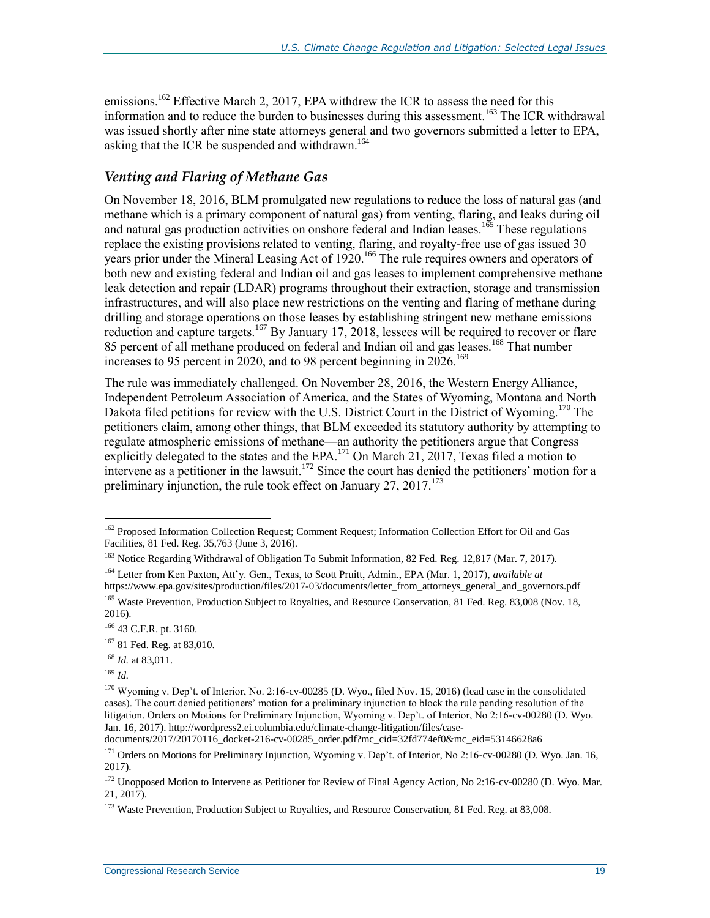emissions.[162] Effective March 2, 2017, EPA withdrew the ICR to assess the need for this information and to reduce the burden to businesses during this assessment.[163] The ICR withdrawal was issued shortly after nine state attorneys general and two governors submitted a letter to EPA, asking that the ICR be suspended and withdrawn.[164]

### *Venting and Flaring of Methane Gas*

On November 18, 2016, BLM promulgated new regulations to reduce the loss of natural gas (and methane which is a primary component of natural gas) from venting, flaring, and leaks during oil and natural gas production activities on onshore federal and Indian leases.[165] These regulations replace the existing provisions related to venting, flaring, and royalty-free use of gas issued 30 years prior under the Mineral Leasing Act of 1920.[166] The rule requires owners and operators of both new and existing federal and Indian oil and gas leases to implement comprehensive methane leak detection and repair (LDAR) programs throughout their extraction, storage and transmission infrastructures, and will also place new restrictions on the venting and flaring of methane during drilling and storage operations on those leases by establishing stringent new methane emissions reduction and capture targets.[167] By January 17, 2018, lessees will be required to recover or flare 85 percent of all methane produced on federal and Indian oil and gas leases.[168] That number increases to 95 percent in 2020, and to 98 percent beginning in 2026.[169]

The rule was immediately challenged. On November 28, 2016, the Western Energy Alliance, Independent Petroleum Association of America, and the States of Wyoming, Montana and North Dakota filed petitions for review with the U.S. District Court in the District of Wyoming.[170] The petitioners claim, among other things, that BLM exceeded its statutory authority by attempting to regulate atmospheric emissions of methane—an authority the petitioners argue that Congress explicitly delegated to the states and the EPA.[171] On March 21, 2017, Texas filed a motion to intervene as a petitioner in the lawsuit.[172] Since the court has denied the petitioners' motion for a preliminary injunction, the rule took effect on January 27, 2017.[173]

---

[162] Proposed Information Collection Request; Comment Request; Information Collection Effort for Oil and Gas Facilities, 81 Fed. Reg. 35,763 (June 3, 2016).

[163] Notice Regarding Withdrawal of Obligation To Submit Information, 82 Fed. Reg. 12,817 (Mar. 7, 2017).

[164] Letter from Ken Paxton, Att'y. Gen., Texas, to Scott Pruitt, Admin., EPA (Mar. 1, 2017), *available at* https://www.epa.gov/sites/production/files/2017-03/documents/letter_from_attorneys_general_and_governors.pdf

[165] Waste Prevention, Production Subject to Royalties, and Resource Conservation, 81 Fed. Reg. 83,008 (Nov. 18, 2016).

[166] 43 C.F.R. pt. 3160.

[167] 81 Fed. Reg. at 83,010.

[168] *Id.* at 83,011.

[169] *Id.*

[170] Wyoming v. Dep't. of Interior, No. 2:16-cv-00285 (D. Wyo., filed Nov. 15, 2016) (lead case in the consolidated cases). The court denied petitioners' motion for a preliminary injunction to block the rule pending resolution of the litigation. Orders on Motions for Preliminary Injunction, Wyoming v. Dep't. of Interior, No 2:16-cv-00280 (D. Wyo. Jan. 16, 2017). http://wordpress2.ei.columbia.edu/climate-change-litigation/files/case-documents/2017/20170116_docket-216-cv-00285_order.pdf?mc_cid=32fd774ef0&mc_eid=53146628a6

[171] Orders on Motions for Preliminary Injunction, Wyoming v. Dep't. of Interior, No 2:16-cv-00280 (D. Wyo. Jan. 16, 2017).

[172] Unopposed Motion to Intervene as Petitioner for Review of Final Agency Action, No 2:16-cv-00280 (D. Wyo. Mar. 21, 2017).

[173] Waste Prevention, Production Subject to Royalties, and Resource Conservation, 81 Fed. Reg. at 83,008.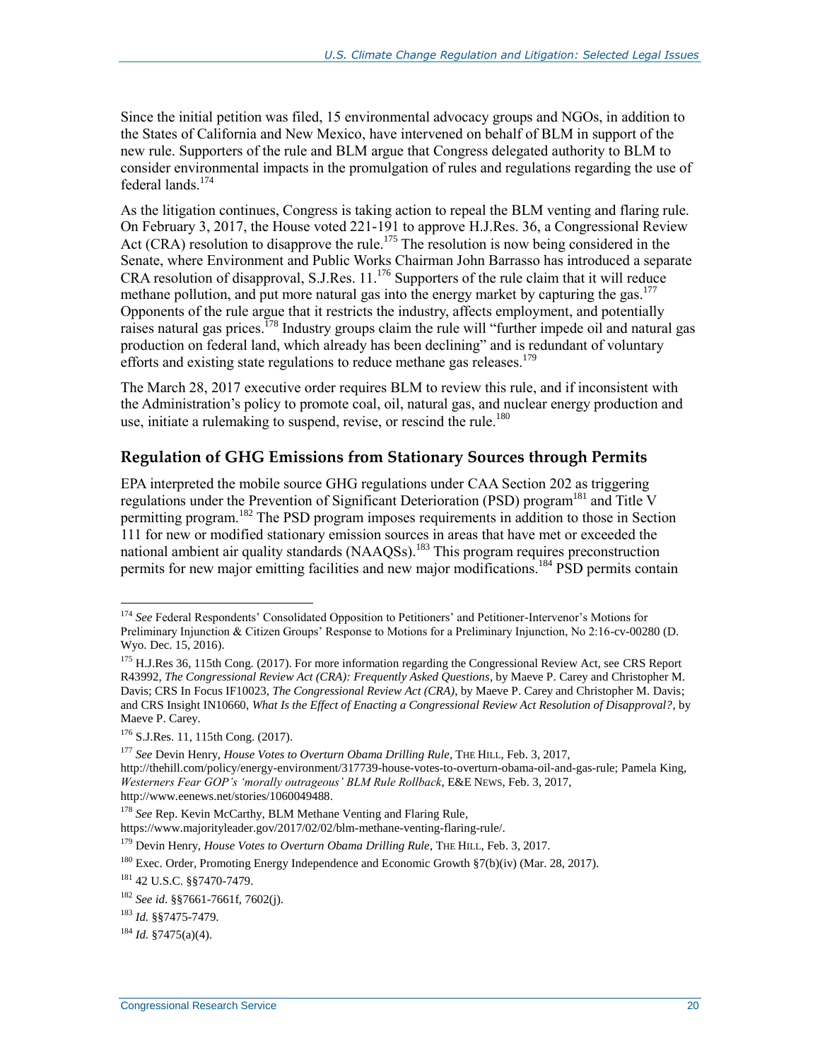Since the initial petition was filed, 15 environmental advocacy groups and NGOs, in addition to the States of California and New Mexico, have intervened on behalf of BLM in support of the new rule. Supporters of the rule and BLM argue that Congress delegated authority to BLM to consider environmental impacts in the promulgation of rules and regulations regarding the use of federal lands.[174]

As the litigation continues, Congress is taking action to repeal the BLM venting and flaring rule. On February 3, 2017, the House voted 221-191 to approve H.J.Res. 36, a Congressional Review Act (CRA) resolution to disapprove the rule.[175] The resolution is now being considered in the Senate, where Environment and Public Works Chairman John Barrasso has introduced a separate CRA resolution of disapproval, S.J.Res. 11.[176] Supporters of the rule claim that it will reduce methane pollution, and put more natural gas into the energy market by capturing the gas.[177] Opponents of the rule argue that it restricts the industry, affects employment, and potentially raises natural gas prices.[178] Industry groups claim the rule will "further impede oil and natural gas production on federal land, which already has been declining" and is redundant of voluntary efforts and existing state regulations to reduce methane gas releases.[179]

The March 28, 2017 executive order requires BLM to review this rule, and if inconsistent with the Administration's policy to promote coal, oil, natural gas, and nuclear energy production and use, initiate a rulemaking to suspend, revise, or rescind the rule.[180]

## Regulation of GHG Emissions from Stationary Sources through Permits

EPA interpreted the mobile source GHG regulations under CAA Section 202 as triggering regulations under the Prevention of Significant Deterioration (PSD) program[181] and Title V permitting program.[182] The PSD program imposes requirements in addition to those in Section 111 for new or modified stationary emission sources in areas that have met or exceeded the national ambient air quality standards (NAAQSs).[183] This program requires preconstruction permits for new major emitting facilities and new major modifications.[184] PSD permits contain

---

[174] *See* Federal Respondents' Consolidated Opposition to Petitioners' and Petitioner-Intervenor's Motions for Preliminary Injunction & Citizen Groups' Response to Motions for a Preliminary Injunction, No 2:16-cv-00280 (D. Wyo. Dec. 15, 2016).

[175] H.J.Res 36, 115th Cong. (2017). For more information regarding the Congressional Review Act, see CRS Report R43992, *The Congressional Review Act (CRA): Frequently Asked Questions*, by Maeve P. Carey and Christopher M. Davis; CRS In Focus IF10023, *The Congressional Review Act (CRA)*, by Maeve P. Carey and Christopher M. Davis; and CRS Insight IN10660, *What Is the Effect of Enacting a Congressional Review Act Resolution of Disapproval?*, by Maeve P. Carey.

[176] S.J.Res. 11, 115th Cong. (2017).

[177] *See* Devin Henry, *House Votes to Overturn Obama Drilling Rule*, THE HILL, Feb. 3, 2017, http://thehill.com/policy/energy-environment/317739-house-votes-to-overturn-obama-oil-and-gas-rule; Pamela King, *Westerners Fear GOP's 'morally outrageous' BLM Rule Rollback*, E&E NEWS, Feb. 3, 2017, http://www.eenews.net/stories/1060049488.

[178] *See* Rep. Kevin McCarthy, BLM Methane Venting and Flaring Rule, https://www.majorityleader.gov/2017/02/02/blm-methane-venting-flaring-rule/.

[179] Devin Henry, *House Votes to Overturn Obama Drilling Rule*, THE HILL, Feb. 3, 2017.

[180] Exec. Order, Promoting Energy Independence and Economic Growth §7(b)(iv) (Mar. 28, 2017).

[181] 42 U.S.C. §§7470-7479.

[182] *See id*. §§7661-7661f, 7602(j).

[183] *Id.* §§7475-7479.

[184] *Id.* §7475(a)(4).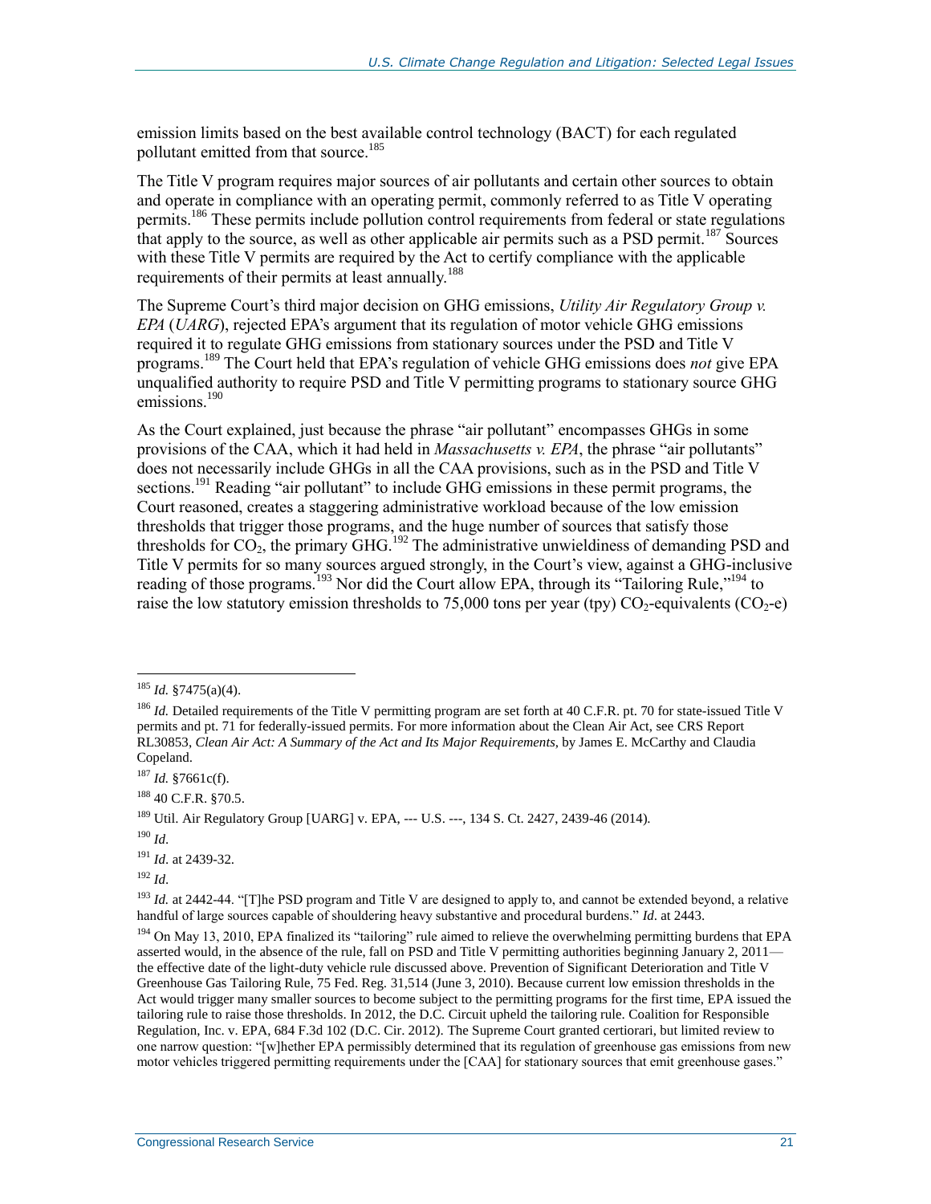emission limits based on the best available control technology (BACT) for each regulated pollutant emitted from that source.[185]

The Title V program requires major sources of air pollutants and certain other sources to obtain and operate in compliance with an operating permit, commonly referred to as Title V operating permits.[186] These permits include pollution control requirements from federal or state regulations that apply to the source, as well as other applicable air permits such as a PSD permit.[187] Sources with these Title V permits are required by the Act to certify compliance with the applicable requirements of their permits at least annually.[188]

The Supreme Court's third major decision on GHG emissions, *Utility Air Regulatory Group v. EPA* (*UARG*), rejected EPA's argument that its regulation of motor vehicle GHG emissions required it to regulate GHG emissions from stationary sources under the PSD and Title V programs.[189] The Court held that EPA's regulation of vehicle GHG emissions does *not* give EPA unqualified authority to require PSD and Title V permitting programs to stationary source GHG emissions.[190]

As the Court explained, just because the phrase "air pollutant" encompasses GHGs in some provisions of the CAA, which it had held in *Massachusetts v. EPA*, the phrase "air pollutants" does not necessarily include GHGs in all the CAA provisions, such as in the PSD and Title V sections.[191] Reading "air pollutant" to include GHG emissions in these permit programs, the Court reasoned, creates a staggering administrative workload because of the low emission thresholds that trigger those programs, and the huge number of sources that satisfy those thresholds for $CO_2$, the primary GHG.[192] The administrative unwieldiness of demanding PSD and Title V permits for so many sources argued strongly, in the Court's view, against a GHG-inclusive reading of those programs.[193] Nor did the Court allow EPA, through its "Tailoring Rule,"[194] to raise the low statutory emission thresholds to 75,000 tons per year (tpy) $CO_2$-equivalents ($CO_2$-e)

---

[185] *Id.* §7475(a)(4).

[186] *Id.* Detailed requirements of the Title V permitting program are set forth at 40 C.F.R. pt. 70 for state-issued Title V permits and pt. 71 for federally-issued permits. For more information about the Clean Air Act, see CRS Report RL30853, *Clean Air Act: A Summary of the Act and Its Major Requirements*, by James E. McCarthy and Claudia Copeland.

[187] *Id.* §7661c(f).

[188] 40 C.F.R. §70.5.

[189] Util. Air Regulatory Group [UARG] v. EPA, --- U.S. ---, 134 S. Ct. 2427, 2439-46 (2014).

[190] *Id*.

[191] *Id*. at 2439-32.

[192] *Id*.

[193] *Id.* at 2442-44. "[T]he PSD program and Title V are designed to apply to, and cannot be extended beyond, a relative handful of large sources capable of shouldering heavy substantive and procedural burdens." *Id*. at 2443.

[194] On May 13, 2010, EPA finalized its "tailoring" rule aimed to relieve the overwhelming permitting burdens that EPA asserted would, in the absence of the rule, fall on PSD and Title V permitting authorities beginning January 2, 2011—the effective date of the light-duty vehicle rule discussed above. Prevention of Significant Deterioration and Title V Greenhouse Gas Tailoring Rule, 75 Fed. Reg. 31,514 (June 3, 2010). Because current low emission thresholds in the Act would trigger many smaller sources to become subject to the permitting programs for the first time, EPA issued the tailoring rule to raise those thresholds. In 2012, the D.C. Circuit upheld the tailoring rule. Coalition for Responsible Regulation, Inc. v. EPA, 684 F.3d 102 (D.C. Cir. 2012). The Supreme Court granted certiorari, but limited review to one narrow question: "[w]hether EPA permissibly determined that its regulation of greenhouse gas emissions from new motor vehicles triggered permitting requirements under the [CAA] for stationary sources that emit greenhouse gases."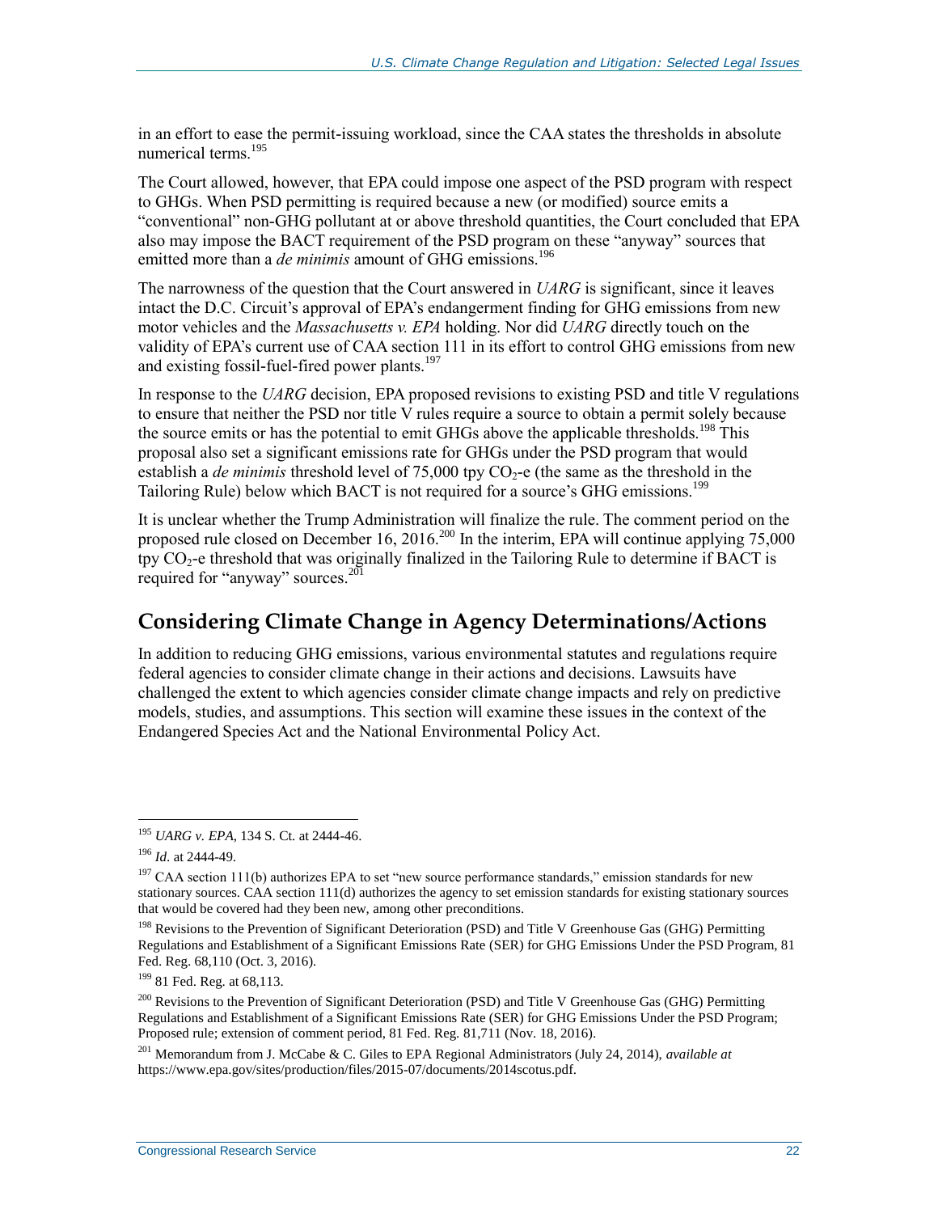in an effort to ease the permit-issuing workload, since the CAA states the thresholds in absolute numerical terms.[195]

The Court allowed, however, that EPA could impose one aspect of the PSD program with respect to GHGs. When PSD permitting is required because a new (or modified) source emits a "conventional" non-GHG pollutant at or above threshold quantities, the Court concluded that EPA also may impose the BACT requirement of the PSD program on these "anyway" sources that emitted more than a *de minimis* amount of GHG emissions.[196]

The narrowness of the question that the Court answered in *UARG* is significant, since it leaves intact the D.C. Circuit's approval of EPA's endangerment finding for GHG emissions from new motor vehicles and the *Massachusetts v. EPA* holding. Nor did *UARG* directly touch on the validity of EPA's current use of CAA section 111 in its effort to control GHG emissions from new and existing fossil-fuel-fired power plants.[197]

In response to the *UARG* decision, EPA proposed revisions to existing PSD and title V regulations to ensure that neither the PSD nor title V rules require a source to obtain a permit solely because the source emits or has the potential to emit GHGs above the applicable thresholds.[198] This proposal also set a significant emissions rate for GHGs under the PSD program that would establish a *de minimis* threshold level of 75,000 tpy $CO_2$-e (the same as the threshold in the Tailoring Rule) below which BACT is not required for a source's GHG emissions.[199]

It is unclear whether the Trump Administration will finalize the rule. The comment period on the proposed rule closed on December 16, 2016.[200] In the interim, EPA will continue applying 75,000 tpy $CO_2$-e threshold that was originally finalized in the Tailoring Rule to determine if BACT is required for "anyway" sources.[201]

## Considering Climate Change in Agency Determinations/Actions

In addition to reducing GHG emissions, various environmental statutes and regulations require federal agencies to consider climate change in their actions and decisions. Lawsuits have challenged the extent to which agencies consider climate change impacts and rely on predictive models, studies, and assumptions. This section will examine these issues in the context of the Endangered Species Act and the National Environmental Policy Act.

---

[195] *UARG v. EPA*, 134 S. Ct. at 2444-46.

[196] *Id*. at 2444-49.

[197] CAA section 111(b) authorizes EPA to set "new source performance standards," emission standards for new stationary sources. CAA section 111(d) authorizes the agency to set emission standards for existing stationary sources that would be covered had they been new, among other preconditions.

[198] Revisions to the Prevention of Significant Deterioration (PSD) and Title V Greenhouse Gas (GHG) Permitting Regulations and Establishment of a Significant Emissions Rate (SER) for GHG Emissions Under the PSD Program, 81 Fed. Reg. 68,110 (Oct. 3, 2016).

[199] 81 Fed. Reg. at 68,113.

[200] Revisions to the Prevention of Significant Deterioration (PSD) and Title V Greenhouse Gas (GHG) Permitting Regulations and Establishment of a Significant Emissions Rate (SER) for GHG Emissions Under the PSD Program; Proposed rule; extension of comment period, 81 Fed. Reg. 81,711 (Nov. 18, 2016).

[201] Memorandum from J. McCabe & C. Giles to EPA Regional Administrators (July 24, 2014), *available at* https://www.epa.gov/sites/production/files/2015-07/documents/2014scotus.pdf.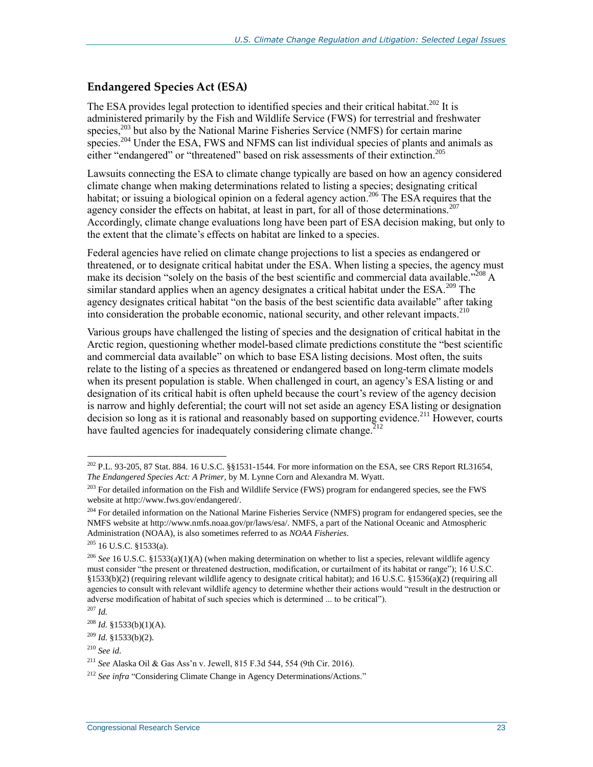## Endangered Species Act (ESA)

The ESA provides legal protection to identified species and their critical habitat.[202] It is administered primarily by the Fish and Wildlife Service (FWS) for terrestrial and freshwater species,[203] but also by the National Marine Fisheries Service (NMFS) for certain marine species.[204] Under the ESA, FWS and NFMS can list individual species of plants and animals as either "endangered" or "threatened" based on risk assessments of their extinction.[205]

Lawsuits connecting the ESA to climate change typically are based on how an agency considered climate change when making determinations related to listing a species; designating critical habitat; or issuing a biological opinion on a federal agency action.[206] The ESA requires that the agency consider the effects on habitat, at least in part, for all of those determinations.[207] Accordingly, climate change evaluations long have been part of ESA decision making, but only to the extent that the climate's effects on habitat are linked to a species.

Federal agencies have relied on climate change projections to list a species as endangered or threatened, or to designate critical habitat under the ESA. When listing a species, the agency must make its decision "solely on the basis of the best scientific and commercial data available."[208] A similar standard applies when an agency designates a critical habitat under the ESA.[209] The agency designates critical habitat "on the basis of the best scientific data available" after taking into consideration the probable economic, national security, and other relevant impacts.[210]

Various groups have challenged the listing of species and the designation of critical habitat in the Arctic region, questioning whether model-based climate predictions constitute the "best scientific and commercial data available" on which to base ESA listing decisions. Most often, the suits relate to the listing of a species as threatened or endangered based on long-term climate models when its present population is stable. When challenged in court, an agency's ESA listing or and designation of its critical habit is often upheld because the court's review of the agency decision is narrow and highly deferential; the court will not set aside an agency ESA listing or designation decision so long as it is rational and reasonably based on supporting evidence.[211] However, courts have faulted agencies for inadequately considering climate change.[212]

---

[202] P.L. 93-205, 87 Stat. 884. 16 U.S.C. §§1531-1544. For more information on the ESA, see CRS Report RL31654, *The Endangered Species Act: A Primer*, by M. Lynne Corn and Alexandra M. Wyatt.

[203] For detailed information on the Fish and Wildlife Service (FWS) program for endangered species, see the FWS website at http://www.fws.gov/endangered/.

[204] For detailed information on the National Marine Fisheries Service (NMFS) program for endangered species, see the NMFS website at http://www.nmfs.noaa.gov/pr/laws/esa/. NMFS, a part of the National Oceanic and Atmospheric Administration (NOAA), is also sometimes referred to as *NOAA Fisheries*.

[205] 16 U.S.C. §1533(a).

[206] *See* 16 U.S.C. §1533(a)(1)(A) (when making determination on whether to list a species, relevant wildlife agency must consider "the present or threatened destruction, modification, or curtailment of its habitat or range"); 16 U.S.C. §1533(b)(2) (requiring relevant wildlife agency to designate critical habitat); and 16 U.S.C. §1536(a)(2) (requiring all agencies to consult with relevant wildlife agency to determine whether their actions would "result in the destruction or adverse modification of habitat of such species which is determined ... to be critical").

[207] *Id.*

[208] *Id.* §1533(b)(1)(A).

[209] *Id.* §1533(b)(2).

[210] *See id*.

[211] *See* Alaska Oil & Gas Ass'n v. Jewell, 815 F.3d 544, 554 (9th Cir. 2016).

[212] *See infra* "Considering Climate Change in Agency Determinations/Actions."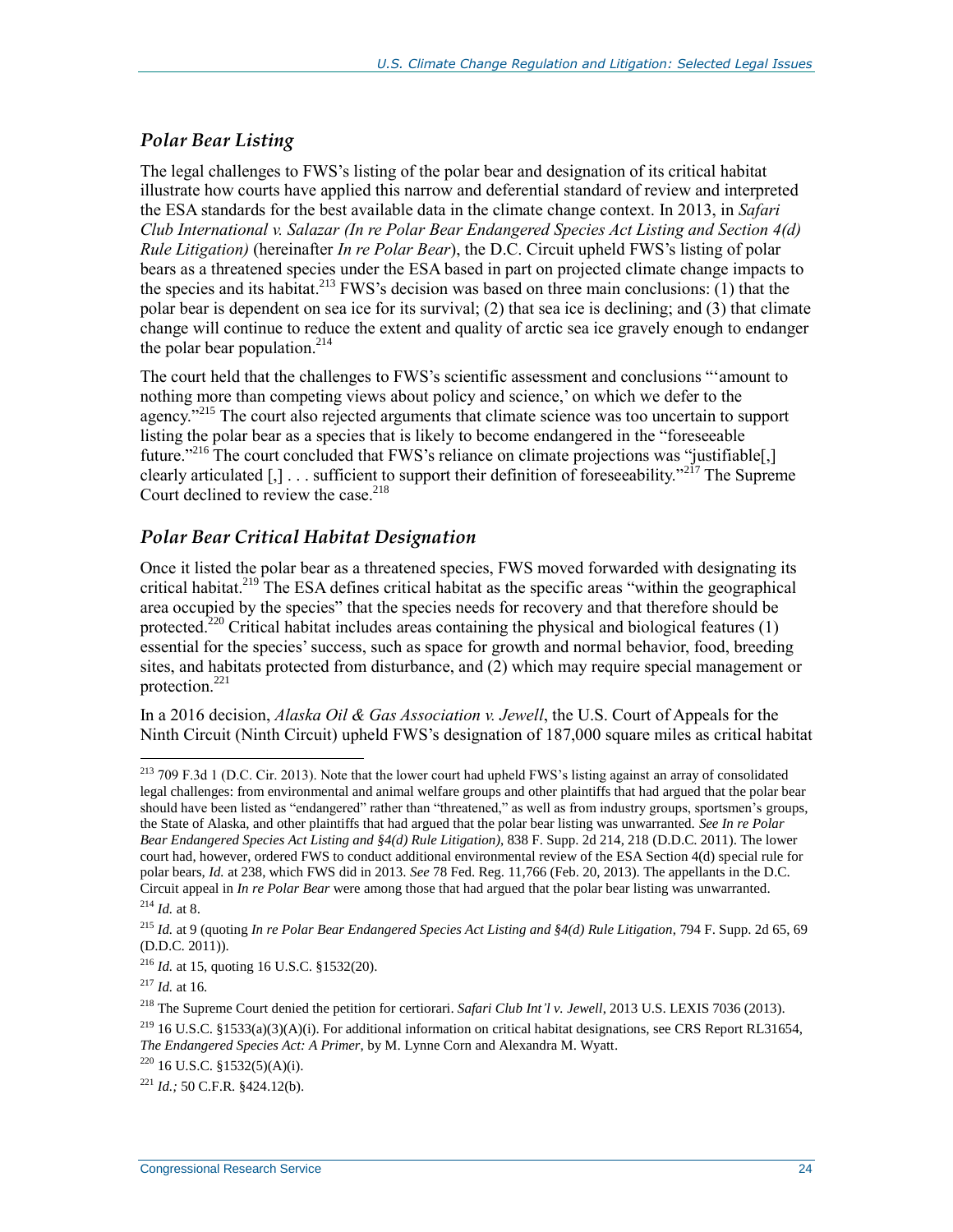### *Polar Bear Listing*

The legal challenges to FWS's listing of the polar bear and designation of its critical habitat illustrate how courts have applied this narrow and deferential standard of review and interpreted the ESA standards for the best available data in the climate change context. In 2013, in *Safari Club International v. Salazar (In re Polar Bear Endangered Species Act Listing and Section 4(d) Rule Litigation)* (hereinafter *In re Polar Bear*), the D.C. Circuit upheld FWS's listing of polar bears as a threatened species under the ESA based in part on projected climate change impacts to the species and its habitat.[213] FWS's decision was based on three main conclusions: (1) that the polar bear is dependent on sea ice for its survival; (2) that sea ice is declining; and (3) that climate change will continue to reduce the extent and quality of arctic sea ice gravely enough to endanger the polar bear population.[214]

The court held that the challenges to FWS's scientific assessment and conclusions "'amount to nothing more than competing views about policy and science,' on which we defer to the agency."[215] The court also rejected arguments that climate science was too uncertain to support listing the polar bear as a species that is likely to become endangered in the "foreseeable future."[216] The court concluded that FWS's reliance on climate projections was "justifiable[,] clearly articulated [,] . . . sufficient to support their definition of foreseeability."[217] The Supreme Court declined to review the case.[218]

### *Polar Bear Critical Habitat Designation*

Once it listed the polar bear as a threatened species, FWS moved forwarded with designating its critical habitat.[219] The ESA defines critical habitat as the specific areas "within the geographical area occupied by the species" that the species needs for recovery and that therefore should be protected.[220] Critical habitat includes areas containing the physical and biological features (1) essential for the species' success, such as space for growth and normal behavior, food, breeding sites, and habitats protected from disturbance, and (2) which may require special management or protection.[221]

In a 2016 decision, *Alaska Oil & Gas Association v. Jewell*, the U.S. Court of Appeals for the Ninth Circuit (Ninth Circuit) upheld FWS's designation of 187,000 square miles as critical habitat

---

[213] 709 F.3d 1 (D.C. Cir. 2013). Note that the lower court had upheld FWS's listing against an array of consolidated legal challenges: from environmental and animal welfare groups and other plaintiffs that had argued that the polar bear should have been listed as "endangered" rather than "threatened," as well as from industry groups, sportsmen's groups, the State of Alaska, and other plaintiffs that had argued that the polar bear listing was unwarranted. *See In re Polar Bear Endangered Species Act Listing and §4(d) Rule Litigation)*, 838 F. Supp. 2d 214, 218 (D.D.C. 2011). The lower court had, however, ordered FWS to conduct additional environmental review of the ESA Section 4(d) special rule for polar bears, *Id.* at 238, which FWS did in 2013. *See* 78 Fed. Reg. 11,766 (Feb. 20, 2013). The appellants in the D.C. Circuit appeal in *In re Polar Bear* were among those that had argued that the polar bear listing was unwarranted.

[214] *Id.* at 8.

[215] *Id.* at 9 (quoting *In re Polar Bear Endangered Species Act Listing and §4(d) Rule Litigation*, 794 F. Supp. 2d 65, 69 (D.D.C. 2011)).

[216] *Id.* at 15, quoting 16 U.S.C. §1532(20).

[217] *Id.* at 16.

[218] The Supreme Court denied the petition for certiorari. *Safari Club Int'l v. Jewell*, 2013 U.S. LEXIS 7036 (2013).

[219] 16 U.S.C. §1533(a)(3)(A)(i). For additional information on critical habitat designations, see CRS Report RL31654, *The Endangered Species Act: A Primer*, by M. Lynne Corn and Alexandra M. Wyatt.

[220] 16 U.S.C. §1532(5)(A)(i).

[221] *Id.;* 50 C.F.R. §424.12(b).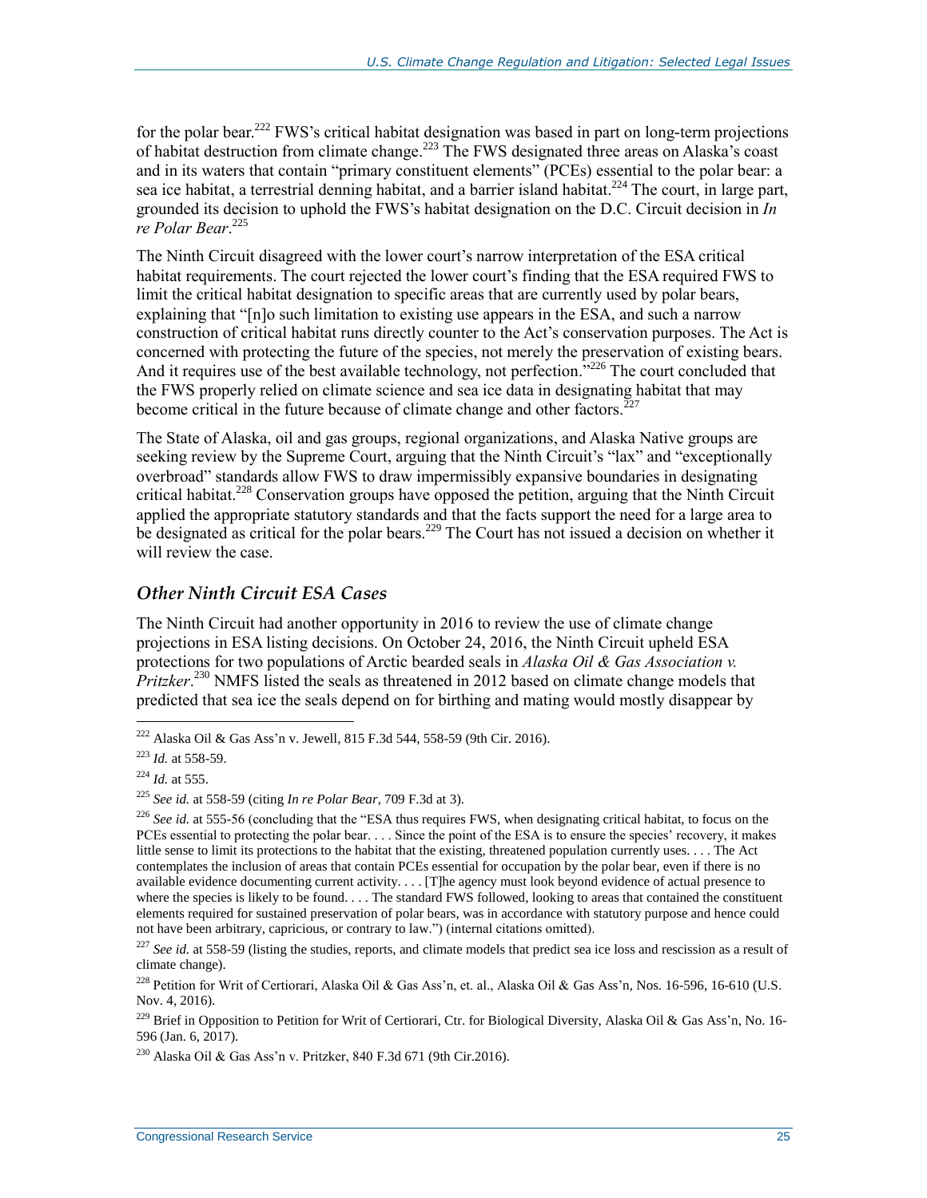for the polar bear.[222] FWS's critical habitat designation was based in part on long-term projections of habitat destruction from climate change.[223] The FWS designated three areas on Alaska's coast and in its waters that contain "primary constituent elements" (PCEs) essential to the polar bear: a sea ice habitat, a terrestrial denning habitat, and a barrier island habitat.[224] The court, in large part, grounded its decision to uphold the FWS's habitat designation on the D.C. Circuit decision in *In re Polar Bear*.[225]

The Ninth Circuit disagreed with the lower court's narrow interpretation of the ESA critical habitat requirements. The court rejected the lower court's finding that the ESA required FWS to limit the critical habitat designation to specific areas that are currently used by polar bears, explaining that "[n]o such limitation to existing use appears in the ESA, and such a narrow construction of critical habitat runs directly counter to the Act's conservation purposes. The Act is concerned with protecting the future of the species, not merely the preservation of existing bears. And it requires use of the best available technology, not perfection."[226] The court concluded that the FWS properly relied on climate science and sea ice data in designating habitat that may become critical in the future because of climate change and other factors.[227]

The State of Alaska, oil and gas groups, regional organizations, and Alaska Native groups are seeking review by the Supreme Court, arguing that the Ninth Circuit's "lax" and "exceptionally overbroad" standards allow FWS to draw impermissibly expansive boundaries in designating critical habitat.[228] Conservation groups have opposed the petition, arguing that the Ninth Circuit applied the appropriate statutory standards and that the facts support the need for a large area to be designated as critical for the polar bears.[229] The Court has not issued a decision on whether it will review the case.

### *Other Ninth Circuit ESA Cases*

The Ninth Circuit had another opportunity in 2016 to review the use of climate change projections in ESA listing decisions. On October 24, 2016, the Ninth Circuit upheld ESA protections for two populations of Arctic bearded seals in *Alaska Oil & Gas Association v. Pritzker*.[230] NMFS listed the seals as threatened in 2012 based on climate change models that predicted that sea ice the seals depend on for birthing and mating would mostly disappear by

---

[222] Alaska Oil & Gas Ass'n v. Jewell, 815 F.3d 544, 558-59 (9th Cir. 2016).

[223] *Id.* at 558-59.

[224] *Id.* at 555.

[225] *See id.* at 558-59 (citing *In re Polar Bear*, 709 F.3d at 3).

[226] *See id.* at 555-56 (concluding that the "ESA thus requires FWS, when designating critical habitat, to focus on the PCEs essential to protecting the polar bear. . . . Since the point of the ESA is to ensure the species' recovery, it makes little sense to limit its protections to the habitat that the existing, threatened population currently uses. . . . The Act contemplates the inclusion of areas that contain PCEs essential for occupation by the polar bear, even if there is no available evidence documenting current activity. . . . [T]he agency must look beyond evidence of actual presence to where the species is likely to be found. . . . The standard FWS followed, looking to areas that contained the constituent elements required for sustained preservation of polar bears, was in accordance with statutory purpose and hence could not have been arbitrary, capricious, or contrary to law.") (internal citations omitted).

[227] *See id.* at 558-59 (listing the studies, reports, and climate models that predict sea ice loss and rescission as a result of climate change).

[228] Petition for Writ of Certiorari, Alaska Oil & Gas Ass'n, et. al., Alaska Oil & Gas Ass'n, Nos. 16-596, 16-610 (U.S. Nov. 4, 2016).

[229] Brief in Opposition to Petition for Writ of Certiorari, Ctr. for Biological Diversity, Alaska Oil & Gas Ass'n, No. 16-596 (Jan. 6, 2017).

[230] Alaska Oil & Gas Ass'n v. Pritzker, 840 F.3d 671 (9th Cir.2016).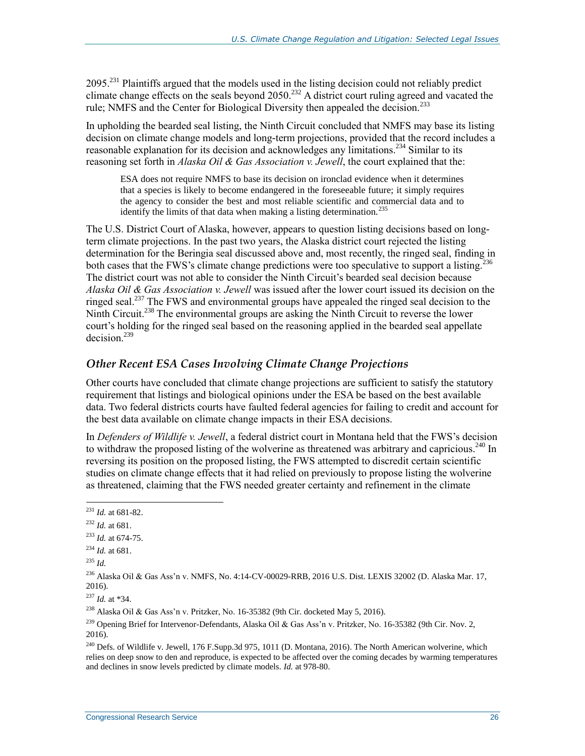2095.[231] Plaintiffs argued that the models used in the listing decision could not reliably predict climate change effects on the seals beyond 2050.[232] A district court ruling agreed and vacated the rule; NMFS and the Center for Biological Diversity then appealed the decision.[233]

In upholding the bearded seal listing, the Ninth Circuit concluded that NMFS may base its listing decision on climate change models and long-term projections, provided that the record includes a reasonable explanation for its decision and acknowledges any limitations.[234] Similar to its reasoning set forth in *Alaska Oil & Gas Association v. Jewell*, the court explained that the:

> ESA does not require NMFS to base its decision on ironclad evidence when it determines that a species is likely to become endangered in the foreseeable future; it simply requires the agency to consider the best and most reliable scientific and commercial data and to identify the limits of that data when making a listing determination.[235]

The U.S. District Court of Alaska, however, appears to question listing decisions based on long-term climate projections. In the past two years, the Alaska district court rejected the listing determination for the Beringia seal discussed above and, most recently, the ringed seal, finding in both cases that the FWS's climate change predictions were too speculative to support a listing.[236] The district court was not able to consider the Ninth Circuit's bearded seal decision because *Alaska Oil & Gas Association v. Jewell* was issued after the lower court issued its decision on the ringed seal.[237] The FWS and environmental groups have appealed the ringed seal decision to the Ninth Circuit.[238] The environmental groups are asking the Ninth Circuit to reverse the lower court's holding for the ringed seal based on the reasoning applied in the bearded seal appellate decision.[239]

### Other Recent ESA Cases Involving Climate Change Projections

Other courts have concluded that climate change projections are sufficient to satisfy the statutory requirement that listings and biological opinions under the ESA be based on the best available data. Two federal districts courts have faulted federal agencies for failing to credit and account for the best data available on climate change impacts in their ESA decisions.

In *Defenders of Wildlife v. Jewell*, a federal district court in Montana held that the FWS's decision to withdraw the proposed listing of the wolverine as threatened was arbitrary and capricious.[240] In reversing its position on the proposed listing, the FWS attempted to discredit certain scientific studies on climate change effects that it had relied on previously to propose listing the wolverine as threatened, claiming that the FWS needed greater certainty and refinement in the climate

---

[231] *Id.* at 681-82.

[232] *Id.* at 681.

[233] *Id.* at 674-75.

[234] *Id.* at 681.

[235] *Id.*

[236] Alaska Oil & Gas Ass'n v. NMFS, No. 4:14-CV-00029-RRB, 2016 U.S. Dist. LEXIS 32002 (D. Alaska Mar. 17, 2016).

[237] *Id.* at *34.

[238] Alaska Oil & Gas Ass'n v. Pritzker, No. 16-35382 (9th Cir. docketed May 5, 2016).

[239] Opening Brief for Intervenor-Defendants, Alaska Oil & Gas Ass'n v. Pritzker, No. 16-35382 (9th Cir. Nov. 2, 2016).

[240] Defs. of Wildlife v. Jewell, 176 F.Supp.3d 975, 1011 (D. Montana, 2016). The North American wolverine, which relies on deep snow to den and reproduce, is expected to be affected over the coming decades by warming temperatures and declines in snow levels predicted by climate models. *Id.* at 978-80.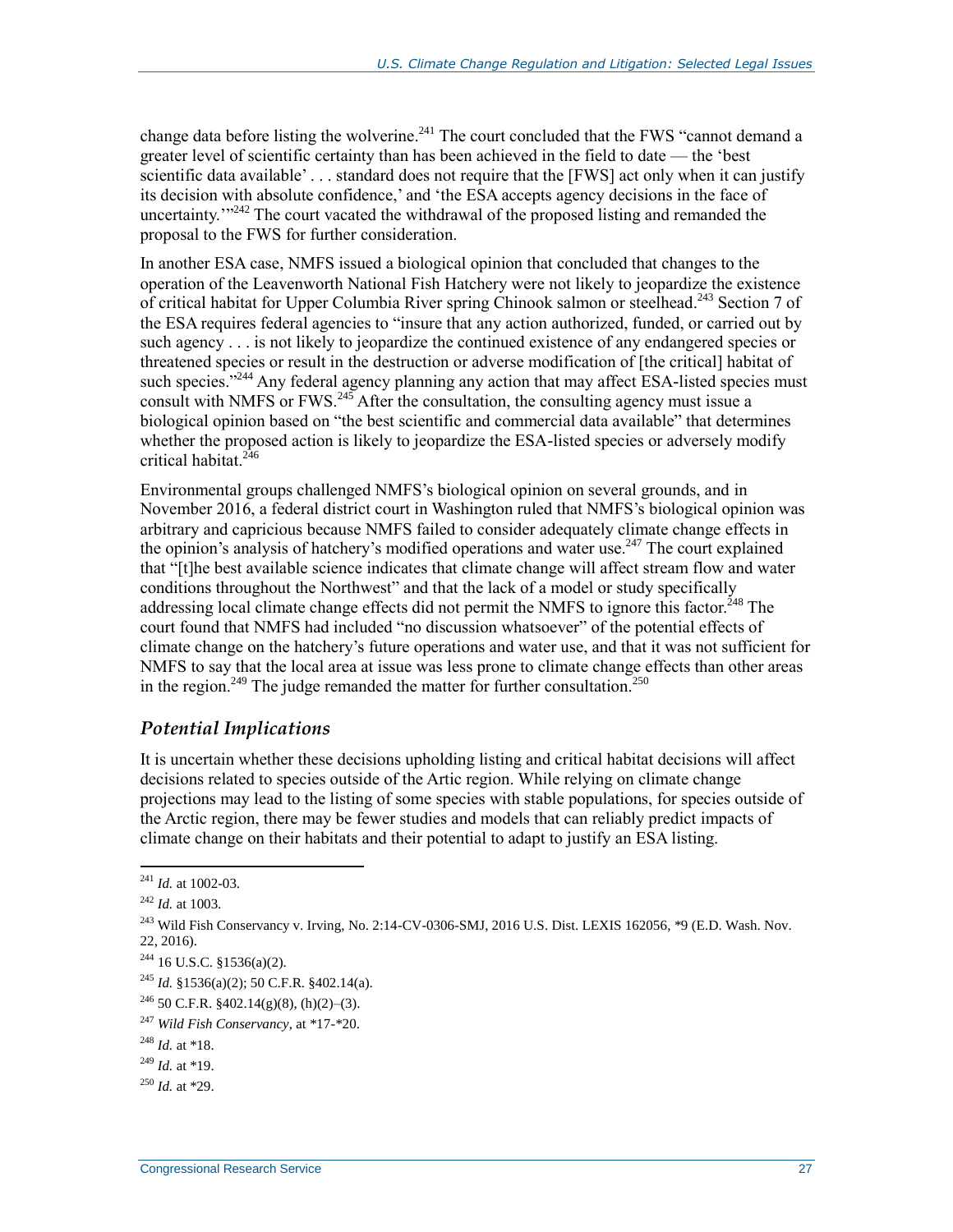change data before listing the wolverine.[241] The court concluded that the FWS "cannot demand a greater level of scientific certainty than has been achieved in the field to date — the 'best scientific data available' . . . standard does not require that the [FWS] act only when it can justify its decision with absolute confidence,' and 'the ESA accepts agency decisions in the face of uncertainty.'"[242] The court vacated the withdrawal of the proposed listing and remanded the proposal to the FWS for further consideration.

In another ESA case, NMFS issued a biological opinion that concluded that changes to the operation of the Leavenworth National Fish Hatchery were not likely to jeopardize the existence of critical habitat for Upper Columbia River spring Chinook salmon or steelhead.[243] Section 7 of the ESA requires federal agencies to "insure that any action authorized, funded, or carried out by such agency . . . is not likely to jeopardize the continued existence of any endangered species or threatened species or result in the destruction or adverse modification of [the critical] habitat of such species."[244] Any federal agency planning any action that may affect ESA-listed species must consult with NMFS or FWS.[245] After the consultation, the consulting agency must issue a biological opinion based on "the best scientific and commercial data available" that determines whether the proposed action is likely to jeopardize the ESA-listed species or adversely modify critical habitat.[246]

Environmental groups challenged NMFS's biological opinion on several grounds, and in November 2016, a federal district court in Washington ruled that NMFS's biological opinion was arbitrary and capricious because NMFS failed to consider adequately climate change effects in the opinion's analysis of hatchery's modified operations and water use.[247] The court explained that "[t]he best available science indicates that climate change will affect stream flow and water conditions throughout the Northwest" and that the lack of a model or study specifically addressing local climate change effects did not permit the NMFS to ignore this factor.[248] The court found that NMFS had included "no discussion whatsoever" of the potential effects of climate change on the hatchery's future operations and water use, and that it was not sufficient for NMFS to say that the local area at issue was less prone to climate change effects than other areas in the region.[249] The judge remanded the matter for further consultation.[250]

### *Potential Implications*

It is uncertain whether these decisions upholding listing and critical habitat decisions will affect decisions related to species outside of the Artic region. While relying on climate change projections may lead to the listing of some species with stable populations, for species outside of the Arctic region, there may be fewer studies and models that can reliably predict impacts of climate change on their habitats and their potential to adapt to justify an ESA listing.

---

[241] *Id.* at 1002-03.

[242] *Id.* at 1003.

[243] Wild Fish Conservancy v. Irving, No. 2:14-CV-0306-SMJ, 2016 U.S. Dist. LEXIS 162056, *9 (E.D. Wash. Nov. 22, 2016).

[244] 16 U.S.C. §1536(a)(2).

[245] *Id.* §1536(a)(2); 50 C.F.R. §402.14(a).

[246] 50 C.F.R. §402.14(g)(8), (h)(2)–(3).

[247] *Wild Fish Conservancy*, at *17-*20.

[248] *Id.* at *18.

[249] *Id.* at *19.

[250] *Id.* at *29.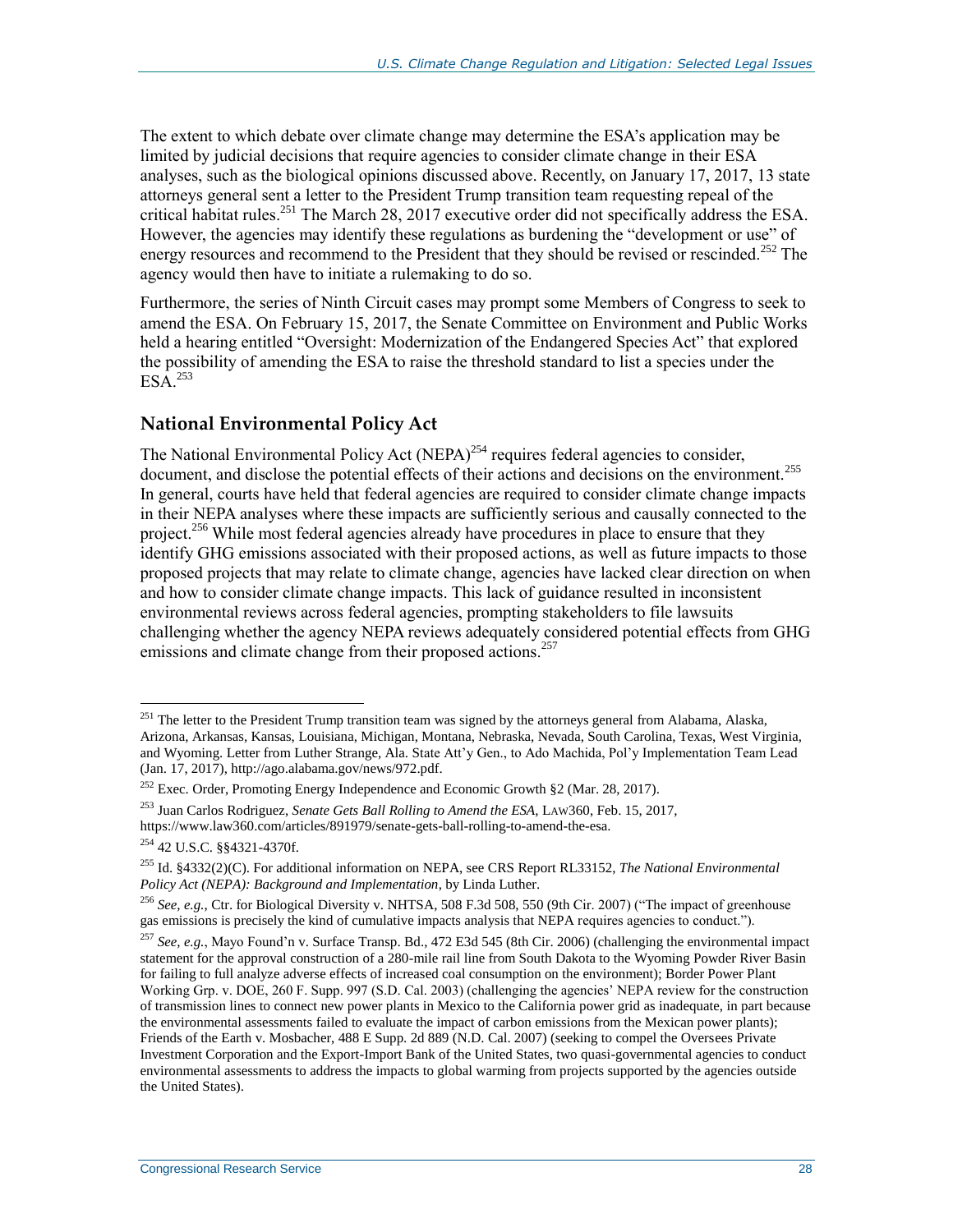The extent to which debate over climate change may determine the ESA's application may be limited by judicial decisions that require agencies to consider climate change in their ESA analyses, such as the biological opinions discussed above. Recently, on January 17, 2017, 13 state attorneys general sent a letter to the President Trump transition team requesting repeal of the critical habitat rules.[251] The March 28, 2017 executive order did not specifically address the ESA. However, the agencies may identify these regulations as burdening the "development or use" of energy resources and recommend to the President that they should be revised or rescinded.[252] The agency would then have to initiate a rulemaking to do so.

Furthermore, the series of Ninth Circuit cases may prompt some Members of Congress to seek to amend the ESA. On February 15, 2017, the Senate Committee on Environment and Public Works held a hearing entitled "Oversight: Modernization of the Endangered Species Act" that explored the possibility of amending the ESA to raise the threshold standard to list a species under the ESA.[253]

## National Environmental Policy Act

The National Environmental Policy Act (NEPA)[254] requires federal agencies to consider, document, and disclose the potential effects of their actions and decisions on the environment.[255] In general, courts have held that federal agencies are required to consider climate change impacts in their NEPA analyses where these impacts are sufficiently serious and causally connected to the project.[256] While most federal agencies already have procedures in place to ensure that they identify GHG emissions associated with their proposed actions, as well as future impacts to those proposed projects that may relate to climate change, agencies have lacked clear direction on when and how to consider climate change impacts. This lack of guidance resulted in inconsistent environmental reviews across federal agencies, prompting stakeholders to file lawsuits challenging whether the agency NEPA reviews adequately considered potential effects from GHG emissions and climate change from their proposed actions.[257]

---

[251] The letter to the President Trump transition team was signed by the attorneys general from Alabama, Alaska, Arizona, Arkansas, Kansas, Louisiana, Michigan, Montana, Nebraska, Nevada, South Carolina, Texas, West Virginia, and Wyoming. Letter from Luther Strange, Ala. State Att'y Gen., to Ado Machida, Pol'y Implementation Team Lead (Jan. 17, 2017), http://ago.alabama.gov/news/972.pdf.

[252] Exec. Order, Promoting Energy Independence and Economic Growth §2 (Mar. 28, 2017).

[253] Juan Carlos Rodriguez, *Senate Gets Ball Rolling to Amend the ESA*, LAW360, Feb. 15, 2017, https://www.law360.com/articles/891979/senate-gets-ball-rolling-to-amend-the-esa.

[254] 42 U.S.C. §§4321-4370f.

[255] Id. §4332(2)(C). For additional information on NEPA, see CRS Report RL33152, *The National Environmental Policy Act (NEPA): Background and Implementation*, by Linda Luther.

[256] *See, e.g.*, Ctr. for Biological Diversity v. NHTSA, 508 F.3d 508, 550 (9th Cir. 2007) ("The impact of greenhouse gas emissions is precisely the kind of cumulative impacts analysis that NEPA requires agencies to conduct.").

[257] *See, e.g.*, Mayo Found'n v. Surface Transp. Bd., 472 E3d 545 (8th Cir. 2006) (challenging the environmental impact statement for the approval construction of a 280-mile rail line from South Dakota to the Wyoming Powder River Basin for failing to full analyze adverse effects of increased coal consumption on the environment); Border Power Plant Working Grp. v. DOE, 260 F. Supp. 997 (S.D. Cal. 2003) (challenging the agencies' NEPA review for the construction of transmission lines to connect new power plants in Mexico to the California power grid as inadequate, in part because the environmental assessments failed to evaluate the impact of carbon emissions from the Mexican power plants); Friends of the Earth v. Mosbacher, 488 E Supp. 2d 889 (N.D. Cal. 2007) (seeking to compel the Oversees Private Investment Corporation and the Export-Import Bank of the United States, two quasi-governmental agencies to conduct environmental assessments to address the impacts to global warming from projects supported by the agencies outside the United States).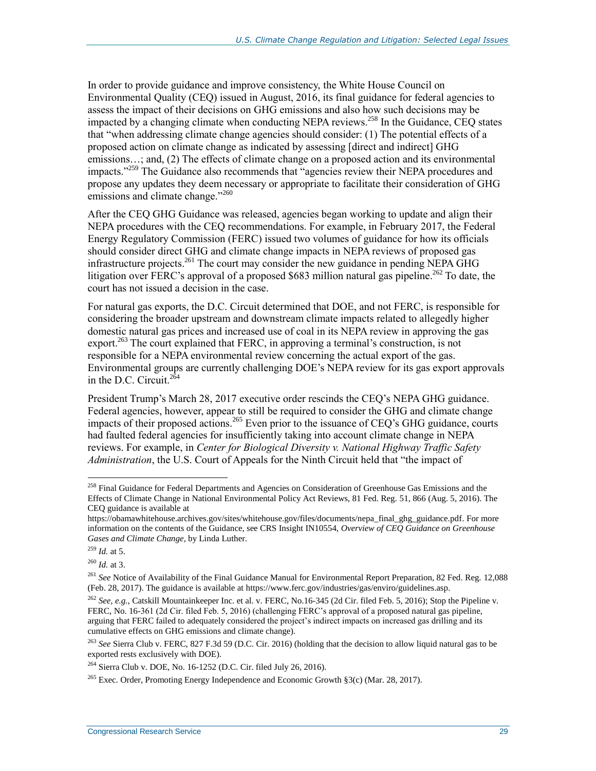In order to provide guidance and improve consistency, the White House Council on Environmental Quality (CEQ) issued in August, 2016, its final guidance for federal agencies to assess the impact of their decisions on GHG emissions and also how such decisions may be impacted by a changing climate when conducting NEPA reviews.[258] In the Guidance, CEQ states that "when addressing climate change agencies should consider: (1) The potential effects of a proposed action on climate change as indicated by assessing [direct and indirect] GHG emissions…; and, (2) The effects of climate change on a proposed action and its environmental impacts."[259] The Guidance also recommends that "agencies review their NEPA procedures and propose any updates they deem necessary or appropriate to facilitate their consideration of GHG emissions and climate change."[260]

After the CEQ GHG Guidance was released, agencies began working to update and align their NEPA procedures with the CEQ recommendations. For example, in February 2017, the Federal Energy Regulatory Commission (FERC) issued two volumes of guidance for how its officials should consider direct GHG and climate change impacts in NEPA reviews of proposed gas infrastructure projects.[261] The court may consider the new guidance in pending NEPA GHG litigation over FERC's approval of a proposed $683 million natural gas pipeline.[262] To date, the court has not issued a decision in the case.

For natural gas exports, the D.C. Circuit determined that DOE, and not FERC, is responsible for considering the broader upstream and downstream climate impacts related to allegedly higher domestic natural gas prices and increased use of coal in its NEPA review in approving the gas export.[263] The court explained that FERC, in approving a terminal's construction, is not responsible for a NEPA environmental review concerning the actual export of the gas. Environmental groups are currently challenging DOE's NEPA review for its gas export approvals in the D.C. Circuit.[264]

President Trump's March 28, 2017 executive order rescinds the CEQ's NEPA GHG guidance. Federal agencies, however, appear to still be required to consider the GHG and climate change impacts of their proposed actions.[265] Even prior to the issuance of CEQ's GHG guidance, courts had faulted federal agencies for insufficiently taking into account climate change in NEPA reviews. For example, in *Center for Biological Diversity v. National Highway Traffic Safety Administration*, the U.S. Court of Appeals for the Ninth Circuit held that "the impact of

---

[258] Final Guidance for Federal Departments and Agencies on Consideration of Greenhouse Gas Emissions and the Effects of Climate Change in National Environmental Policy Act Reviews, 81 Fed. Reg. 51, 866 (Aug. 5, 2016). The CEQ guidance is available at https://obamawhitehouse.archives.gov/sites/whitehouse.gov/files/documents/nepa_final_ghg_guidance.pdf. For more information on the contents of the Guidance, see CRS Insight IN10554, *Overview of CEQ Guidance on Greenhouse Gases and Climate Change*, by Linda Luther.

[259] *Id.* at 5.

[260] *Id.* at 3.

[261] *See* Notice of Availability of the Final Guidance Manual for Environmental Report Preparation, 82 Fed. Reg. 12,088 (Feb. 28, 2017). The guidance is available at https://www.ferc.gov/industries/gas/enviro/guidelines.asp.

[262] *See, e.g.*, Catskill Mountainkeeper Inc. et al. v. FERC, No.16-345 (2d Cir. filed Feb. 5, 2016); Stop the Pipeline v. FERC, No. 16-361 (2d Cir. filed Feb. 5, 2016) (challenging FERC's approval of a proposed natural gas pipeline, arguing that FERC failed to adequately considered the project's indirect impacts on increased gas drilling and its cumulative effects on GHG emissions and climate change).

[263] *See* Sierra Club v. FERC, 827 F.3d 59 (D.C. Cir. 2016) (holding that the decision to allow liquid natural gas to be exported rests exclusively with DOE).

[264] Sierra Club v. DOE, No. 16-1252 (D.C. Cir. filed July 26, 2016).

[265] Exec. Order, Promoting Energy Independence and Economic Growth §3(c) (Mar. 28, 2017).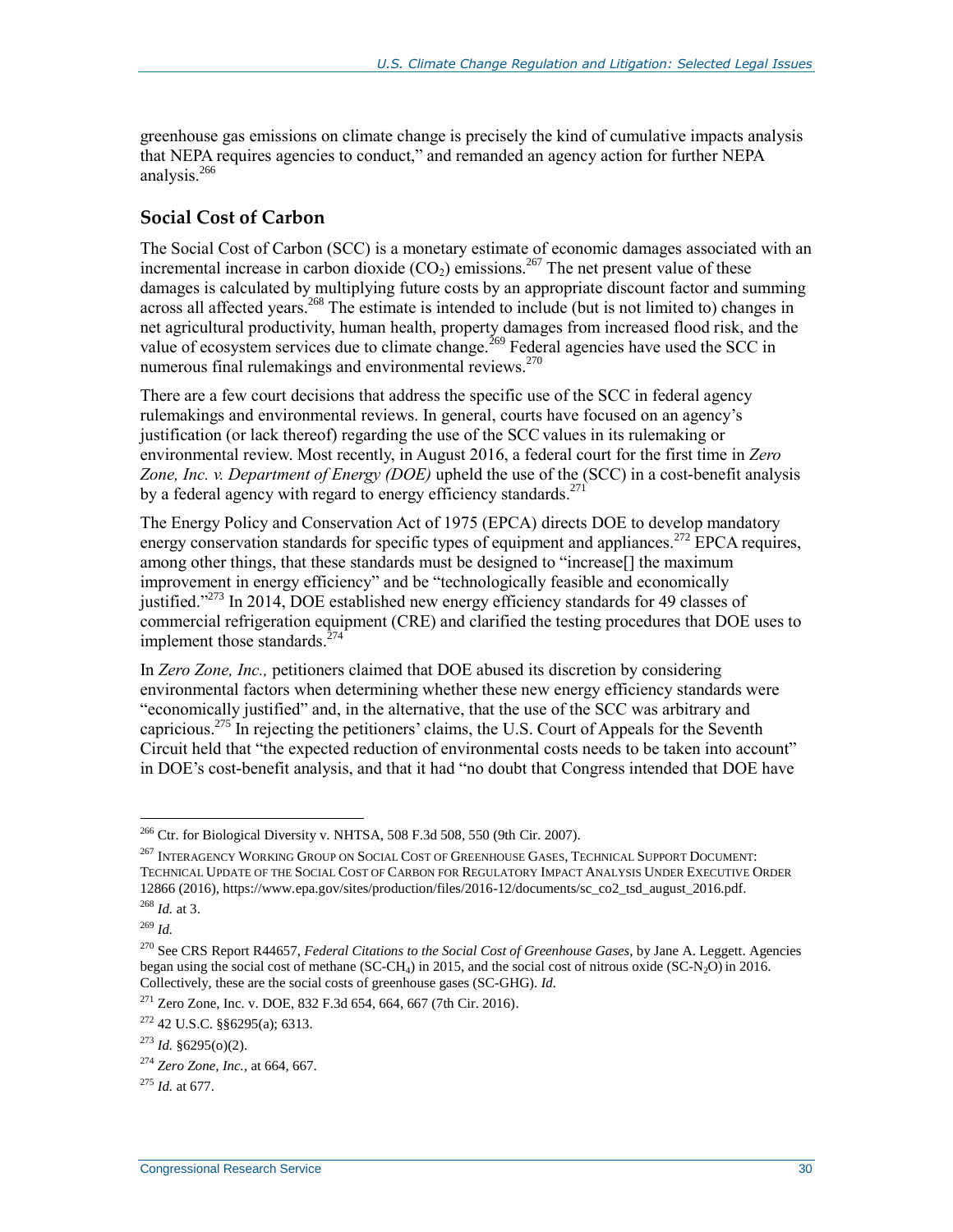greenhouse gas emissions on climate change is precisely the kind of cumulative impacts analysis that NEPA requires agencies to conduct," and remanded an agency action for further NEPA analysis.[266]

## Social Cost of Carbon

The Social Cost of Carbon (SCC) is a monetary estimate of economic damages associated with an incremental increase in carbon dioxide ($CO_2$) emissions.[267] The net present value of these damages is calculated by multiplying future costs by an appropriate discount factor and summing across all affected years.[268] The estimate is intended to include (but is not limited to) changes in net agricultural productivity, human health, property damages from increased flood risk, and the value of ecosystem services due to climate change.[269] Federal agencies have used the SCC in numerous final rulemakings and environmental reviews.[270]

There are a few court decisions that address the specific use of the SCC in federal agency rulemakings and environmental reviews. In general, courts have focused on an agency's justification (or lack thereof) regarding the use of the SCC values in its rulemaking or environmental review. Most recently, in August 2016, a federal court for the first time in *Zero Zone, Inc. v. Department of Energy (DOE)* upheld the use of the (SCC) in a cost-benefit analysis by a federal agency with regard to energy efficiency standards.[271]

The Energy Policy and Conservation Act of 1975 (EPCA) directs DOE to develop mandatory energy conservation standards for specific types of equipment and appliances.[272] EPCA requires, among other things, that these standards must be designed to "increase[] the maximum improvement in energy efficiency" and be "technologically feasible and economically justified."[273] In 2014, DOE established new energy efficiency standards for 49 classes of commercial refrigeration equipment (CRE) and clarified the testing procedures that DOE uses to implement those standards.[274]

In *Zero Zone, Inc.,* petitioners claimed that DOE abused its discretion by considering environmental factors when determining whether these new energy efficiency standards were "economically justified" and, in the alternative, that the use of the SCC was arbitrary and capricious.[275] In rejecting the petitioners' claims, the U.S. Court of Appeals for the Seventh Circuit held that "the expected reduction of environmental costs needs to be taken into account" in DOE's cost-benefit analysis, and that it had "no doubt that Congress intended that DOE have

---

[266] Ctr. for Biological Diversity v. NHTSA, 508 F.3d 508, 550 (9th Cir. 2007).

[267] Interagency Working Group on Social Cost of Greenhouse Gases, Technical Support Document: Technical Update of the Social Cost of Carbon for Regulatory Impact Analysis Under Executive Order 12866 (2016), https://www.epa.gov/sites/production/files/2016-12/documents/sc_co2_tsd_august_2016.pdf.

[268] *Id.* at 3.

[269] *Id.*

[270] See CRS Report R44657, *Federal Citations to the Social Cost of Greenhouse Gases*, by Jane A. Leggett. Agencies began using the social cost of methane (SC-$CH_4$) in 2015, and the social cost of nitrous oxide (SC-$N_2O$) in 2016. Collectively, these are the social costs of greenhouse gases (SC-GHG). *Id.*

[271] Zero Zone, Inc. v. DOE, 832 F.3d 654, 664, 667 (7th Cir. 2016).

[272] 42 U.S.C. §§6295(a); 6313.

[273] *Id.* §6295(o)(2).

[274] *Zero Zone, Inc.*, at 664, 667.

[275] *Id.* at 677.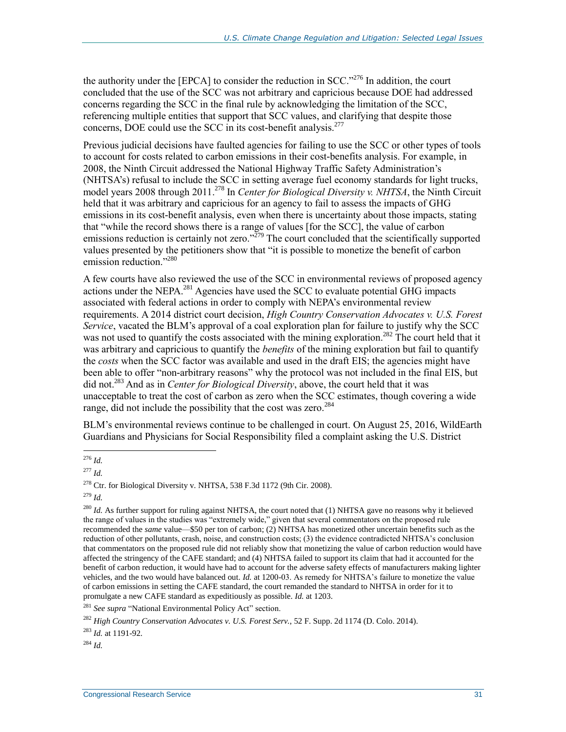the authority under the [EPCA] to consider the reduction in SCC."[276] In addition, the court concluded that the use of the SCC was not arbitrary and capricious because DOE had addressed concerns regarding the SCC in the final rule by acknowledging the limitation of the SCC, referencing multiple entities that support that SCC values, and clarifying that despite those concerns, DOE could use the SCC in its cost-benefit analysis.[277]

Previous judicial decisions have faulted agencies for failing to use the SCC or other types of tools to account for costs related to carbon emissions in their cost-benefits analysis. For example, in 2008, the Ninth Circuit addressed the National Highway Traffic Safety Administration's (NHTSA's) refusal to include the SCC in setting average fuel economy standards for light trucks, model years 2008 through 2011.[278] In *Center for Biological Diversity v. NHTSA*, the Ninth Circuit held that it was arbitrary and capricious for an agency to fail to assess the impacts of GHG emissions in its cost-benefit analysis, even when there is uncertainty about those impacts, stating that "while the record shows there is a range of values [for the SCC], the value of carbon emissions reduction is certainly not zero."[279] The court concluded that the scientifically supported values presented by the petitioners show that "it is possible to monetize the benefit of carbon emission reduction."[280]

A few courts have also reviewed the use of the SCC in environmental reviews of proposed agency actions under the NEPA.[281] Agencies have used the SCC to evaluate potential GHG impacts associated with federal actions in order to comply with NEPA's environmental review requirements. A 2014 district court decision, *High Country Conservation Advocates v. U.S. Forest Service*, vacated the BLM's approval of a coal exploration plan for failure to justify why the SCC was not used to quantify the costs associated with the mining exploration.[282] The court held that it was arbitrary and capricious to quantify the *benefits* of the mining exploration but fail to quantify the *costs* when the SCC factor was available and used in the draft EIS; the agencies might have been able to offer "non-arbitrary reasons" why the protocol was not included in the final EIS, but did not.[283] And as in *Center for Biological Diversity*, above, the court held that it was unacceptable to treat the cost of carbon as zero when the SCC estimates, though covering a wide range, did not include the possibility that the cost was zero.[284]

BLM's environmental reviews continue to be challenged in court. On August 25, 2016, WildEarth Guardians and Physicians for Social Responsibility filed a complaint asking the U.S. District

---

[276] *Id.*

[277] *Id.*

[278] Ctr. for Biological Diversity v. NHTSA, 538 F.3d 1172 (9th Cir. 2008).

[279] *Id.*

[280] *Id.* As further support for ruling against NHTSA, the court noted that (1) NHTSA gave no reasons why it believed the range of values in the studies was "extremely wide," given that several commentators on the proposed rule recommended the *same* value—$50 per ton of carbon; (2) NHTSA has monetized other uncertain benefits such as the reduction of other pollutants, crash, noise, and construction costs; (3) the evidence contradicted NHTSA's conclusion that commentators on the proposed rule did not reliably show that monetizing the value of carbon reduction would have affected the stringency of the CAFE standard; and (4) NHTSA failed to support its claim that had it accounted for the benefit of carbon reduction, it would have had to account for the adverse safety effects of manufacturers making lighter vehicles, and the two would have balanced out. *Id.* at 1200-03. As remedy for NHTSA's failure to monetize the value of carbon emissions in setting the CAFE standard, the court remanded the standard to NHTSA in order for it to promulgate a new CAFE standard as expeditiously as possible. *Id.* at 1203.

[281] *See supra* "National Environmental Policy Act" section.

[282] *High Country Conservation Advocates v. U.S. Forest Serv.*, 52 F. Supp. 2d 1174 (D. Colo. 2014).

[283] *Id.* at 1191-92.

[284] *Id.*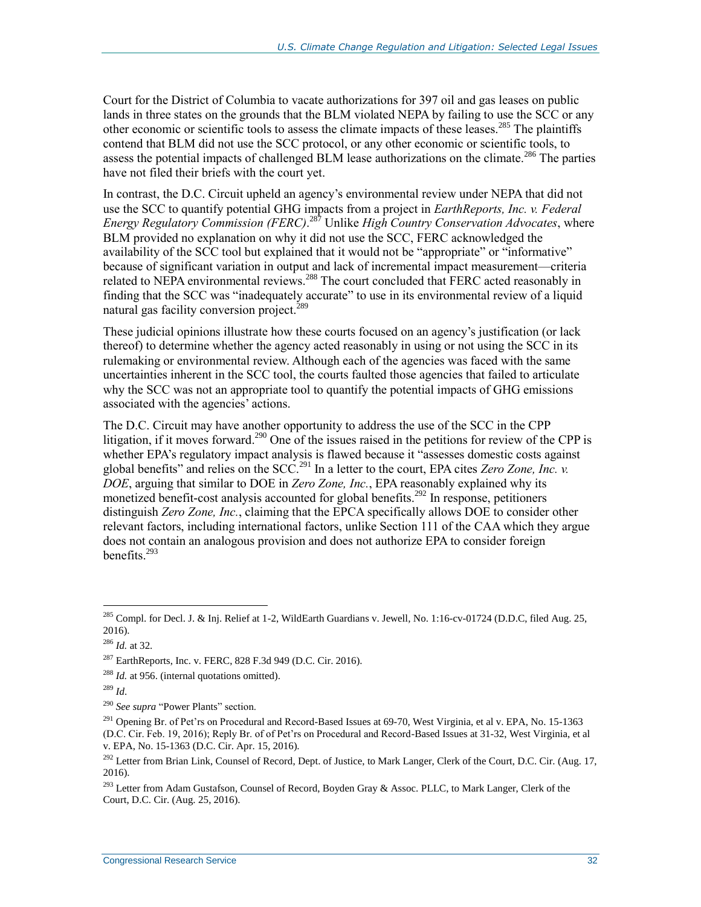Court for the District of Columbia to vacate authorizations for 397 oil and gas leases on public lands in three states on the grounds that the BLM violated NEPA by failing to use the SCC or any other economic or scientific tools to assess the climate impacts of these leases.[285] The plaintiffs contend that BLM did not use the SCC protocol, or any other economic or scientific tools, to assess the potential impacts of challenged BLM lease authorizations on the climate.[286] The parties have not filed their briefs with the court yet.

In contrast, the D.C. Circuit upheld an agency's environmental review under NEPA that did not use the SCC to quantify potential GHG impacts from a project in *EarthReports, Inc. v. Federal Energy Regulatory Commission (FERC)*.[287] Unlike *High Country Conservation Advocates*, where BLM provided no explanation on why it did not use the SCC, FERC acknowledged the availability of the SCC tool but explained that it would not be "appropriate" or "informative" because of significant variation in output and lack of incremental impact measurement—criteria related to NEPA environmental reviews.[288] The court concluded that FERC acted reasonably in finding that the SCC was "inadequately accurate" to use in its environmental review of a liquid natural gas facility conversion project.[289]

These judicial opinions illustrate how these courts focused on an agency's justification (or lack thereof) to determine whether the agency acted reasonably in using or not using the SCC in its rulemaking or environmental review. Although each of the agencies was faced with the same uncertainties inherent in the SCC tool, the courts faulted those agencies that failed to articulate why the SCC was not an appropriate tool to quantify the potential impacts of GHG emissions associated with the agencies' actions.

The D.C. Circuit may have another opportunity to address the use of the SCC in the CPP litigation, if it moves forward.[290] One of the issues raised in the petitions for review of the CPP is whether EPA's regulatory impact analysis is flawed because it "assesses domestic costs against global benefits" and relies on the SCC.[291] In a letter to the court, EPA cites *Zero Zone, Inc. v. DOE*, arguing that similar to DOE in *Zero Zone, Inc.*, EPA reasonably explained why its monetized benefit-cost analysis accounted for global benefits.[292] In response, petitioners distinguish *Zero Zone, Inc.*, claiming that the EPCA specifically allows DOE to consider other relevant factors, including international factors, unlike Section 111 of the CAA which they argue does not contain an analogous provision and does not authorize EPA to consider foreign benefits.[293]

---

[285] Compl. for Decl. J. & Inj. Relief at 1-2, WildEarth Guardians v. Jewell, No. 1:16-cv-01724 (D.D.C, filed Aug. 25, 2016).

[286] *Id.* at 32.

[287] EarthReports, Inc. v. FERC, 828 F.3d 949 (D.C. Cir. 2016).

[288] *Id.* at 956. (internal quotations omitted).

[289] *Id*.

[290] *See supra* "Power Plants" section.

[291] Opening Br. of Pet'rs on Procedural and Record-Based Issues at 69-70, West Virginia, et al v. EPA, No. 15-1363 (D.C. Cir. Feb. 19, 2016); Reply Br. of of Pet'rs on Procedural and Record-Based Issues at 31-32, West Virginia, et al v. EPA, No. 15-1363 (D.C. Cir. Apr. 15, 2016).

[292] Letter from Brian Link, Counsel of Record, Dept. of Justice, to Mark Langer, Clerk of the Court, D.C. Cir. (Aug. 17, 2016).

[293] Letter from Adam Gustafson, Counsel of Record, Boyden Gray & Assoc. PLLC, to Mark Langer, Clerk of the Court, D.C. Cir. (Aug. 25, 2016).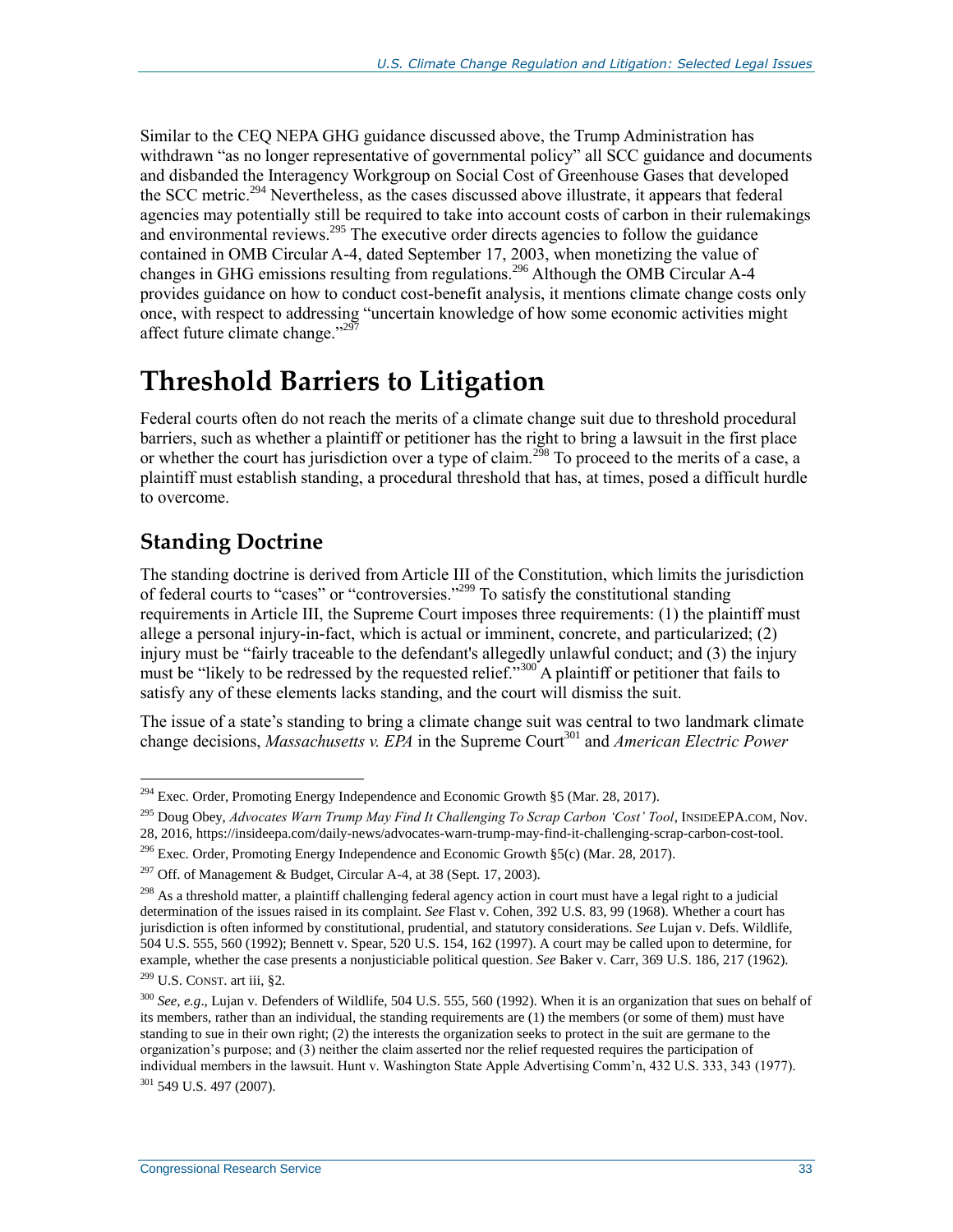Similar to the CEQ NEPA GHG guidance discussed above, the Trump Administration has withdrawn "as no longer representative of governmental policy" all SCC guidance and documents and disbanded the Interagency Workgroup on Social Cost of Greenhouse Gases that developed the SCC metric.[294] Nevertheless, as the cases discussed above illustrate, it appears that federal agencies may potentially still be required to take into account costs of carbon in their rulemakings and environmental reviews.[295] The executive order directs agencies to follow the guidance contained in OMB Circular A-4, dated September 17, 2003, when monetizing the value of changes in GHG emissions resulting from regulations.[296] Although the OMB Circular A-4 provides guidance on how to conduct cost-benefit analysis, it mentions climate change costs only once, with respect to addressing "uncertain knowledge of how some economic activities might affect future climate change."[297]

# Threshold Barriers to Litigation

Federal courts often do not reach the merits of a climate change suit due to threshold procedural barriers, such as whether a plaintiff or petitioner has the right to bring a lawsuit in the first place or whether the court has jurisdiction over a type of claim.[298] To proceed to the merits of a case, a plaintiff must establish standing, a procedural threshold that has, at times, posed a difficult hurdle to overcome.

## Standing Doctrine

The standing doctrine is derived from Article III of the Constitution, which limits the jurisdiction of federal courts to "cases" or "controversies."[299] To satisfy the constitutional standing requirements in Article III, the Supreme Court imposes three requirements: (1) the plaintiff must allege a personal injury-in-fact, which is actual or imminent, concrete, and particularized; (2) injury must be "fairly traceable to the defendant's allegedly unlawful conduct; and (3) the injury must be "likely to be redressed by the requested relief."[300] A plaintiff or petitioner that fails to satisfy any of these elements lacks standing, and the court will dismiss the suit.

The issue of a state's standing to bring a climate change suit was central to two landmark climate change decisions, *Massachusetts v. EPA* in the Supreme Court[301] and *American Electric Power*

---

[294] Exec. Order, Promoting Energy Independence and Economic Growth §5 (Mar. 28, 2017).

[295] Doug Obey, *Advocates Warn Trump May Find It Challenging To Scrap Carbon 'Cost' Tool*, INSIDEEPA.COM, Nov. 28, 2016, https://insideepa.com/daily-news/advocates-warn-trump-may-find-it-challenging-scrap-carbon-cost-tool.

[296] Exec. Order, Promoting Energy Independence and Economic Growth §5(c) (Mar. 28, 2017).

[297] Off. of Management & Budget, Circular A-4, at 38 (Sept. 17, 2003).

[298] As a threshold matter, a plaintiff challenging federal agency action in court must have a legal right to a judicial determination of the issues raised in its complaint. *See* Flast v. Cohen, 392 U.S. 83, 99 (1968). Whether a court has jurisdiction is often informed by constitutional, prudential, and statutory considerations. *See* Lujan v. Defs. Wildlife, 504 U.S. 555, 560 (1992); Bennett v. Spear, 520 U.S. 154, 162 (1997). A court may be called upon to determine, for example, whether the case presents a nonjusticiable political question. *See* Baker v. Carr, 369 U.S. 186, 217 (1962).

[299] U.S. CONST. art iii, §2.

[300] *See, e.g*., Lujan v. Defenders of Wildlife, 504 U.S. 555, 560 (1992). When it is an organization that sues on behalf of its members, rather than an individual, the standing requirements are (1) the members (or some of them) must have standing to sue in their own right; (2) the interests the organization seeks to protect in the suit are germane to the organization's purpose; and (3) neither the claim asserted nor the relief requested requires the participation of individual members in the lawsuit. Hunt v. Washington State Apple Advertising Comm'n, 432 U.S. 333, 343 (1977).

[301] 549 U.S. 497 (2007).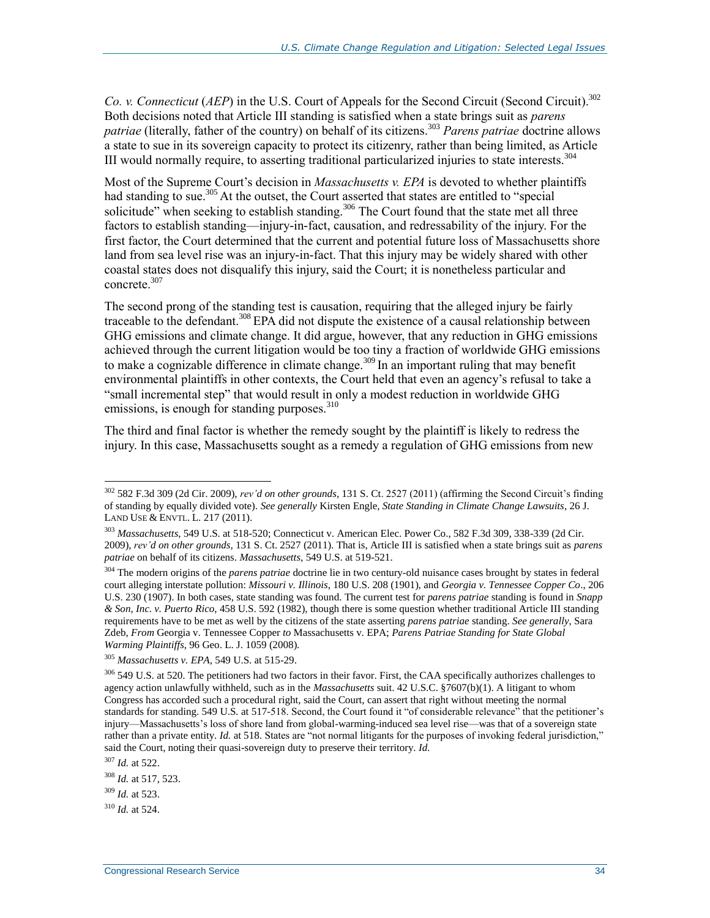*Co. v. Connecticut* (*AEP*) in the U.S. Court of Appeals for the Second Circuit (Second Circuit).[302] Both decisions noted that Article III standing is satisfied when a state brings suit as *parens patriae* (literally, father of the country) on behalf of its citizens.[303] *Parens patriae* doctrine allows a state to sue in its sovereign capacity to protect its citizenry, rather than being limited, as Article III would normally require, to asserting traditional particularized injuries to state interests.[304]

Most of the Supreme Court's decision in *Massachusetts v. EPA* is devoted to whether plaintiffs had standing to sue.[305] At the outset, the Court asserted that states are entitled to "special solicitude" when seeking to establish standing.[306] The Court found that the state met all three factors to establish standing—injury-in-fact, causation, and redressability of the injury. For the first factor, the Court determined that the current and potential future loss of Massachusetts shore land from sea level rise was an injury-in-fact. That this injury may be widely shared with other coastal states does not disqualify this injury, said the Court; it is nonetheless particular and concrete.[307]

The second prong of the standing test is causation, requiring that the alleged injury be fairly traceable to the defendant.[308] EPA did not dispute the existence of a causal relationship between GHG emissions and climate change. It did argue, however, that any reduction in GHG emissions achieved through the current litigation would be too tiny a fraction of worldwide GHG emissions to make a cognizable difference in climate change.[309] In an important ruling that may benefit environmental plaintiffs in other contexts, the Court held that even an agency's refusal to take a "small incremental step" that would result in only a modest reduction in worldwide GHG emissions, is enough for standing purposes.[310]

The third and final factor is whether the remedy sought by the plaintiff is likely to redress the injury. In this case, Massachusetts sought as a remedy a regulation of GHG emissions from new

---

[302] 582 F.3d 309 (2d Cir. 2009), *rev'd on other grounds*, 131 S. Ct. 2527 (2011) (affirming the Second Circuit's finding of standing by equally divided vote). *See generally* Kirsten Engle, *State Standing in Climate Change Lawsuits*, 26 J. LAND USE & ENVTL. L. 217 (2011).

[303] *Massachusetts*, 549 U.S. at 518-520; Connecticut v. American Elec. Power Co., 582 F.3d 309, 338-339 (2d Cir. 2009), *rev'd on other grounds*, 131 S. Ct. 2527 (2011). That is, Article III is satisfied when a state brings suit as *parens patriae* on behalf of its citizens. *Massachusetts*, 549 U.S. at 519-521.

[304] The modern origins of the *parens patriae* doctrine lie in two century-old nuisance cases brought by states in federal court alleging interstate pollution: *Missouri v. Illinois*, 180 U.S. 208 (1901), and *Georgia v. Tennessee Copper Co*., 206 U.S. 230 (1907). In both cases, state standing was found. The current test for *parens patriae* standing is found in *Snapp & Son, Inc. v. Puerto Rico*, 458 U.S. 592 (1982), though there is some question whether traditional Article III standing requirements have to be met as well by the citizens of the state asserting *parens patriae* standing. *See generally*, Sara Zdeb, *From* Georgia v. Tennessee Copper *to* Massachusetts v. EPA; *Parens Patriae Standing for State Global Warming Plaintiffs*, 96 Geo. L. J. 1059 (2008).

[305] *Massachusetts v. EPA*, 549 U.S. at 515-29.

[306] 549 U.S. at 520. The petitioners had two factors in their favor. First, the CAA specifically authorizes challenges to agency action unlawfully withheld, such as in the *Massachusetts* suit. 42 U.S.C. §7607(b)(1). A litigant to whom Congress has accorded such a procedural right, said the Court, can assert that right without meeting the normal standards for standing. 549 U.S. at 517-518. Second, the Court found it "of considerable relevance" that the petitioner's injury—Massachusetts's loss of shore land from global-warming-induced sea level rise—was that of a sovereign state rather than a private entity. *Id.* at 518. States are "not normal litigants for the purposes of invoking federal jurisdiction," said the Court, noting their quasi-sovereign duty to preserve their territory. *Id.*

[307] *Id.* at 522.

[308] *Id.* at 517, 523.

[309] *Id.* at 523.

[310] *Id.* at 524.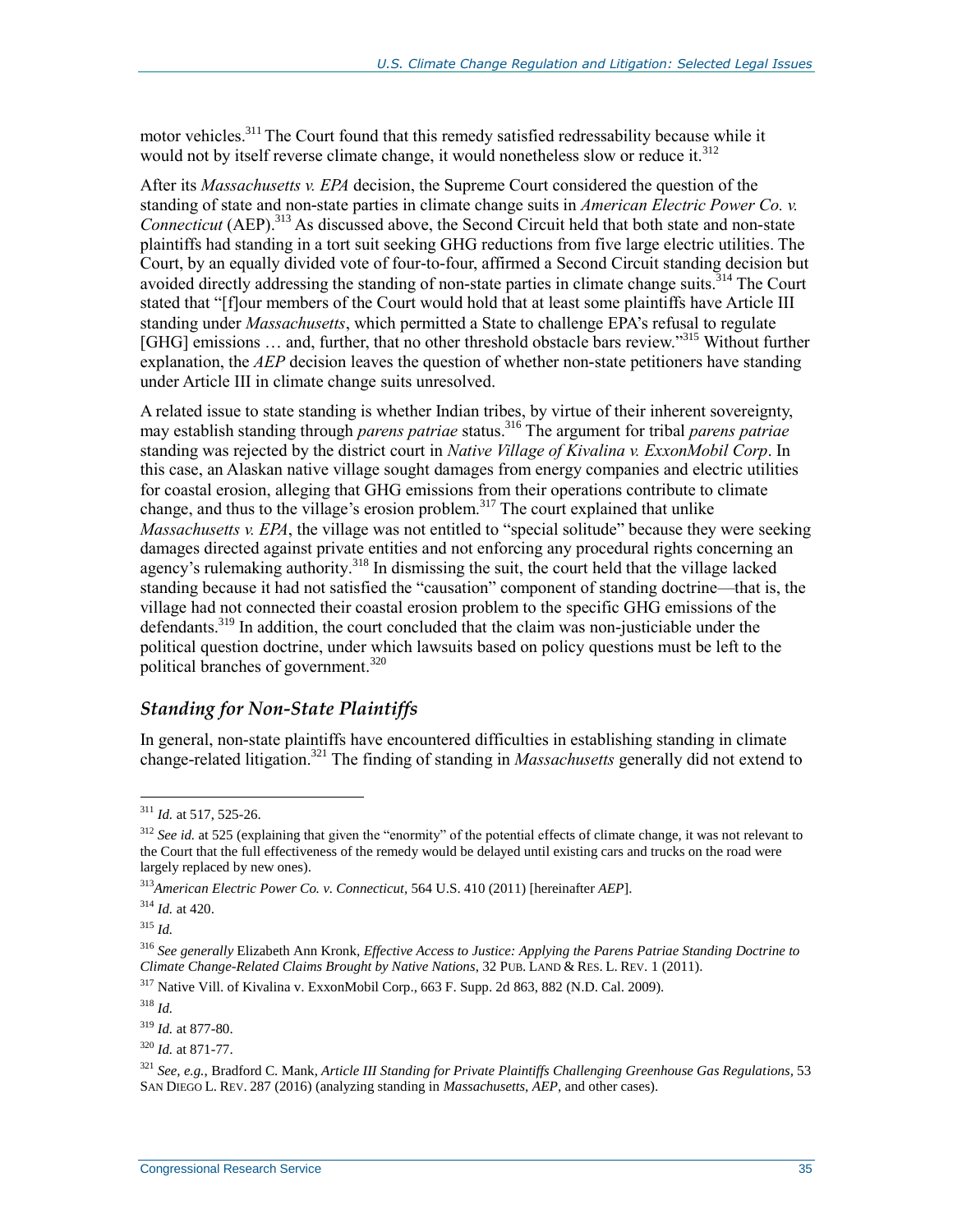motor vehicles.[311] The Court found that this remedy satisfied redressability because while it would not by itself reverse climate change, it would nonetheless slow or reduce it.[312]

After its *Massachusetts v. EPA* decision, the Supreme Court considered the question of the standing of state and non-state parties in climate change suits in *American Electric Power Co. v. Connecticut* (AEP).[313] As discussed above, the Second Circuit held that both state and non-state plaintiffs had standing in a tort suit seeking GHG reductions from five large electric utilities. The Court, by an equally divided vote of four-to-four, affirmed a Second Circuit standing decision but avoided directly addressing the standing of non-state parties in climate change suits.[314] The Court stated that "[f]our members of the Court would hold that at least some plaintiffs have Article III standing under *Massachusetts*, which permitted a State to challenge EPA's refusal to regulate [GHG] emissions … and, further, that no other threshold obstacle bars review."[315] Without further explanation, the *AEP* decision leaves the question of whether non-state petitioners have standing under Article III in climate change suits unresolved.

A related issue to state standing is whether Indian tribes, by virtue of their inherent sovereignty, may establish standing through *parens patriae* status.[316] The argument for tribal *parens patriae* standing was rejected by the district court in *Native Village of Kivalina v. ExxonMobil Corp*. In this case, an Alaskan native village sought damages from energy companies and electric utilities for coastal erosion, alleging that GHG emissions from their operations contribute to climate change, and thus to the village's erosion problem.[317] The court explained that unlike *Massachusetts v. EPA*, the village was not entitled to "special solitude" because they were seeking damages directed against private entities and not enforcing any procedural rights concerning an agency's rulemaking authority.[318] In dismissing the suit, the court held that the village lacked standing because it had not satisfied the "causation" component of standing doctrine—that is, the village had not connected their coastal erosion problem to the specific GHG emissions of the defendants.[319] In addition, the court concluded that the claim was non-justiciable under the political question doctrine, under which lawsuits based on policy questions must be left to the political branches of government.[320]

### *Standing for Non-State Plaintiffs*

In general, non-state plaintiffs have encountered difficulties in establishing standing in climate change-related litigation.[321] The finding of standing in *Massachusetts* generally did not extend to

---

[311] *Id.* at 517, 525-26.

[312] *See id.* at 525 (explaining that given the "enormity" of the potential effects of climate change, it was not relevant to the Court that the full effectiveness of the remedy would be delayed until existing cars and trucks on the road were largely replaced by new ones).

[313] *American Electric Power Co. v. Connecticut*, 564 U.S. 410 (2011) [hereinafter *AEP*].

[314] *Id.* at 420.

[315] *Id.*

[316] *See generally* Elizabeth Ann Kronk, *Effective Access to Justice: Applying the Parens Patriae Standing Doctrine to Climate Change-Related Claims Brought by Native Nations*, 32 PUB. LAND & RES. L. REV. 1 (2011).

[317] Native Vill. of Kivalina v. ExxonMobil Corp., 663 F. Supp. 2d 863, 882 (N.D. Cal. 2009).

[318] *Id.*

[319] *Id.* at 877-80.

[320] *Id.* at 871-77.

[321] *See, e.g.*, Bradford C. Mank, *Article III Standing for Private Plaintiffs Challenging Greenhouse Gas Regulations*, 53 SAN DIEGO L. REV. 287 (2016) (analyzing standing in *Massachusetts*, *AEP*, and other cases).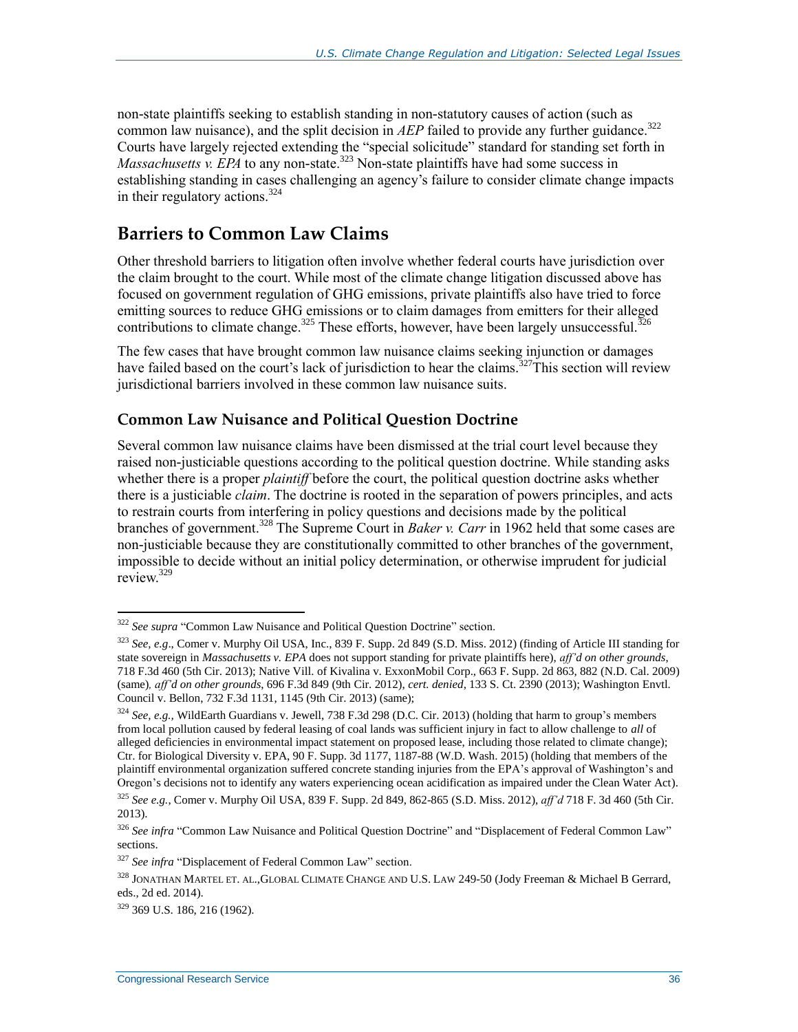non-state plaintiffs seeking to establish standing in non-statutory causes of action (such as common law nuisance), and the split decision in *AEP* failed to provide any further guidance.[322] Courts have largely rejected extending the "special solicitude" standard for standing set forth in *Massachusetts v. EPA* to any non-state.[323] Non-state plaintiffs have had some success in establishing standing in cases challenging an agency's failure to consider climate change impacts in their regulatory actions.[324]

## Barriers to Common Law Claims

Other threshold barriers to litigation often involve whether federal courts have jurisdiction over the claim brought to the court. While most of the climate change litigation discussed above has focused on government regulation of GHG emissions, private plaintiffs also have tried to force emitting sources to reduce GHG emissions or to claim damages from emitters for their alleged contributions to climate change.[325] These efforts, however, have been largely unsuccessful.[326]

The few cases that have brought common law nuisance claims seeking injunction or damages have failed based on the court's lack of jurisdiction to hear the claims.[327]This section will review jurisdictional barriers involved in these common law nuisance suits.

### Common Law Nuisance and Political Question Doctrine

Several common law nuisance claims have been dismissed at the trial court level because they raised non-justiciable questions according to the political question doctrine. While standing asks whether there is a proper *plaintiff* before the court, the political question doctrine asks whether there is a justiciable *claim*. The doctrine is rooted in the separation of powers principles, and acts to restrain courts from interfering in policy questions and decisions made by the political branches of government.[328] The Supreme Court in *Baker v. Carr* in 1962 held that some cases are non-justiciable because they are constitutionally committed to other branches of the government, impossible to decide without an initial policy determination, or otherwise imprudent for judicial review.[329]

---

[322] *See supra* "Common Law Nuisance and Political Question Doctrine" section.

[323] *See, e.g*., Comer v. Murphy Oil USA, Inc., 839 F. Supp. 2d 849 (S.D. Miss. 2012) (finding of Article III standing for state sovereign in *Massachusetts v. EPA* does not support standing for private plaintiffs here), *aff'd on other grounds*, 718 F.3d 460 (5th Cir. 2013); Native Vill. of Kivalina v. ExxonMobil Corp., 663 F. Supp. 2d 863, 882 (N.D. Cal. 2009) (same), *aff'd on other grounds*, 696 F.3d 849 (9th Cir. 2012), *cert. denied*, 133 S. Ct. 2390 (2013); Washington Envtl. Council v. Bellon, 732 F.3d 1131, 1145 (9th Cir. 2013) (same);

[324] *See, e.g.,* WildEarth Guardians v. Jewell, 738 F.3d 298 (D.C. Cir. 2013) (holding that harm to group's members from local pollution caused by federal leasing of coal lands was sufficient injury in fact to allow challenge to *all* of alleged deficiencies in environmental impact statement on proposed lease, including those related to climate change); Ctr. for Biological Diversity v. EPA, 90 F. Supp. 3d 1177, 1187-88 (W.D. Wash. 2015) (holding that members of the plaintiff environmental organization suffered concrete standing injuries from the EPA's approval of Washington's and Oregon's decisions not to identify any waters experiencing ocean acidification as impaired under the Clean Water Act).

[325] *See e.g.*, Comer v. Murphy Oil USA, 839 F. Supp. 2d 849, 862-865 (S.D. Miss. 2012), *aff'd* 718 F. 3d 460 (5th Cir. 2013).

[326] *See infra* "Common Law Nuisance and Political Question Doctrine" and "Displacement of Federal Common Law" sections.

[327] *See infra* "Displacement of Federal Common Law" section.

[328] JONATHAN MARTEL ET. AL.,GLOBAL CLIMATE CHANGE AND U.S. LAW 249-50 (Jody Freeman & Michael B Gerrard, eds., 2d ed. 2014).

[329] 369 U.S. 186, 216 (1962).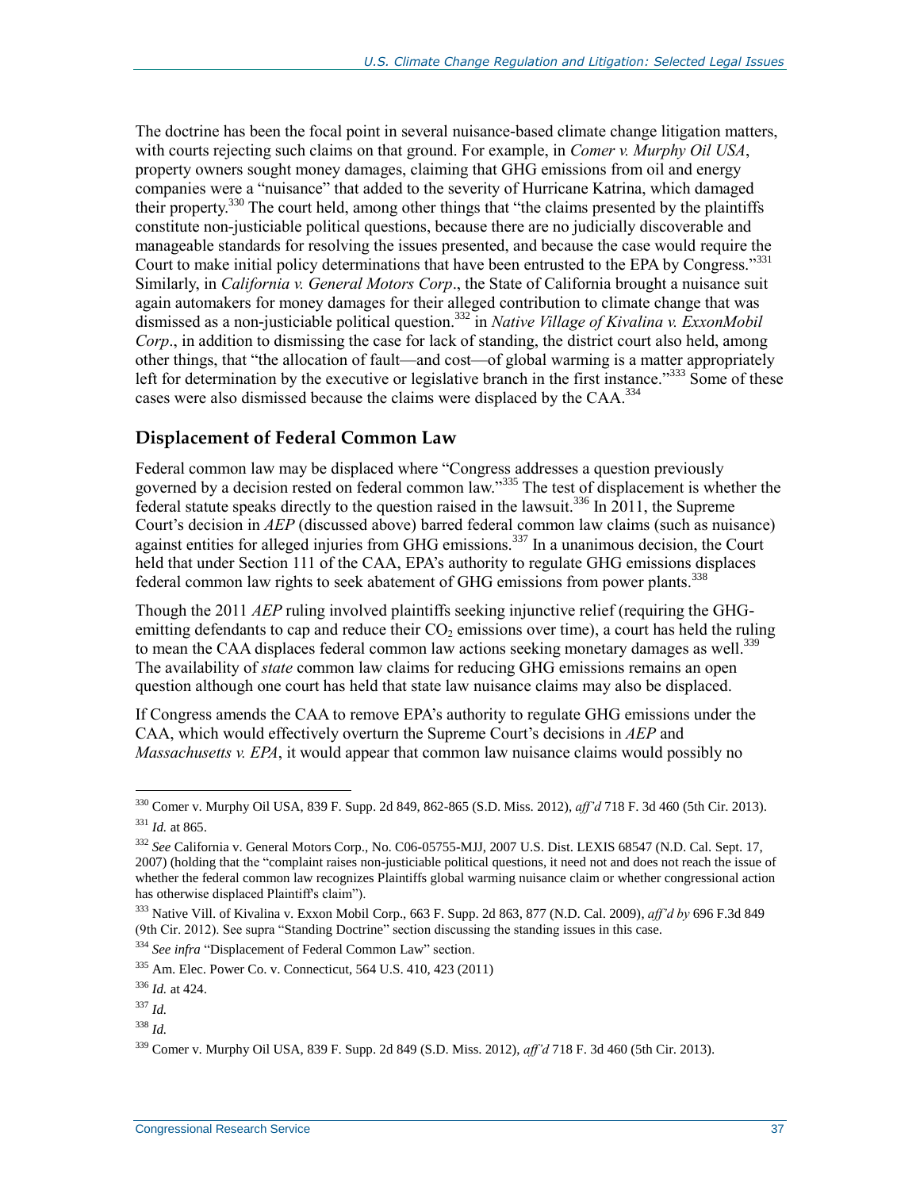The doctrine has been the focal point in several nuisance-based climate change litigation matters, with courts rejecting such claims on that ground. For example, in *Comer v. Murphy Oil USA*, property owners sought money damages, claiming that GHG emissions from oil and energy companies were a "nuisance" that added to the severity of Hurricane Katrina, which damaged their property.[330] The court held, among other things that "the claims presented by the plaintiffs constitute non-justiciable political questions, because there are no judicially discoverable and manageable standards for resolving the issues presented, and because the case would require the Court to make initial policy determinations that have been entrusted to the EPA by Congress."[331] Similarly, in *California v. General Motors Corp*., the State of California brought a nuisance suit again automakers for money damages for their alleged contribution to climate change that was dismissed as a non-justiciable political question.[332] in *Native Village of Kivalina v. ExxonMobil Corp*., in addition to dismissing the case for lack of standing, the district court also held, among other things, that "the allocation of fault—and cost—of global warming is a matter appropriately left for determination by the executive or legislative branch in the first instance."[333] Some of these cases were also dismissed because the claims were displaced by the CAA.[334]

## Displacement of Federal Common Law

Federal common law may be displaced where "Congress addresses a question previously governed by a decision rested on federal common law."[335] The test of displacement is whether the federal statute speaks directly to the question raised in the lawsuit.[336] In 2011, the Supreme Court's decision in *AEP* (discussed above) barred federal common law claims (such as nuisance) against entities for alleged injuries from GHG emissions.[337] In a unanimous decision, the Court held that under Section 111 of the CAA, EPA's authority to regulate GHG emissions displaces federal common law rights to seek abatement of GHG emissions from power plants.[338]

Though the 2011 *AEP* ruling involved plaintiffs seeking injunctive relief (requiring the GHG-emitting defendants to cap and reduce their $CO_2$ emissions over time), a court has held the ruling to mean the CAA displaces federal common law actions seeking monetary damages as well.[339] The availability of *state* common law claims for reducing GHG emissions remains an open question although one court has held that state law nuisance claims may also be displaced.

If Congress amends the CAA to remove EPA's authority to regulate GHG emissions under the CAA, which would effectively overturn the Supreme Court's decisions in *AEP* and *Massachusetts v. EPA*, it would appear that common law nuisance claims would possibly no

---

[330] Comer v. Murphy Oil USA, 839 F. Supp. 2d 849, 862-865 (S.D. Miss. 2012), *aff'd* 718 F. 3d 460 (5th Cir. 2013).

[331] *Id.* at 865.

[332] *See* California v. General Motors Corp., No. C06-05755-MJJ, 2007 U.S. Dist. LEXIS 68547 (N.D. Cal. Sept. 17, 2007) (holding that the "complaint raises non-justiciable political questions, it need not and does not reach the issue of whether the federal common law recognizes Plaintiffs global warming nuisance claim or whether congressional action has otherwise displaced Plaintiff's claim").

[333] Native Vill. of Kivalina v. Exxon Mobil Corp., 663 F. Supp. 2d 863, 877 (N.D. Cal. 2009), *aff'd by* 696 F.3d 849 (9th Cir. 2012). See supra "Standing Doctrine" section discussing the standing issues in this case.

[334] *See infra* "Displacement of Federal Common Law" section.

[335] Am. Elec. Power Co. v. Connecticut, 564 U.S. 410, 423 (2011)

[336] *Id.* at 424.

[337] *Id.*

[338] *Id.*

[339] Comer v. Murphy Oil USA, 839 F. Supp. 2d 849 (S.D. Miss. 2012), *aff'd* 718 F. 3d 460 (5th Cir. 2013).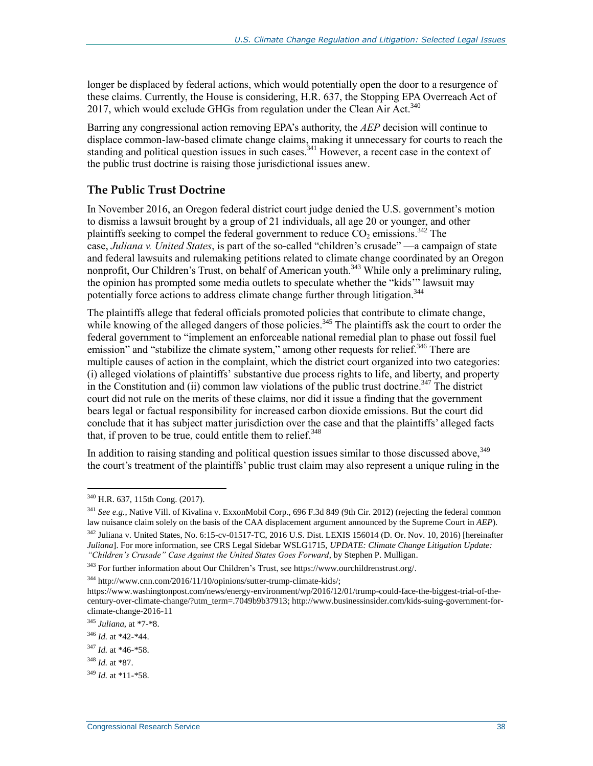longer be displaced by federal actions, which would potentially open the door to a resurgence of these claims. Currently, the House is considering, H.R. 637, the Stopping EPA Overreach Act of 2017, which would exclude GHGs from regulation under the Clean Air Act.[340]

Barring any congressional action removing EPA's authority, the *AEP* decision will continue to displace common-law-based climate change claims, making it unnecessary for courts to reach the standing and political question issues in such cases.[341] However, a recent case in the context of the public trust doctrine is raising those jurisdictional issues anew.

### The Public Trust Doctrine

In November 2016, an Oregon federal district court judge denied the U.S. government's motion to dismiss a lawsuit brought by a group of 21 individuals, all age 20 or younger, and other plaintiffs seeking to compel the federal government to reduce $CO_2$ emissions.[342] The case, *Juliana v. United States*, is part of the so-called "children's crusade" —a campaign of state and federal lawsuits and rulemaking petitions related to climate change coordinated by an Oregon nonprofit, Our Children's Trust, on behalf of American youth.[343] While only a preliminary ruling, the opinion has prompted some media outlets to speculate whether the "kids'" lawsuit may potentially force actions to address climate change further through litigation.[344]

The plaintiffs allege that federal officials promoted policies that contribute to climate change, while knowing of the alleged dangers of those policies.[345] The plaintiffs ask the court to order the federal government to "implement an enforceable national remedial plan to phase out fossil fuel emission" and "stabilize the climate system," among other requests for relief.[346] There are multiple causes of action in the complaint, which the district court organized into two categories: (i) alleged violations of plaintiffs' substantive due process rights to life, and liberty, and property in the Constitution and (ii) common law violations of the public trust doctrine.[347] The district court did not rule on the merits of these claims, nor did it issue a finding that the government bears legal or factual responsibility for increased carbon dioxide emissions. But the court did conclude that it has subject matter jurisdiction over the case and that the plaintiffs' alleged facts that, if proven to be true, could entitle them to relief.[348]

In addition to raising standing and political question issues similar to those discussed above,[349] the court's treatment of the plaintiffs' public trust claim may also represent a unique ruling in the

---

[340] H.R. 637, 115th Cong. (2017).

[341] *See e.g.*, Native Vill. of Kivalina v. ExxonMobil Corp., 696 F.3d 849 (9th Cir. 2012) (rejecting the federal common law nuisance claim solely on the basis of the CAA displacement argument announced by the Supreme Court in *AEP*).

[342] Juliana v. United States, No. 6:15-cv-01517-TC, 2016 U.S. Dist. LEXIS 156014 (D. Or. Nov. 10, 2016) [hereinafter *Juliana*]. For more information, see CRS Legal Sidebar WSLG1715, *UPDATE: Climate Change Litigation Update: "Children's Crusade" Case Against the United States Goes Forward*, by Stephen P. Mulligan.

[343] For further information about Our Children's Trust, see https://www.ourchildrenstrust.org/.

[344] http://www.cnn.com/2016/11/10/opinions/sutter-trump-climate-kids/; https://www.washingtonpost.com/news/energy-environment/wp/2016/12/01/trump-could-face-the-biggest-trial-of-the-century-over-climate-change/?utm_term=.7049b9b37913; http://www.businessinsider.com/kids-suing-government-for-climate-change-2016-11

[345] *Juliana*, at *7-*8.

[346] *Id.* at *42-*44.

[347] *Id.* at *46-*58.

[348] *Id.* at *87.

[349] *Id.* at *11-*58.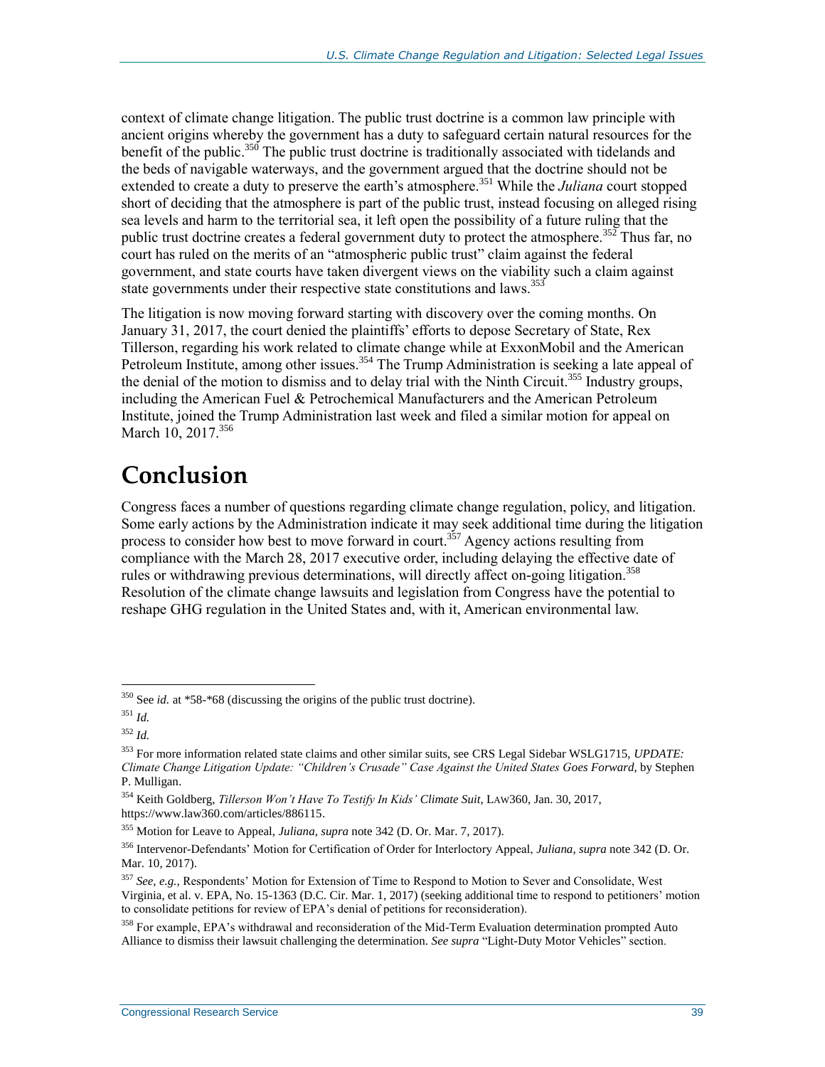context of climate change litigation. The public trust doctrine is a common law principle with ancient origins whereby the government has a duty to safeguard certain natural resources for the benefit of the public.[350] The public trust doctrine is traditionally associated with tidelands and the beds of navigable waterways, and the government argued that the doctrine should not be extended to create a duty to preserve the earth's atmosphere.[351] While the *Juliana* court stopped short of deciding that the atmosphere is part of the public trust, instead focusing on alleged rising sea levels and harm to the territorial sea, it left open the possibility of a future ruling that the public trust doctrine creates a federal government duty to protect the atmosphere.[352] Thus far, no court has ruled on the merits of an "atmospheric public trust" claim against the federal government, and state courts have taken divergent views on the viability such a claim against state governments under their respective state constitutions and laws.[353]

The litigation is now moving forward starting with discovery over the coming months. On January 31, 2017, the court denied the plaintiffs' efforts to depose Secretary of State, Rex Tillerson, regarding his work related to climate change while at ExxonMobil and the American Petroleum Institute, among other issues.[354] The Trump Administration is seeking a late appeal of the denial of the motion to dismiss and to delay trial with the Ninth Circuit.[355] Industry groups, including the American Fuel & Petrochemical Manufacturers and the American Petroleum Institute, joined the Trump Administration last week and filed a similar motion for appeal on March 10, 2017.[356]

# Conclusion

Congress faces a number of questions regarding climate change regulation, policy, and litigation. Some early actions by the Administration indicate it may seek additional time during the litigation process to consider how best to move forward in court.[357] Agency actions resulting from compliance with the March 28, 2017 executive order, including delaying the effective date of rules or withdrawing previous determinations, will directly affect on-going litigation.[358] Resolution of the climate change lawsuits and legislation from Congress have the potential to reshape GHG regulation in the United States and, with it, American environmental law.

---

[350] See *id.* at *58-*68 (discussing the origins of the public trust doctrine).

[351] *Id.*

[352] *Id.*

[353] For more information related state claims and other similar suits, see CRS Legal Sidebar WSLG1715, *UPDATE: Climate Change Litigation Update: "Children's Crusade" Case Against the United States Goes Forward*, by Stephen P. Mulligan.

[354] Keith Goldberg, *Tillerson Won't Have To Testify In Kids' Climate Suit*, LAW360, Jan. 30, 2017, https://www.law360.com/articles/886115.

[355] Motion for Leave to Appeal, *Juliana*, *supra* note 342 (D. Or. Mar. 7, 2017).

[356] Intervenor-Defendants' Motion for Certification of Order for Interloctory Appeal, *Juliana*, *supra* note 342 (D. Or. Mar. 10, 2017).

[357] *See, e.g.*, Respondents' Motion for Extension of Time to Respond to Motion to Sever and Consolidate, West Virginia, et al. v. EPA, No. 15-1363 (D.C. Cir. Mar. 1, 2017) (seeking additional time to respond to petitioners' motion to consolidate petitions for review of EPA's denial of petitions for reconsideration).

[358] For example, EPA's withdrawal and reconsideration of the Mid-Term Evaluation determination prompted Auto Alliance to dismiss their lawsuit challenging the determination. *See supra* "Light-Duty Motor Vehicles" section.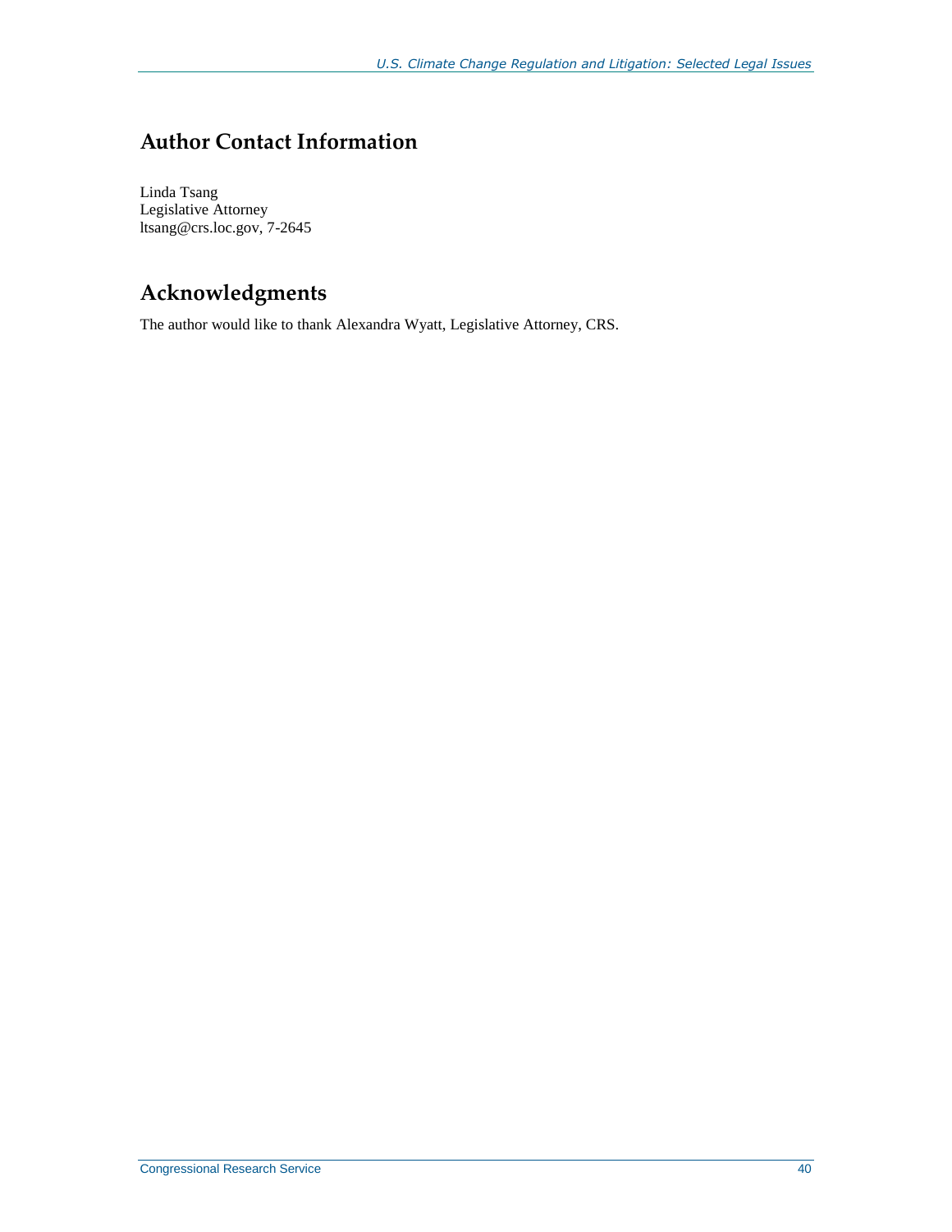## Author Contact Information

Linda Tsang
Legislative Attorney
ltsang@crs.loc.gov, 7-2645

## Acknowledgments

The author would like to thank Alexandra Wyatt, Legislative Attorney, CRS.